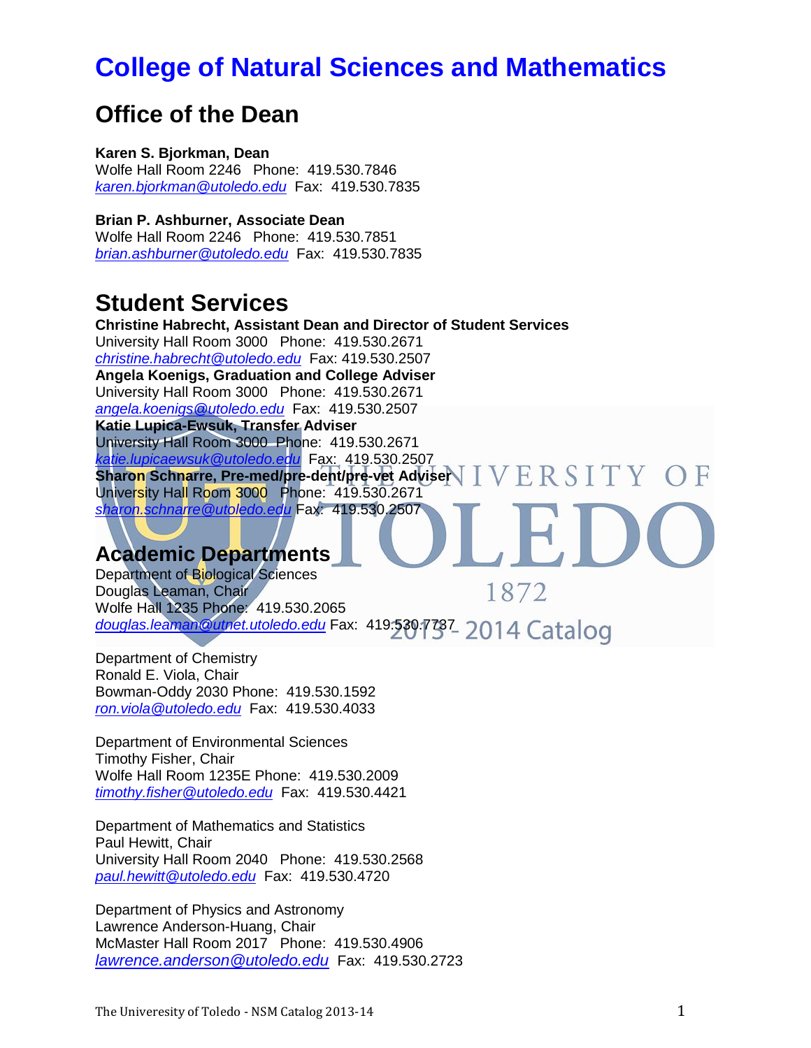# College of Natural Sciences and Mathematics

## Office of the Dean

**Karen S. Bjorkman, Dean**
Wolfe Hall Room 2246 Phone: 419.530.7846
*karen.bjorkman@utoledo.edu* Fax: 419.530.7835

**Brian P. Ashburner, Associate Dean**
Wolfe Hall Room 2246 Phone: 419.530.7851
*brian.ashburner@utoledo.edu* Fax: 419.530.7835

## Student Services

**Christine Habrecht, Assistant Dean and Director of Student Services**
University Hall Room 3000 Phone: 419.530.2671
*christine.habrecht@utoledo.edu* Fax: 419.530.2507
**Angela Koenigs, Graduation and College Adviser**
University Hall Room 3000 Phone: 419.530.2671
*angela.koenigs@utoledo.edu* Fax: 419.530.2507
**Katie Lupica-Ewsuk, Transfer Adviser**
University Hall Room 3000 Phone: 419.530.2671
*katie.lupicaewsuk@utoledo.edu* Fax: 419.530.2507
**Sharon Schnarre, Pre-med/pre-dent/pre-vet Adviser**
University Hall Room 3000 Phone: 419.530.2671
*sharon.schnarre@utoledo.edu* Fax: 419.530.2507

## Academic Departments

Department of Biological Sciences
Douglas Leaman, Chair
Wolfe Hall 1235 Phone: 419.530.2065
*douglas.leaman@utnet.utoledo.edu* Fax: 419.530.7737

Department of Chemistry
Ronald E. Viola, Chair
Bowman-Oddy 2030 Phone: 419.530.1592
*ron.viola@utoledo.edu* Fax: 419.530.4033

Department of Environmental Sciences
Timothy Fisher, Chair
Wolfe Hall Room 1235E Phone: 419.530.2009
*timothy.fisher@utoledo.edu* Fax: 419.530.4421

Department of Mathematics and Statistics
Paul Hewitt, Chair
University Hall Room 2040 Phone: 419.530.2568
*paul.hewitt@utoledo.edu* Fax: 419.530.4720

Department of Physics and Astronomy
Lawrence Anderson-Huang, Chair
McMaster Hall Room 2017 Phone: 419.530.4906
*lawrence.anderson@utoledo.edu* Fax: 419.530.2723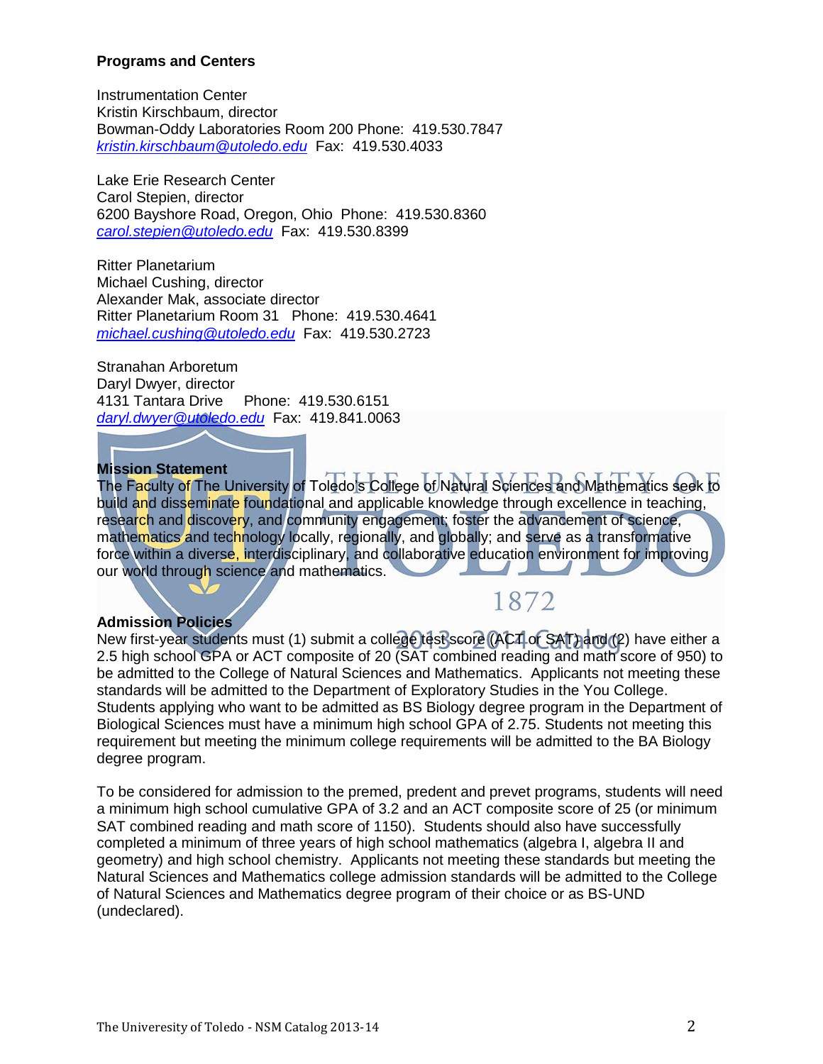### Programs and Centers

Instrumentation Center
Kristin Kirschbaum, director
Bowman-Oddy Laboratories Room 200 Phone: 419.530.7847
*kristin.kirschbaum@utoledo.edu* Fax: 419.530.4033

Lake Erie Research Center
Carol Stepien, director
6200 Bayshore Road, Oregon, Ohio Phone: 419.530.8360
*carol.stepien@utoledo.edu* Fax: 419.530.8399

Ritter Planetarium
Michael Cushing, director
Alexander Mak, associate director
Ritter Planetarium Room 31 Phone: 419.530.4641
*michael.cushing@utoledo.edu* Fax: 419.530.2723

Stranahan Arboretum
Daryl Dwyer, director
4131 Tantara Drive Phone: 419.530.6151
*daryl.dwyer@utoledo.edu* Fax: 419.841.0063

### Mission Statement

The Faculty of The University of Toledo's College of Natural Sciences and Mathematics seek to build and disseminate foundational and applicable knowledge through excellence in teaching, research and discovery, and community engagement; foster the advancement of science, mathematics and technology locally, regionally, and globally; and serve as a transformative force within a diverse, interdisciplinary, and collaborative education environment for improving our world through science and mathematics.

### Admission Policies

New first-year students must (1) submit a college test score (ACT or SAT) and (2) have either a 2.5 high school GPA or ACT composite of 20 (SAT combined reading and math score of 950) to be admitted to the College of Natural Sciences and Mathematics. Applicants not meeting these standards will be admitted to the Department of Exploratory Studies in the You College. Students applying who want to be admitted as BS Biology degree program in the Department of Biological Sciences must have a minimum high school GPA of 2.75. Students not meeting this requirement but meeting the minimum college requirements will be admitted to the BA Biology degree program.

To be considered for admission to the premed, predent and prevet programs, students will need a minimum high school cumulative GPA of 3.2 and an ACT composite score of 25 (or minimum SAT combined reading and math score of 1150). Students should also have successfully completed a minimum of three years of high school mathematics (algebra I, algebra II and geometry) and high school chemistry. Applicants not meeting these standards but meeting the Natural Sciences and Mathematics college admission standards will be admitted to the College of Natural Sciences and Mathematics degree program of their choice or as BS-UND (undeclared).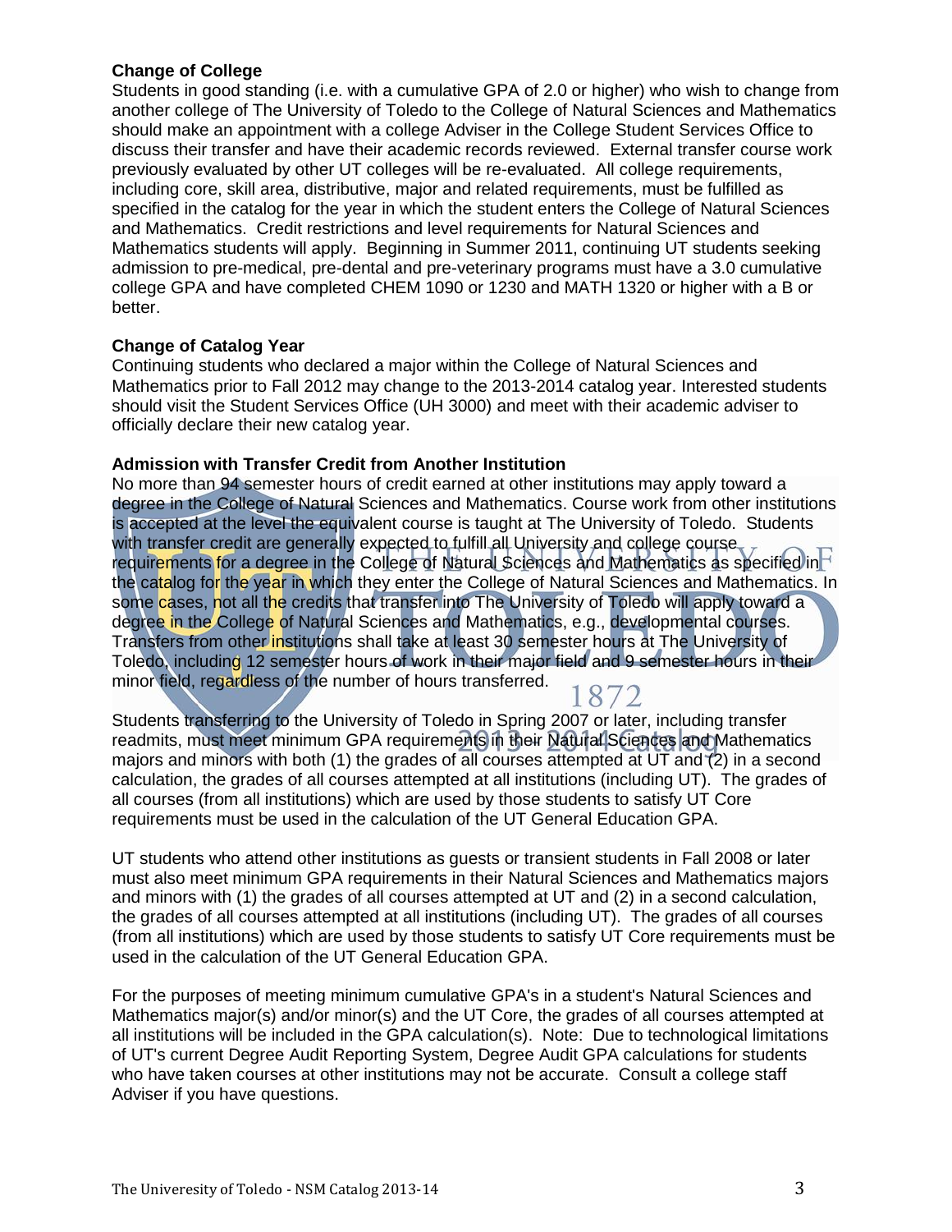### Change of College

Students in good standing (i.e. with a cumulative GPA of 2.0 or higher) who wish to change from another college of The University of Toledo to the College of Natural Sciences and Mathematics should make an appointment with a college Adviser in the College Student Services Office to discuss their transfer and have their academic records reviewed. External transfer course work previously evaluated by other UT colleges will be re-evaluated. All college requirements, including core, skill area, distributive, major and related requirements, must be fulfilled as specified in the catalog for the year in which the student enters the College of Natural Sciences and Mathematics. Credit restrictions and level requirements for Natural Sciences and Mathematics students will apply. Beginning in Summer 2011, continuing UT students seeking admission to pre-medical, pre-dental and pre-veterinary programs must have a 3.0 cumulative college GPA and have completed CHEM 1090 or 1230 and MATH 1320 or higher with a B or better.

### Change of Catalog Year

Continuing students who declared a major within the College of Natural Sciences and Mathematics prior to Fall 2012 may change to the 2013-2014 catalog year. Interested students should visit the Student Services Office (UH 3000) and meet with their academic adviser to officially declare their new catalog year.

### Admission with Transfer Credit from Another Institution

No more than 94 semester hours of credit earned at other institutions may apply toward a degree in the College of Natural Sciences and Mathematics. Course work from other institutions is accepted at the level the equivalent course is taught at The University of Toledo. Students with transfer credit are generally expected to fulfill all University and college course requirements for a degree in the College of Natural Sciences and Mathematics as specified in the catalog for the year in which they enter the College of Natural Sciences and Mathematics. In some cases, not all the credits that transfer into The University of Toledo will apply toward a degree in the College of Natural Sciences and Mathematics, e.g., developmental courses. Transfers from other institutions shall take at least 30 semester hours at The University of Toledo, including 12 semester hours of work in their major field and 9 semester hours in their minor field, regardless of the number of hours transferred.

Students transferring to the University of Toledo in Spring 2007 or later, including transfer readmits, must meet minimum GPA requirements in their Natural Sciences and Mathematics majors and minors with both (1) the grades of all courses attempted at UT and (2) in a second calculation, the grades of all courses attempted at all institutions (including UT). The grades of all courses (from all institutions) which are used by those students to satisfy UT Core requirements must be used in the calculation of the UT General Education GPA.

UT students who attend other institutions as guests or transient students in Fall 2008 or later must also meet minimum GPA requirements in their Natural Sciences and Mathematics majors and minors with (1) the grades of all courses attempted at UT and (2) in a second calculation, the grades of all courses attempted at all institutions (including UT). The grades of all courses (from all institutions) which are used by those students to satisfy UT Core requirements must be used in the calculation of the UT General Education GPA.

For the purposes of meeting minimum cumulative GPA's in a student's Natural Sciences and Mathematics major(s) and/or minor(s) and the UT Core, the grades of all courses attempted at all institutions will be included in the GPA calculation(s). Note: Due to technological limitations of UT's current Degree Audit Reporting System, Degree Audit GPA calculations for students who have taken courses at other institutions may not be accurate. Consult a college staff Adviser if you have questions.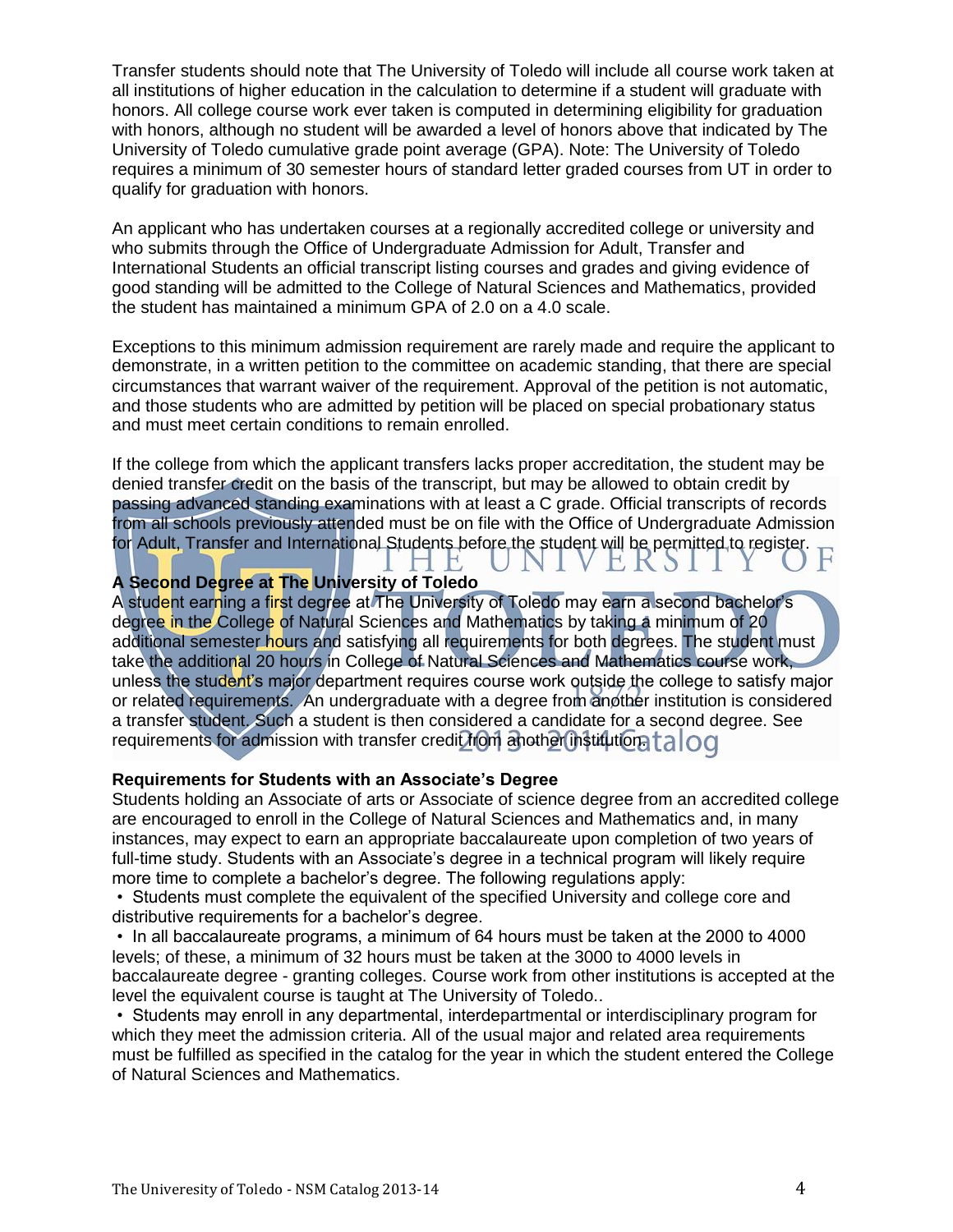Transfer students should note that The University of Toledo will include all course work taken at all institutions of higher education in the calculation to determine if a student will graduate with honors. All college course work ever taken is computed in determining eligibility for graduation with honors, although no student will be awarded a level of honors above that indicated by The University of Toledo cumulative grade point average (GPA). Note: The University of Toledo requires a minimum of 30 semester hours of standard letter graded courses from UT in order to qualify for graduation with honors.

An applicant who has undertaken courses at a regionally accredited college or university and who submits through the Office of Undergraduate Admission for Adult, Transfer and International Students an official transcript listing courses and grades and giving evidence of good standing will be admitted to the College of Natural Sciences and Mathematics, provided the student has maintained a minimum GPA of 2.0 on a 4.0 scale.

Exceptions to this minimum admission requirement are rarely made and require the applicant to demonstrate, in a written petition to the committee on academic standing, that there are special circumstances that warrant waiver of the requirement. Approval of the petition is not automatic, and those students who are admitted by petition will be placed on special probationary status and must meet certain conditions to remain enrolled.

If the college from which the applicant transfers lacks proper accreditation, the student may be denied transfer credit on the basis of the transcript, but may be allowed to obtain credit by passing advanced standing examinations with at least a C grade. Official transcripts of records from all schools previously attended must be on file with the Office of Undergraduate Admission for Adult, Transfer and International Students before the student will be permitted to register.

**A Second Degree at The University of Toledo**
A student earning a first degree at The University of Toledo may earn a second bachelor's degree in the College of Natural Sciences and Mathematics by taking a minimum of 20 additional semester hours and satisfying all requirements for both degrees. The student must take the additional 20 hours in College of Natural Sciences and Mathematics course work, unless the student's major department requires course work outside the college to satisfy major or related requirements. An undergraduate with a degree from another institution is considered a transfer student. Such a student is then considered a candidate for a second degree. See requirements for admission with transfer credit from another institution.

**Requirements for Students with an Associate's Degree**
Students holding an Associate of arts or Associate of science degree from an accredited college are encouraged to enroll in the College of Natural Sciences and Mathematics and, in many instances, may expect to earn an appropriate baccalaureate upon completion of two years of full-time study. Students with an Associate's degree in a technical program will likely require more time to complete a bachelor's degree. The following regulations apply:

- Students must complete the equivalent of the specified University and college core and distributive requirements for a bachelor's degree.
- In all baccalaureate programs, a minimum of 64 hours must be taken at the 2000 to 4000 levels; of these, a minimum of 32 hours must be taken at the 3000 to 4000 levels in baccalaureate degree - granting colleges. Course work from other institutions is accepted at the level the equivalent course is taught at The University of Toledo..
- Students may enroll in any departmental, interdepartmental or interdisciplinary program for which they meet the admission criteria. All of the usual major and related area requirements must be fulfilled as specified in the catalog for the year in which the student entered the College of Natural Sciences and Mathematics.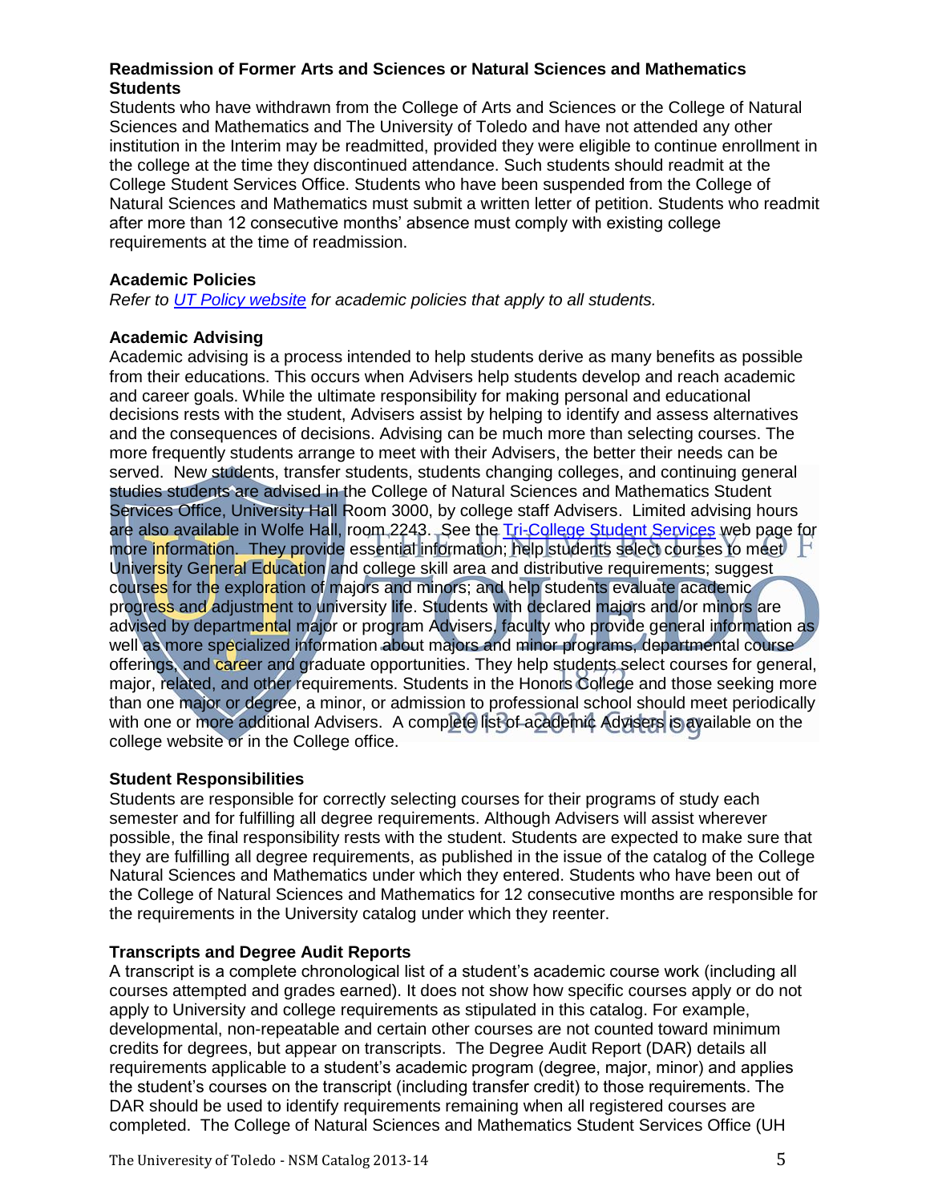### Readmission of Former Arts and Sciences or Natural Sciences and Mathematics Students

Students who have withdrawn from the College of Arts and Sciences or the College of Natural Sciences and Mathematics and The University of Toledo and have not attended any other institution in the Interim may be readmitted, provided they were eligible to continue enrollment in the college at the time they discontinued attendance. Such students should readmit at the College Student Services Office. Students who have been suspended from the College of Natural Sciences and Mathematics must submit a written letter of petition. Students who readmit after more than 12 consecutive months' absence must comply with existing college requirements at the time of readmission.

### Academic Policies

*Refer to [UT Policy website](#) for academic policies that apply to all students.*

### Academic Advising

Academic advising is a process intended to help students derive as many benefits as possible from their educations. This occurs when Advisers help students develop and reach academic and career goals. While the ultimate responsibility for making personal and educational decisions rests with the student, Advisers assist by helping to identify and assess alternatives and the consequences of decisions. Advising can be much more than selecting courses. The more frequently students arrange to meet with their Advisers, the better their needs can be served. New students, transfer students, students changing colleges, and continuing general studies students are advised in the College of Natural Sciences and Mathematics Student Services Office, University Hall Room 3000, by college staff Advisers. Limited advising hours are also available in Wolfe Hall, room 2243. See the [Tri-College Student Services](#) web page for more information. They provide essential information; help students select courses to meet University General Education and college skill area and distributive requirements; suggest courses for the exploration of majors and minors; and help students evaluate academic progress and adjustment to university life. Students with declared majors and/or minors are advised by departmental major or program Advisers, faculty who provide general information as well as more specialized information about majors and minor programs, departmental course offerings, and career and graduate opportunities. They help students select courses for general, major, related, and other requirements. Students in the Honors College and those seeking more than one major or degree, a minor, or admission to professional school should meet periodically with one or more additional Advisers. A complete list of academic Advisers is available on the college website or in the College office.

### Student Responsibilities

Students are responsible for correctly selecting courses for their programs of study each semester and for fulfilling all degree requirements. Although Advisers will assist wherever possible, the final responsibility rests with the student. Students are expected to make sure that they are fulfilling all degree requirements, as published in the issue of the catalog of the College Natural Sciences and Mathematics under which they entered. Students who have been out of the College of Natural Sciences and Mathematics for 12 consecutive months are responsible for the requirements in the University catalog under which they reenter.

### Transcripts and Degree Audit Reports

A transcript is a complete chronological list of a student's academic course work (including all courses attempted and grades earned). It does not show how specific courses apply or do not apply to University and college requirements as stipulated in this catalog. For example, developmental, non-repeatable and certain other courses are not counted toward minimum credits for degrees, but appear on transcripts. The Degree Audit Report (DAR) details all requirements applicable to a student's academic program (degree, major, minor) and applies the student's courses on the transcript (including transfer credit) to those requirements. The DAR should be used to identify requirements remaining when all registered courses are completed. The College of Natural Sciences and Mathematics Student Services Office (UH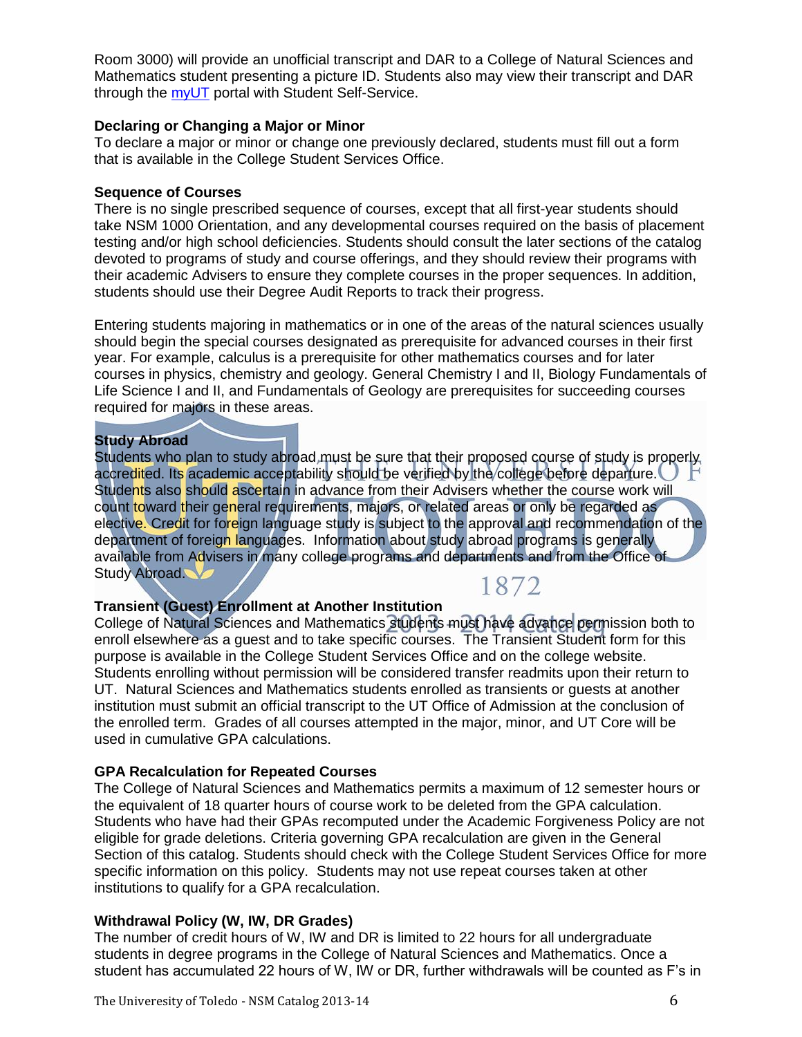Room 3000) will provide an unofficial transcript and DAR to a College of Natural Sciences and Mathematics student presenting a picture ID. Students also may view their transcript and DAR through the myUT portal with Student Self-Service.

### Declaring or Changing a Major or Minor

To declare a major or minor or change one previously declared, students must fill out a form that is available in the College Student Services Office.

### Sequence of Courses

There is no single prescribed sequence of courses, except that all first-year students should take NSM 1000 Orientation, and any developmental courses required on the basis of placement testing and/or high school deficiencies. Students should consult the later sections of the catalog devoted to programs of study and course offerings, and they should review their programs with their academic Advisers to ensure they complete courses in the proper sequences. In addition, students should use their Degree Audit Reports to track their progress.

Entering students majoring in mathematics or in one of the areas of the natural sciences usually should begin the special courses designated as prerequisite for advanced courses in their first year. For example, calculus is a prerequisite for other mathematics courses and for later courses in physics, chemistry and geology. General Chemistry I and II, Biology Fundamentals of Life Science I and II, and Fundamentals of Geology are prerequisites for succeeding courses required for majors in these areas.

### Study Abroad

Students who plan to study abroad must be sure that their proposed course of study is properly accredited. Its academic acceptability should be verified by the college before departure. Students also should ascertain in advance from their Advisers whether the course work will count toward their general requirements, majors, or related areas or only be regarded as elective. Credit for foreign language study is subject to the approval and recommendation of the department of foreign languages. Information about study abroad programs is generally available from Advisers in many college programs and departments and from the Office of Study Abroad.

### Transient (Guest) Enrollment at Another Institution

College of Natural Sciences and Mathematics students must have advance permission both to enroll elsewhere as a guest and to take specific courses. The Transient Student form for this purpose is available in the College Student Services Office and on the college website. Students enrolling without permission will be considered transfer readmits upon their return to UT. Natural Sciences and Mathematics students enrolled as transients or guests at another institution must submit an official transcript to the UT Office of Admission at the conclusion of the enrolled term. Grades of all courses attempted in the major, minor, and UT Core will be used in cumulative GPA calculations.

### GPA Recalculation for Repeated Courses

The College of Natural Sciences and Mathematics permits a maximum of 12 semester hours or the equivalent of 18 quarter hours of course work to be deleted from the GPA calculation. Students who have had their GPAs recomputed under the Academic Forgiveness Policy are not eligible for grade deletions. Criteria governing GPA recalculation are given in the General Section of this catalog. Students should check with the College Student Services Office for more specific information on this policy. Students may not use repeat courses taken at other institutions to qualify for a GPA recalculation.

### Withdrawal Policy (W, IW, DR Grades)

The number of credit hours of W, IW and DR is limited to 22 hours for all undergraduate students in degree programs in the College of Natural Sciences and Mathematics. Once a student has accumulated 22 hours of W, IW or DR, further withdrawals will be counted as F's in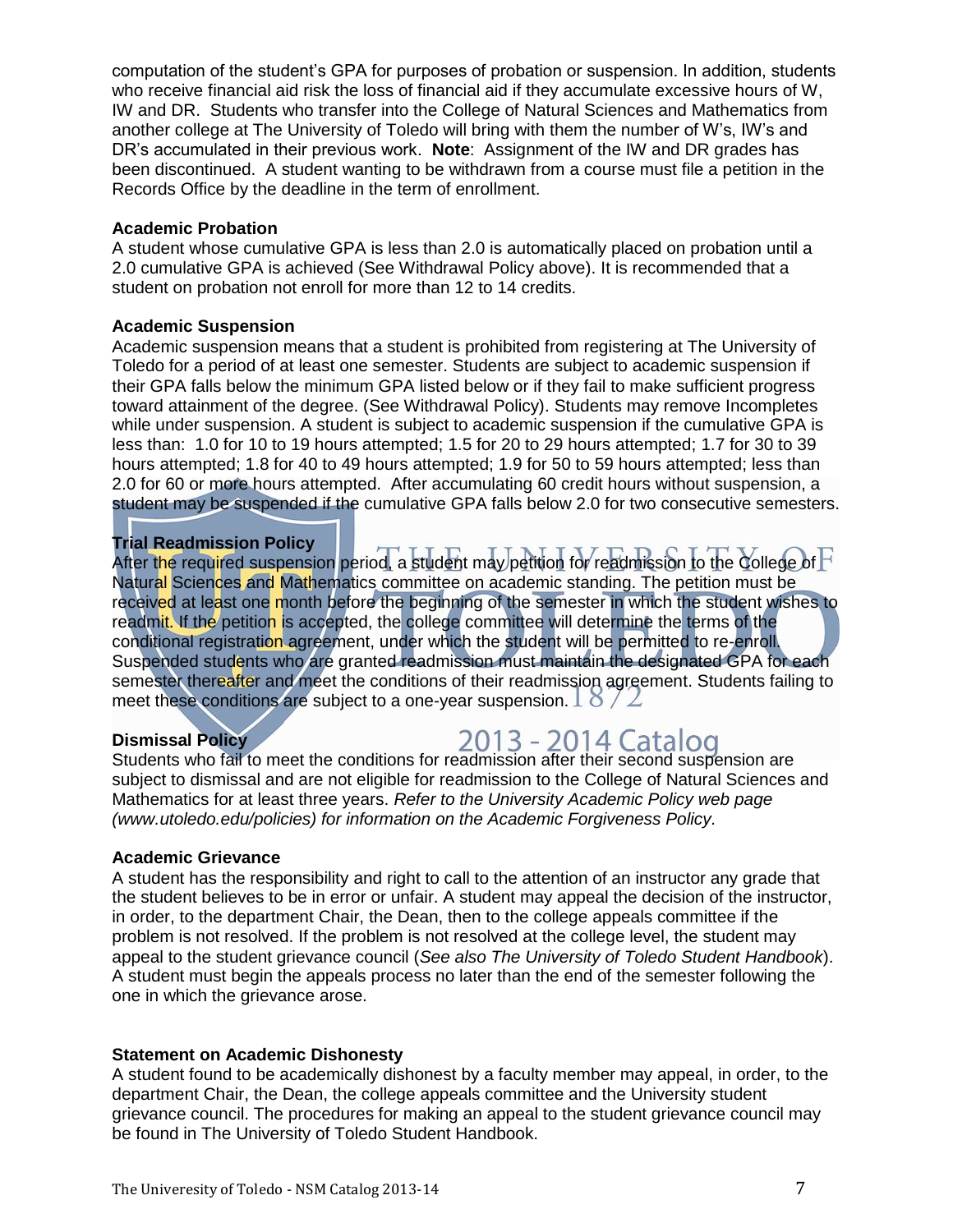computation of the student's GPA for purposes of probation or suspension. In addition, students who receive financial aid risk the loss of financial aid if they accumulate excessive hours of W, IW and DR. Students who transfer into the College of Natural Sciences and Mathematics from another college at The University of Toledo will bring with them the number of W's, IW's and DR's accumulated in their previous work. **Note**: Assignment of the IW and DR grades has been discontinued. A student wanting to be withdrawn from a course must file a petition in the Records Office by the deadline in the term of enrollment.

**Academic Probation**

A student whose cumulative GPA is less than 2.0 is automatically placed on probation until a 2.0 cumulative GPA is achieved (See Withdrawal Policy above). It is recommended that a student on probation not enroll for more than 12 to 14 credits.

**Academic Suspension**

Academic suspension means that a student is prohibited from registering at The University of Toledo for a period of at least one semester. Students are subject to academic suspension if their GPA falls below the minimum GPA listed below or if they fail to make sufficient progress toward attainment of the degree. (See Withdrawal Policy). Students may remove Incompletes while under suspension. A student is subject to academic suspension if the cumulative GPA is less than: 1.0 for 10 to 19 hours attempted; 1.5 for 20 to 29 hours attempted; 1.7 for 30 to 39 hours attempted; 1.8 for 40 to 49 hours attempted; 1.9 for 50 to 59 hours attempted; less than 2.0 for 60 or more hours attempted. After accumulating 60 credit hours without suspension, a student may be suspended if the cumulative GPA falls below 2.0 for two consecutive semesters.

**Trial Readmission Policy**

After the required suspension period, a student may petition for readmission to the College of Natural Sciences and Mathematics committee on academic standing. The petition must be received at least one month before the beginning of the semester in which the student wishes to readmit. If the petition is accepted, the college committee will determine the terms of the conditional registration agreement, under which the student will be permitted to re-enroll. Suspended students who are granted readmission must maintain the designated GPA for each semester thereafter and meet the conditions of their readmission agreement. Students failing to meet these conditions are subject to a one-year suspension.

**Dismissal Policy**

Students who fail to meet the conditions for readmission after their second suspension are subject to dismissal and are not eligible for readmission to the College of Natural Sciences and Mathematics for at least three years. *Refer to the University Academic Policy web page (www.utoledo.edu/policies) for information on the Academic Forgiveness Policy.*

**Academic Grievance**

A student has the responsibility and right to call to the attention of an instructor any grade that the student believes to be in error or unfair. A student may appeal the decision of the instructor, in order, to the department Chair, the Dean, then to the college appeals committee if the problem is not resolved. If the problem is not resolved at the college level, the student may appeal to the student grievance council (*See also The University of Toledo Student Handbook*). A student must begin the appeals process no later than the end of the semester following the one in which the grievance arose.

**Statement on Academic Dishonesty**

A student found to be academically dishonest by a faculty member may appeal, in order, to the department Chair, the Dean, the college appeals committee and the University student grievance council. The procedures for making an appeal to the student grievance council may be found in The University of Toledo Student Handbook.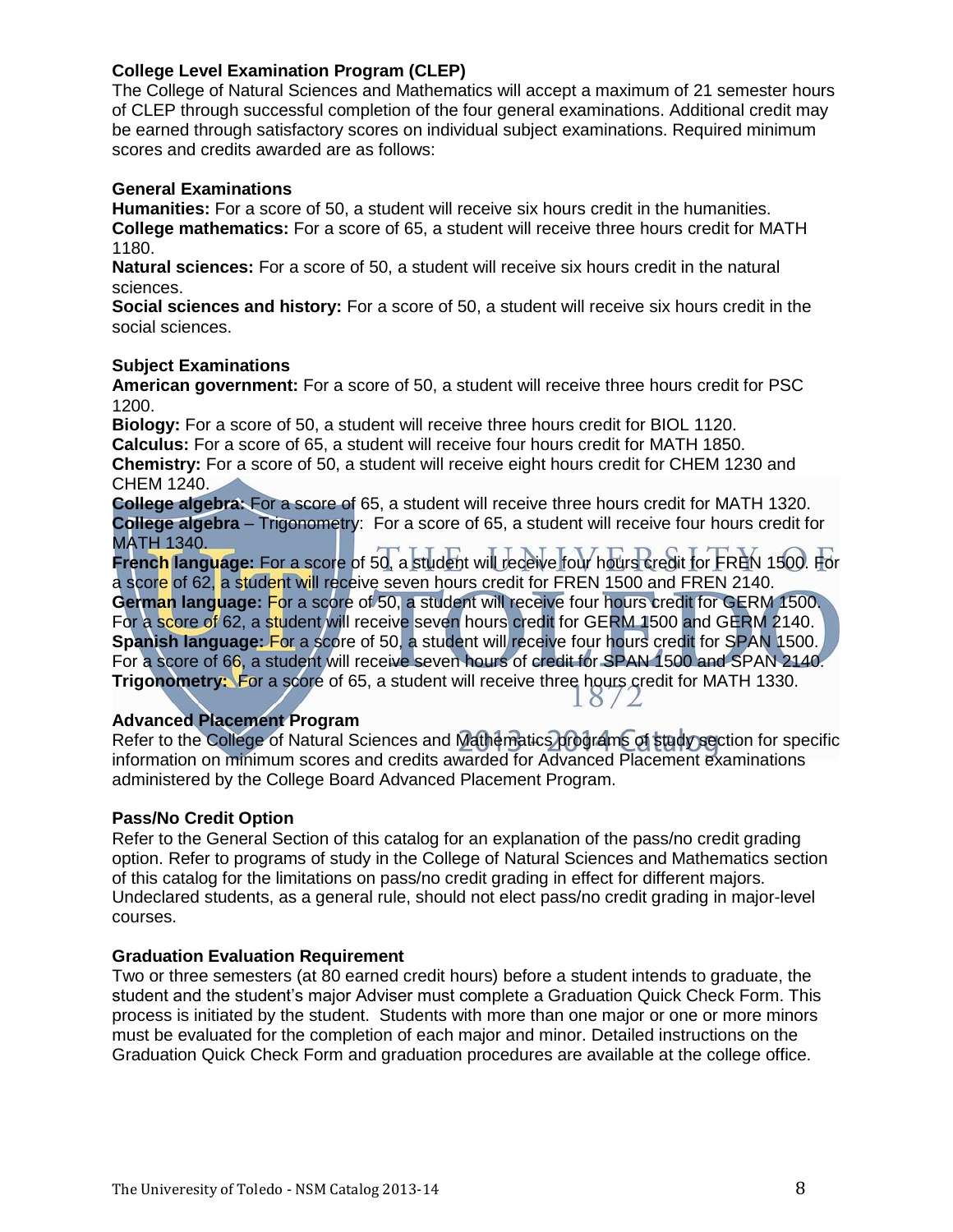### College Level Examination Program (CLEP)

The College of Natural Sciences and Mathematics will accept a maximum of 21 semester hours of CLEP through successful completion of the four general examinations. Additional credit may be earned through satisfactory scores on individual subject examinations. Required minimum scores and credits awarded are as follows:

#### General Examinations

**Humanities:** For a score of 50, a student will receive six hours credit in the humanities.
**College mathematics:** For a score of 65, a student will receive three hours credit for MATH 1180.
**Natural sciences:** For a score of 50, a student will receive six hours credit in the natural sciences.
**Social sciences and history:** For a score of 50, a student will receive six hours credit in the social sciences.

#### Subject Examinations

**American government:** For a score of 50, a student will receive three hours credit for PSC 1200.
**Biology:** For a score of 50, a student will receive three hours credit for BIOL 1120.
**Calculus:** For a score of 65, a student will receive four hours credit for MATH 1850.
**Chemistry:** For a score of 50, a student will receive eight hours credit for CHEM 1230 and CHEM 1240.
**College algebra:** For a score of 65, a student will receive three hours credit for MATH 1320.
**College algebra** – Trigonometry: For a score of 65, a student will receive four hours credit for MATH 1340.
**French language:** For a score of 50, a student will receive four hours credit for FREN 1500. For a score of 62, a student will receive seven hours credit for FREN 1500 and FREN 2140.
**German language:** For a score of 50, a student will receive four hours credit for GERM 1500. For a score of 62, a student will receive seven hours credit for GERM 1500 and GERM 2140.
**Spanish language:** For a score of 50, a student will receive four hours credit for SPAN 1500. For a score of 66, a student will receive seven hours of credit for SPAN 1500 and SPAN 2140.
**Trigonometry:** For a score of 65, a student will receive three hours credit for MATH 1330.

### Advanced Placement Program

Refer to the College of Natural Sciences and Mathematics programs of study section for specific information on minimum scores and credits awarded for Advanced Placement examinations administered by the College Board Advanced Placement Program.

### Pass/No Credit Option

Refer to the General Section of this catalog for an explanation of the pass/no credit grading option. Refer to programs of study in the College of Natural Sciences and Mathematics section of this catalog for the limitations on pass/no credit grading in effect for different majors. Undeclared students, as a general rule, should not elect pass/no credit grading in major-level courses.

### Graduation Evaluation Requirement

Two or three semesters (at 80 earned credit hours) before a student intends to graduate, the student and the student's major Adviser must complete a Graduation Quick Check Form. This process is initiated by the student. Students with more than one major or one or more minors must be evaluated for the completion of each major and minor. Detailed instructions on the Graduation Quick Check Form and graduation procedures are available at the college office.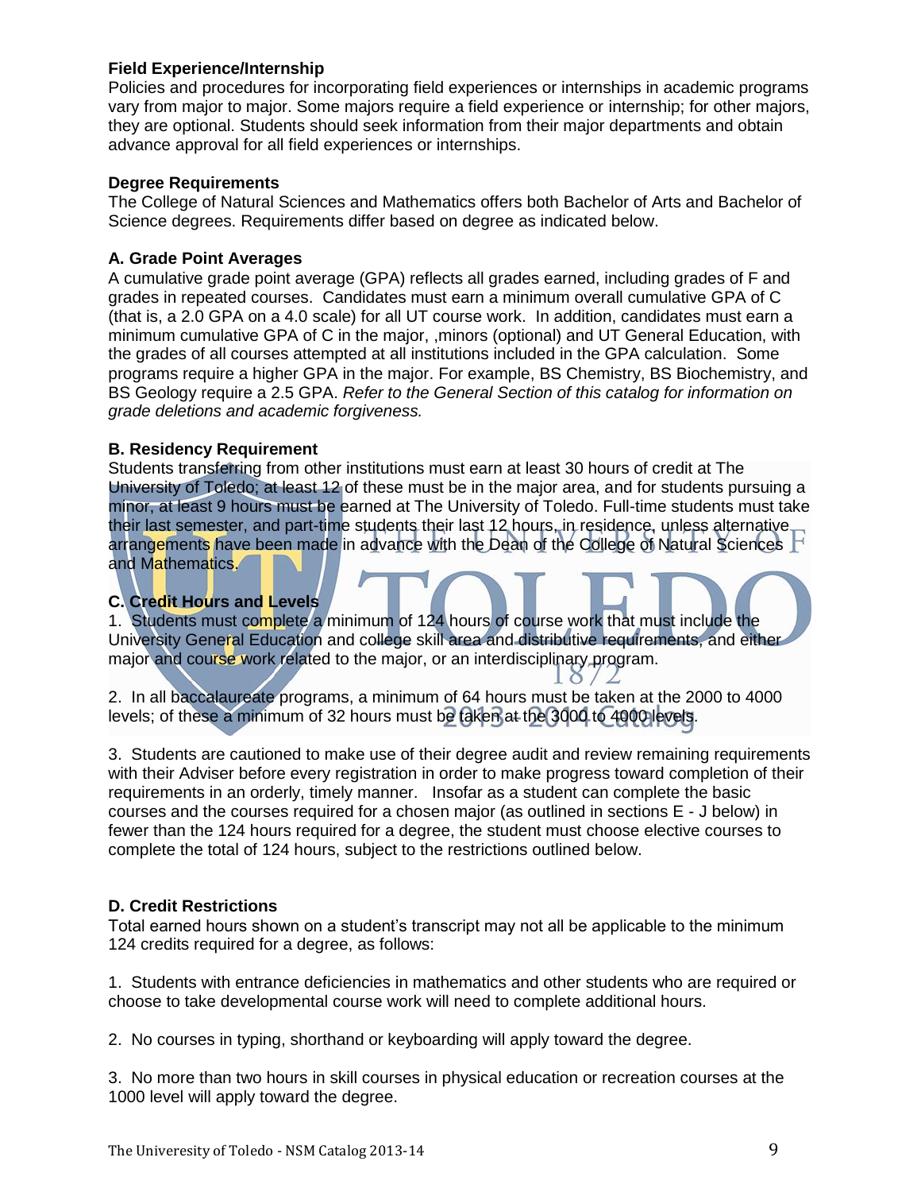**Field Experience/Internship**

Policies and procedures for incorporating field experiences or internships in academic programs vary from major to major. Some majors require a field experience or internship; for other majors, they are optional. Students should seek information from their major departments and obtain advance approval for all field experiences or internships.

**Degree Requirements**

The College of Natural Sciences and Mathematics offers both Bachelor of Arts and Bachelor of Science degrees. Requirements differ based on degree as indicated below.

**A. Grade Point Averages**

A cumulative grade point average (GPA) reflects all grades earned, including grades of F and grades in repeated courses. Candidates must earn a minimum overall cumulative GPA of C (that is, a 2.0 GPA on a 4.0 scale) for all UT course work. In addition, candidates must earn a minimum cumulative GPA of C in the major, ,minors (optional) and UT General Education, with the grades of all courses attempted at all institutions included in the GPA calculation. Some programs require a higher GPA in the major. For example, BS Chemistry, BS Biochemistry, and BS Geology require a 2.5 GPA. *Refer to the General Section of this catalog for information on grade deletions and academic forgiveness.*

**B. Residency Requirement**

Students transferring from other institutions must earn at least 30 hours of credit at The University of Toledo; at least 12 of these must be in the major area, and for students pursuing a minor, at least 9 hours must be earned at The University of Toledo. Full-time students must take their last semester, and part-time students their last 12 hours, in residence, unless alternative arrangements have been made in advance with the Dean of the College of Natural Sciences and Mathematics.

**C. Credit Hours and Levels**

1. Students must complete a minimum of 124 hours of course work that must include the University General Education and college skill area and distributive requirements, and either major and course work related to the major, or an interdisciplinary program.

2. In all baccalaureate programs, a minimum of 64 hours must be taken at the 2000 to 4000 levels; of these a minimum of 32 hours must be taken at the 3000 to 4000 levels.

3. Students are cautioned to make use of their degree audit and review remaining requirements with their Adviser before every registration in order to make progress toward completion of their requirements in an orderly, timely manner. Insofar as a student can complete the basic courses and the courses required for a chosen major (as outlined in sections E - J below) in fewer than the 124 hours required for a degree, the student must choose elective courses to complete the total of 124 hours, subject to the restrictions outlined below.

**D. Credit Restrictions**

Total earned hours shown on a student's transcript may not all be applicable to the minimum 124 credits required for a degree, as follows:

1. Students with entrance deficiencies in mathematics and other students who are required or choose to take developmental course work will need to complete additional hours.

2. No courses in typing, shorthand or keyboarding will apply toward the degree.

3. No more than two hours in skill courses in physical education or recreation courses at the 1000 level will apply toward the degree.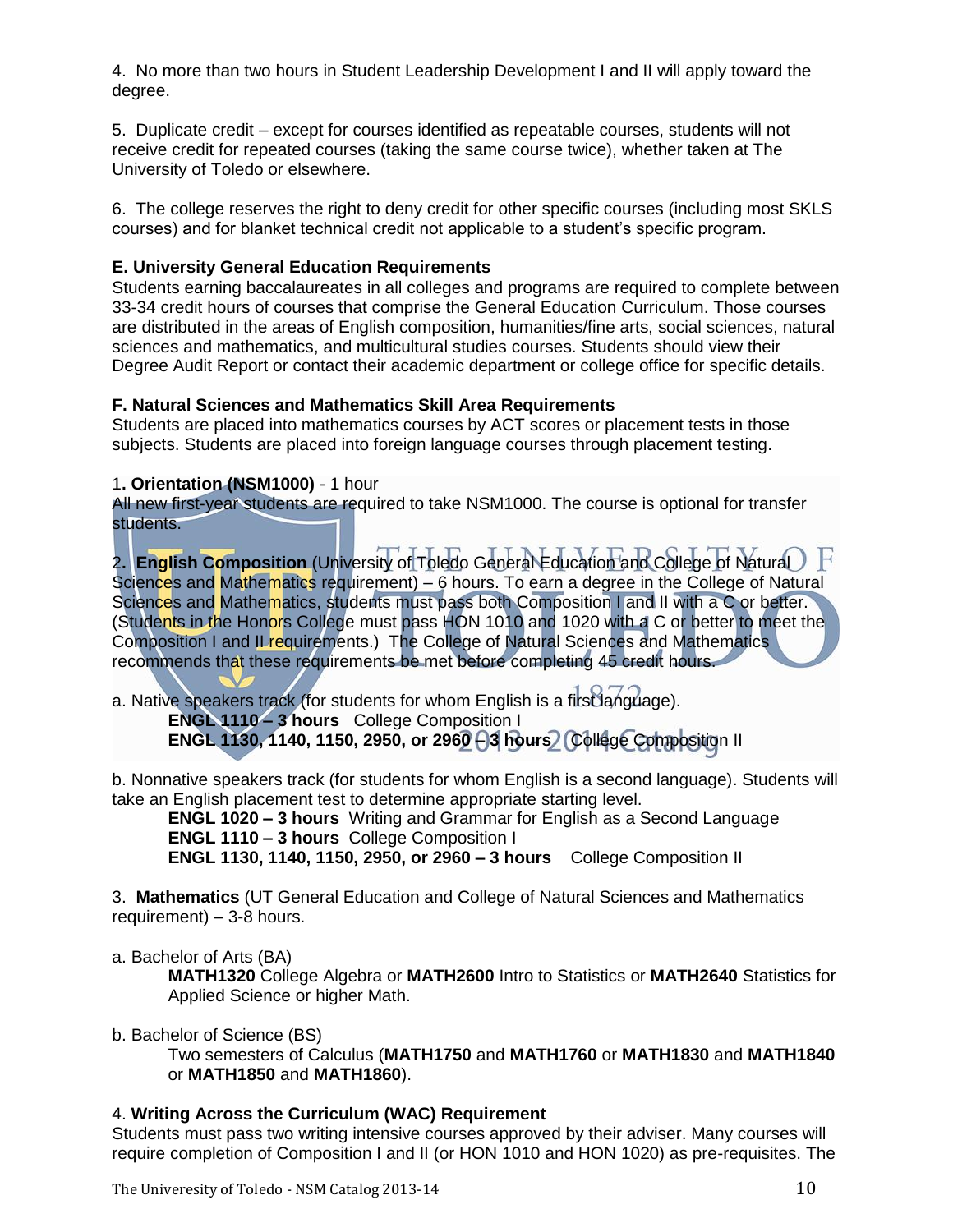4. No more than two hours in Student Leadership Development I and II will apply toward the degree.

5. Duplicate credit – except for courses identified as repeatable courses, students will not receive credit for repeated courses (taking the same course twice), whether taken at The University of Toledo or elsewhere.

6. The college reserves the right to deny credit for other specific courses (including most SKLS courses) and for blanket technical credit not applicable to a student's specific program.

### E. University General Education Requirements

Students earning baccalaureates in all colleges and programs are required to complete between 33-34 credit hours of courses that comprise the General Education Curriculum. Those courses are distributed in the areas of English composition, humanities/fine arts, social sciences, natural sciences and mathematics, and multicultural studies courses. Students should view their Degree Audit Report or contact their academic department or college office for specific details.

### F. Natural Sciences and Mathematics Skill Area Requirements

Students are placed into mathematics courses by ACT scores or placement tests in those subjects. Students are placed into foreign language courses through placement testing.

1**. Orientation (NSM1000)** - 1 hour
All new first-year students are required to take NSM1000. The course is optional for transfer students.

2**. English Composition** (University of Toledo General Education and College of Natural Sciences and Mathematics requirement) – 6 hours. To earn a degree in the College of Natural Sciences and Mathematics, students must pass both Composition I and II with a C or better. (Students in the Honors College must pass HON 1010 and 1020 with a C or better to meet the Composition I and II requirements.) The College of Natural Sciences and Mathematics recommends that these requirements be met before completing 45 credit hours.

a. Native speakers track (for students for whom English is a first language).

> **ENGL 1110 – 3 hours** College Composition I
> **ENGL 1130, 1140, 1150, 2950, or 2960 – 3 hours** College Composition II

b. Nonnative speakers track (for students for whom English is a second language). Students will take an English placement test to determine appropriate starting level.

> **ENGL 1020 – 3 hours** Writing and Grammar for English as a Second Language
> **ENGL 1110 – 3 hours** College Composition I
> **ENGL 1130, 1140, 1150, 2950, or 2960 – 3 hours** College Composition II

3. **Mathematics** (UT General Education and College of Natural Sciences and Mathematics requirement) – 3-8 hours.

a. Bachelor of Arts (BA)

> **MATH1320** College Algebra or **MATH2600** Intro to Statistics or **MATH2640** Statistics for Applied Science or higher Math.

b. Bachelor of Science (BS)

> Two semesters of Calculus (**MATH1750** and **MATH1760** or **MATH1830** and **MATH1840** or **MATH1850** and **MATH1860**).

4. **Writing Across the Curriculum (WAC) Requirement**
Students must pass two writing intensive courses approved by their adviser. Many courses will require completion of Composition I and II (or HON 1010 and HON 1020) as pre-requisites. The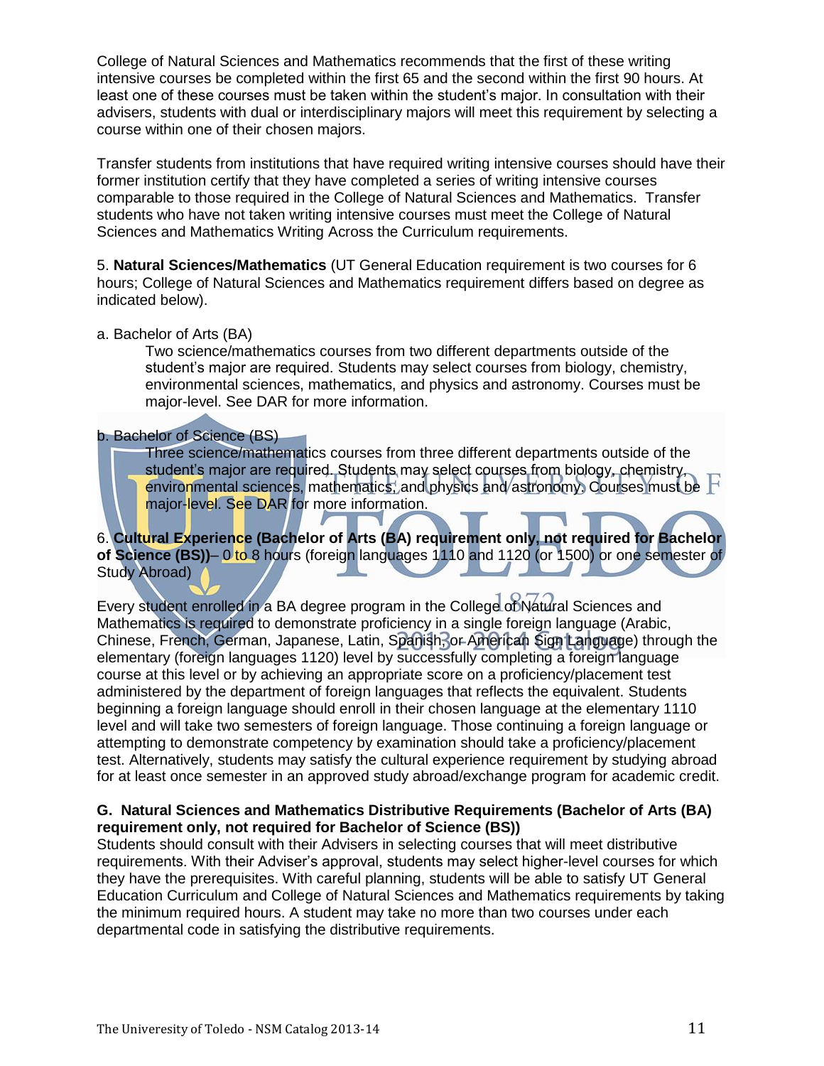College of Natural Sciences and Mathematics recommends that the first of these writing intensive courses be completed within the first 65 and the second within the first 90 hours. At least one of these courses must be taken within the student's major. In consultation with their advisers, students with dual or interdisciplinary majors will meet this requirement by selecting a course within one of their chosen majors.

Transfer students from institutions that have required writing intensive courses should have their former institution certify that they have completed a series of writing intensive courses comparable to those required in the College of Natural Sciences and Mathematics. Transfer students who have not taken writing intensive courses must meet the College of Natural Sciences and Mathematics Writing Across the Curriculum requirements.

5. **Natural Sciences/Mathematics** (UT General Education requirement is two courses for 6 hours; College of Natural Sciences and Mathematics requirement differs based on degree as indicated below).

a. Bachelor of Arts (BA)

Two science/mathematics courses from two different departments outside of the student's major are required. Students may select courses from biology, chemistry, environmental sciences, mathematics, and physics and astronomy. Courses must be major-level. See DAR for more information.

b. Bachelor of Science (BS)

Three science/mathematics courses from three different departments outside of the student's major are required. Students may select courses from biology, chemistry, environmental sciences, mathematics, and physics and astronomy. Courses must be major-level. See DAR for more information.

6. **Cultural Experience (Bachelor of Arts (BA) requirement only, not required for Bachelor of Science (BS))**– 0 to 8 hours (foreign languages 1110 and 1120 (or 1500) or one semester of Study Abroad)

Every student enrolled in a BA degree program in the College of Natural Sciences and Mathematics is required to demonstrate proficiency in a single foreign language (Arabic, Chinese, French, German, Japanese, Latin, Spanish, or American Sign Language) through the elementary (foreign languages 1120) level by successfully completing a foreign language course at this level or by achieving an appropriate score on a proficiency/placement test administered by the department of foreign languages that reflects the equivalent. Students beginning a foreign language should enroll in their chosen language at the elementary 1110 level and will take two semesters of foreign language. Those continuing a foreign language or attempting to demonstrate competency by examination should take a proficiency/placement test. Alternatively, students may satisfy the cultural experience requirement by studying abroad for at least once semester in an approved study abroad/exchange program for academic credit.

### G. Natural Sciences and Mathematics Distributive Requirements (Bachelor of Arts (BA) requirement only, not required for Bachelor of Science (BS))

Students should consult with their Advisers in selecting courses that will meet distributive requirements. With their Adviser's approval, students may select higher-level courses for which they have the prerequisites. With careful planning, students will be able to satisfy UT General Education Curriculum and College of Natural Sciences and Mathematics requirements by taking the minimum required hours. A student may take no more than two courses under each departmental code in satisfying the distributive requirements.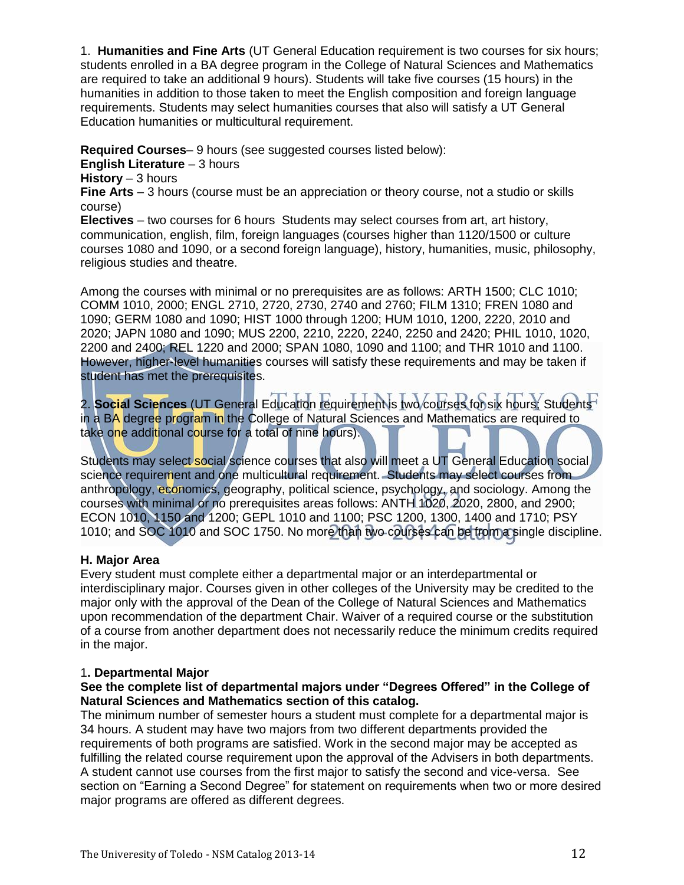1. **Humanities and Fine Arts** (UT General Education requirement is two courses for six hours; students enrolled in a BA degree program in the College of Natural Sciences and Mathematics are required to take an additional 9 hours). Students will take five courses (15 hours) in the humanities in addition to those taken to meet the English composition and foreign language requirements. Students may select humanities courses that also will satisfy a UT General Education humanities or multicultural requirement.

**Required Courses**– 9 hours (see suggested courses listed below):
**English Literature** – 3 hours
**History** – 3 hours
**Fine Arts** – 3 hours (course must be an appreciation or theory course, not a studio or skills course)
**Electives** – two courses for 6 hours Students may select courses from art, art history, communication, english, film, foreign languages (courses higher than 1120/1500 or culture courses 1080 and 1090, or a second foreign language), history, humanities, music, philosophy, religious studies and theatre.

Among the courses with minimal or no prerequisites are as follows: ARTH 1500; CLC 1010; COMM 1010, 2000; ENGL 2710, 2720, 2730, 2740 and 2760; FILM 1310; FREN 1080 and 1090; GERM 1080 and 1090; HIST 1000 through 1200; HUM 1010, 1200, 2220, 2010 and 2020; JAPN 1080 and 1090; MUS 2200, 2210, 2220, 2240, 2250 and 2420; PHIL 1010, 1020, 2200 and 2400; REL 1220 and 2000; SPAN 1080, 1090 and 1100; and THR 1010 and 1100. However, higher-level humanities courses will satisfy these requirements and may be taken if student has met the prerequisites.

2. **Social Sciences** (UT General Education requirement is two courses for six hours; Students in a BA degree program in the College of Natural Sciences and Mathematics are required to take one additional course for a total of nine hours).

Students may select social science courses that also will meet a UT General Education social science requirement and one multicultural requirement. Students may select courses from anthropology, economics, geography, political science, psychology, and sociology. Among the courses with minimal or no prerequisites areas follows: ANTH 1020, 2020, 2800, and 2900; ECON 1010, 1150 and 1200; GEPL 1010 and 1100; PSC 1200, 1300, 1400 and 1710; PSY 1010; and SOC 1010 and SOC 1750. No more than two courses can be from a single discipline.

### H. Major Area

Every student must complete either a departmental major or an interdepartmental or interdisciplinary major. Courses given in other colleges of the University may be credited to the major only with the approval of the Dean of the College of Natural Sciences and Mathematics upon recommendation of the department Chair. Waiver of a required course or the substitution of a course from another department does not necessarily reduce the minimum credits required in the major.

#### 1. Departmental Major

**See the complete list of departmental majors under "Degrees Offered" in the College of Natural Sciences and Mathematics section of this catalog.**

The minimum number of semester hours a student must complete for a departmental major is 34 hours. A student may have two majors from two different departments provided the requirements of both programs are satisfied. Work in the second major may be accepted as fulfilling the related course requirement upon the approval of the Advisers in both departments. A student cannot use courses from the first major to satisfy the second and vice-versa. See section on "Earning a Second Degree" for statement on requirements when two or more desired major programs are offered as different degrees.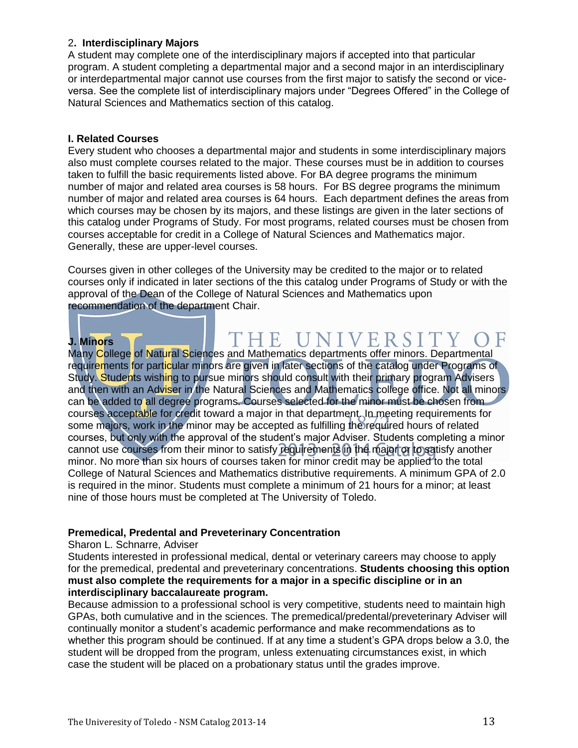2**. Interdisciplinary Majors**

A student may complete one of the interdisciplinary majors if accepted into that particular program. A student completing a departmental major and a second major in an interdisciplinary or interdepartmental major cannot use courses from the first major to satisfy the second or vice-versa. See the complete list of interdisciplinary majors under "Degrees Offered" in the College of Natural Sciences and Mathematics section of this catalog.

**I. Related Courses**

Every student who chooses a departmental major and students in some interdisciplinary majors also must complete courses related to the major. These courses must be in addition to courses taken to fulfill the basic requirements listed above. For BA degree programs the minimum number of major and related area courses is 58 hours. For BS degree programs the minimum number of major and related area courses is 64 hours. Each department defines the areas from which courses may be chosen by its majors, and these listings are given in the later sections of this catalog under Programs of Study. For most programs, related courses must be chosen from courses acceptable for credit in a College of Natural Sciences and Mathematics major. Generally, these are upper-level courses.

Courses given in other colleges of the University may be credited to the major or to related courses only if indicated in later sections of the this catalog under Programs of Study or with the approval of the Dean of the College of Natural Sciences and Mathematics upon recommendation of the department Chair.

**J. Minors**

Many College of Natural Sciences and Mathematics departments offer minors. Departmental requirements for particular minors are given in later sections of the catalog under Programs of Study. Students wishing to pursue minors should consult with their primary program Advisers and then with an Adviser in the Natural Sciences and Mathematics college office. Not all minors can be added to all degree programs. Courses selected for the minor must be chosen from courses acceptable for credit toward a major in that department. In meeting requirements for some majors, work in the minor may be accepted as fulfilling the required hours of related courses, but only with the approval of the student's major Adviser. Students completing a minor cannot use courses from their minor to satisfy requirements in the major or to satisfy another minor. No more than six hours of courses taken for minor credit may be applied to the total College of Natural Sciences and Mathematics distributive requirements. A minimum GPA of 2.0 is required in the minor. Students must complete a minimum of 21 hours for a minor; at least nine of those hours must be completed at The University of Toledo.

**Premedical, Predental and Preveterinary Concentration**

Sharon L. Schnarre, Adviser

Students interested in professional medical, dental or veterinary careers may choose to apply for the premedical, predental and preveterinary concentrations. **Students choosing this option must also complete the requirements for a major in a specific discipline or in an interdisciplinary baccalaureate program.**

Because admission to a professional school is very competitive, students need to maintain high GPAs, both cumulative and in the sciences. The premedical/predental/preveterinary Adviser will continually monitor a student's academic performance and make recommendations as to whether this program should be continued. If at any time a student's GPA drops below a 3.0, the student will be dropped from the program, unless extenuating circumstances exist, in which case the student will be placed on a probationary status until the grades improve.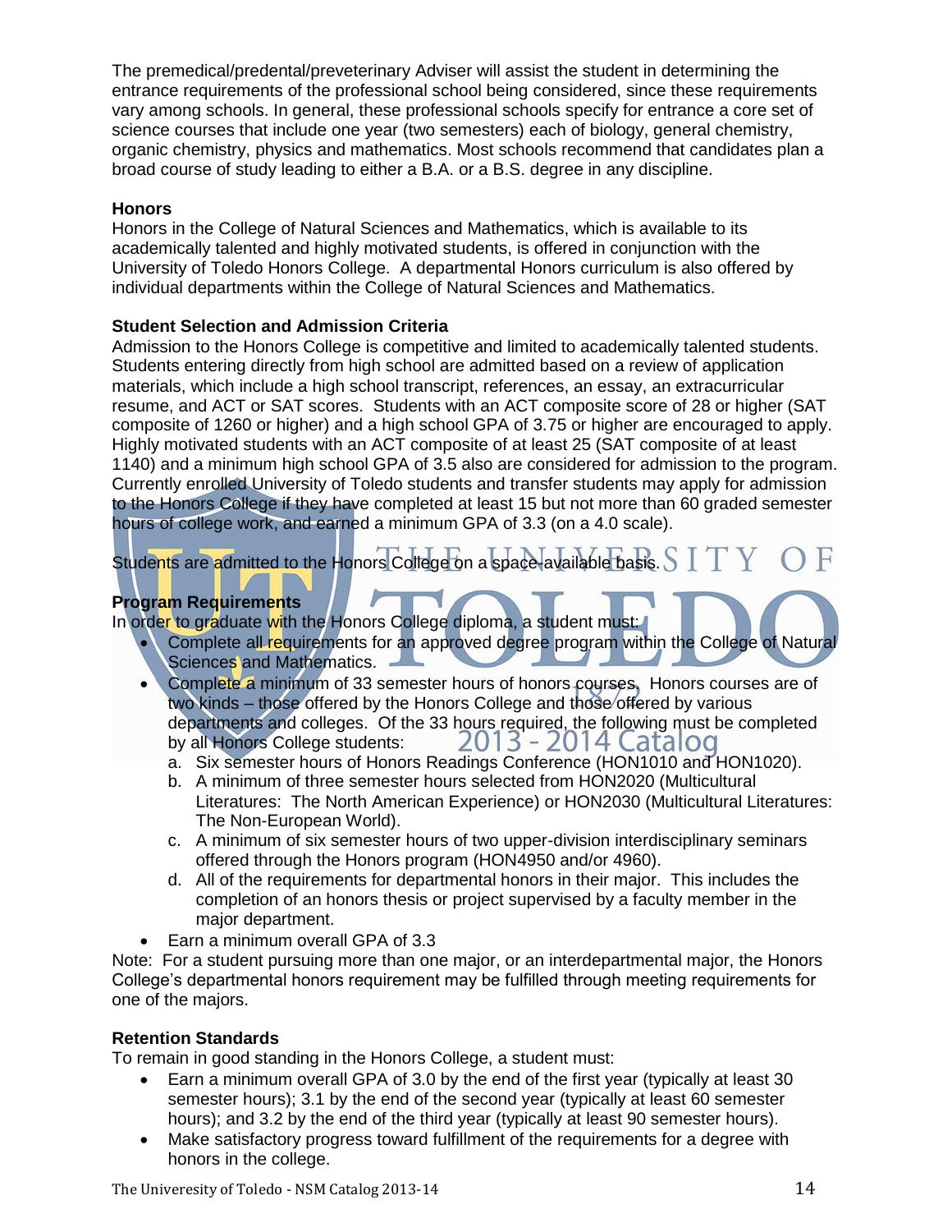The premedical/predental/preveterinary Adviser will assist the student in determining the entrance requirements of the professional school being considered, since these requirements vary among schools. In general, these professional schools specify for entrance a core set of science courses that include one year (two semesters) each of biology, general chemistry, organic chemistry, physics and mathematics. Most schools recommend that candidates plan a broad course of study leading to either a B.A. or a B.S. degree in any discipline.

**Honors**

Honors in the College of Natural Sciences and Mathematics, which is available to its academically talented and highly motivated students, is offered in conjunction with the University of Toledo Honors College. A departmental Honors curriculum is also offered by individual departments within the College of Natural Sciences and Mathematics.

**Student Selection and Admission Criteria**

Admission to the Honors College is competitive and limited to academically talented students. Students entering directly from high school are admitted based on a review of application materials, which include a high school transcript, references, an essay, an extracurricular resume, and ACT or SAT scores. Students with an ACT composite score of 28 or higher (SAT composite of 1260 or higher) and a high school GPA of 3.75 or higher are encouraged to apply. Highly motivated students with an ACT composite of at least 25 (SAT composite of at least 1140) and a minimum high school GPA of 3.5 also are considered for admission to the program. Currently enrolled University of Toledo students and transfer students may apply for admission to the Honors College if they have completed at least 15 but not more than 60 graded semester hours of college work, and earned a minimum GPA of 3.3 (on a 4.0 scale).

Students are admitted to the Honors College on a space-available basis.

**Program Requirements**

In order to graduate with the Honors College diploma, a student must:

- Complete all requirements for an approved degree program within the College of Natural Sciences and Mathematics.
- Complete a minimum of 33 semester hours of honors courses. Honors courses are of two kinds – those offered by the Honors College and those offered by various departments and colleges. Of the 33 hours required, the following must be completed by all Honors College students:
  a. Six semester hours of Honors Readings Conference (HON1010 and HON1020).
  b. A minimum of three semester hours selected from HON2020 (Multicultural Literatures: The North American Experience) or HON2030 (Multicultural Literatures: The Non-European World).
  c. A minimum of six semester hours of two upper-division interdisciplinary seminars offered through the Honors program (HON4950 and/or 4960).
  d. All of the requirements for departmental honors in their major. This includes the completion of an honors thesis or project supervised by a faculty member in the major department.
- Earn a minimum overall GPA of 3.3

Note: For a student pursuing more than one major, or an interdepartmental major, the Honors College's departmental honors requirement may be fulfilled through meeting requirements for one of the majors.

**Retention Standards**

To remain in good standing in the Honors College, a student must:

- Earn a minimum overall GPA of 3.0 by the end of the first year (typically at least 30 semester hours); 3.1 by the end of the second year (typically at least 60 semester hours); and 3.2 by the end of the third year (typically at least 90 semester hours).
- Make satisfactory progress toward fulfillment of the requirements for a degree with honors in the college.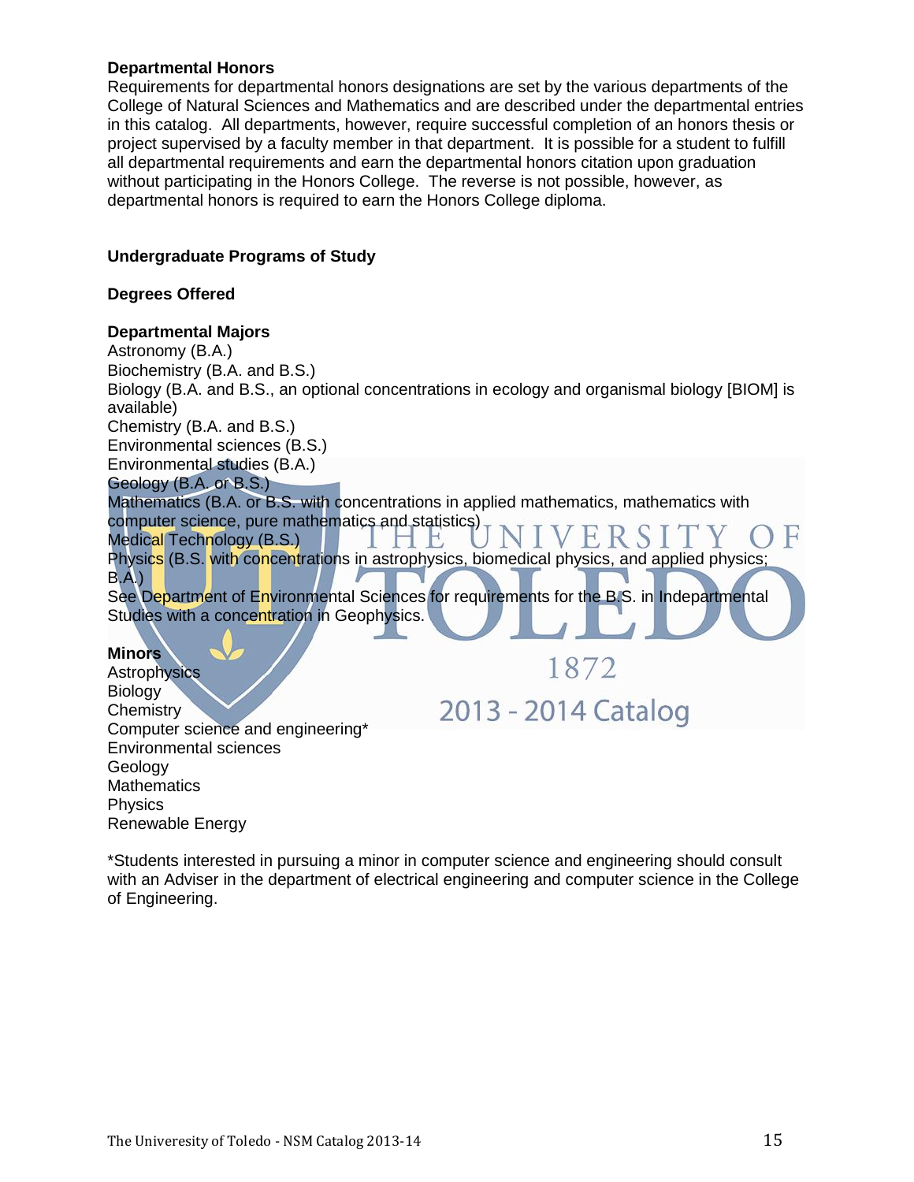### Departmental Honors

Requirements for departmental honors designations are set by the various departments of the College of Natural Sciences and Mathematics and are described under the departmental entries in this catalog. All departments, however, require successful completion of an honors thesis or project supervised by a faculty member in that department. It is possible for a student to fulfill all departmental requirements and earn the departmental honors citation upon graduation without participating in the Honors College. The reverse is not possible, however, as departmental honors is required to earn the Honors College diploma.

## Undergraduate Programs of Study

### Degrees Offered

### Departmental Majors

Astronomy (B.A.)
Biochemistry (B.A. and B.S.)
Biology (B.A. and B.S., an optional concentrations in ecology and organismal biology [BIOM] is available)
Chemistry (B.A. and B.S.)
Environmental sciences (B.S.)
Environmental studies (B.A.)
Geology (B.A. or B.S.)
Mathematics (B.A. or B.S. with concentrations in applied mathematics, mathematics with computer science, pure mathematics and statistics)
Medical Technology (B.S.)
Physics (B.S. with concentrations in astrophysics, biomedical physics, and applied physics; B.A.)
See Department of Environmental Sciences for requirements for the B.S. in Indepartmental Studies with a concentration in Geophysics.

### Minors

Astrophysics
Biology
Chemistry
Computer science and engineering*
Environmental sciences
Geology
Mathematics
Physics
Renewable Energy

*Students interested in pursuing a minor in computer science and engineering should consult with an Adviser in the department of electrical engineering and computer science in the College of Engineering.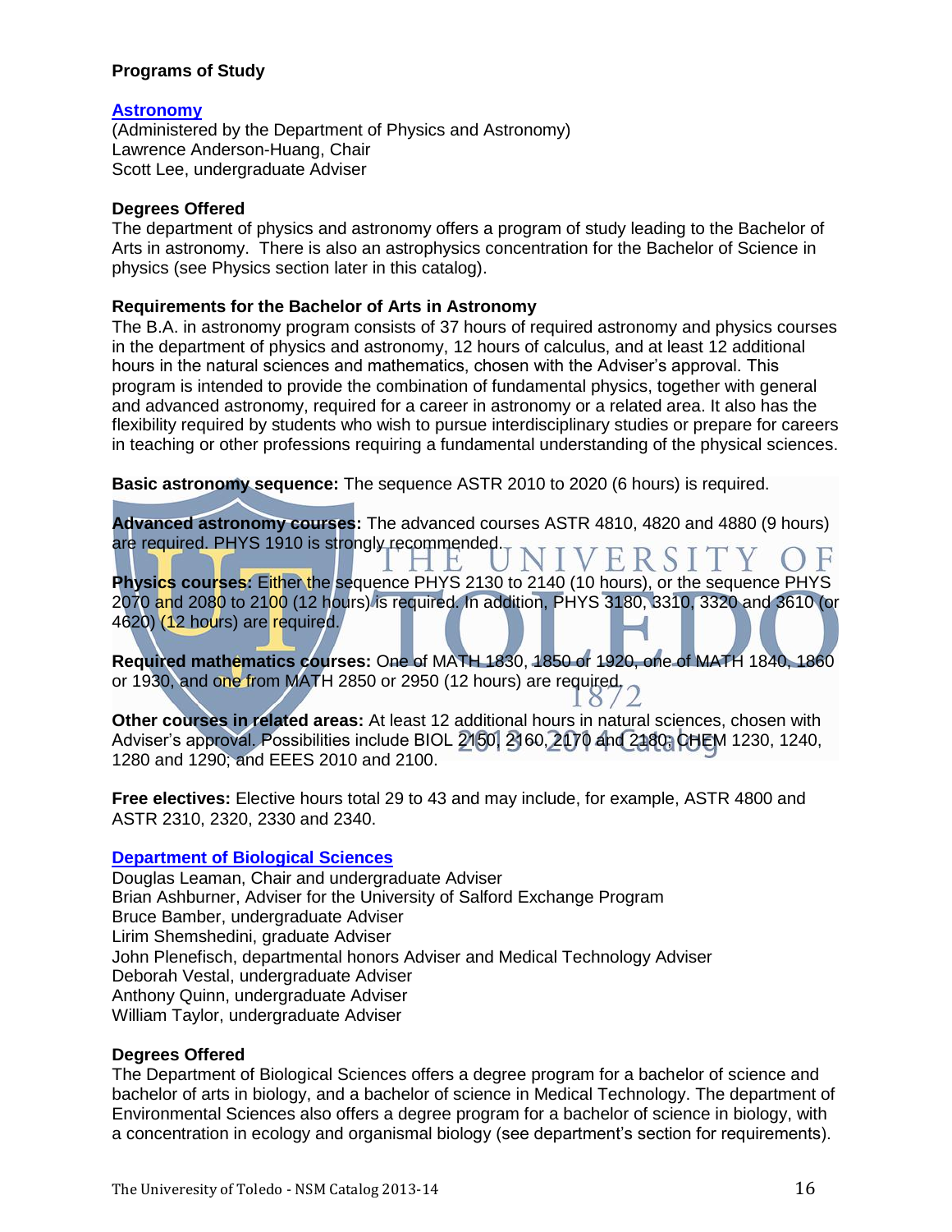## Programs of Study

### Astronomy

(Administered by the Department of Physics and Astronomy)
Lawrence Anderson-Huang, Chair
Scott Lee, undergraduate Adviser

**Degrees Offered**

The department of physics and astronomy offers a program of study leading to the Bachelor of Arts in astronomy. There is also an astrophysics concentration for the Bachelor of Science in physics (see Physics section later in this catalog).

**Requirements for the Bachelor of Arts in Astronomy**

The B.A. in astronomy program consists of 37 hours of required astronomy and physics courses in the department of physics and astronomy, 12 hours of calculus, and at least 12 additional hours in the natural sciences and mathematics, chosen with the Adviser's approval. This program is intended to provide the combination of fundamental physics, together with general and advanced astronomy, required for a career in astronomy or a related area. It also has the flexibility required by students who wish to pursue interdisciplinary studies or prepare for careers in teaching or other professions requiring a fundamental understanding of the physical sciences.

**Basic astronomy sequence:** The sequence ASTR 2010 to 2020 (6 hours) is required.

**Advanced astronomy courses:** The advanced courses ASTR 4810, 4820 and 4880 (9 hours) are required. PHYS 1910 is strongly recommended.

**Physics courses:** Either the sequence PHYS 2130 to 2140 (10 hours), or the sequence PHYS 2070 and 2080 to 2100 (12 hours) is required. In addition, PHYS 3180, 3310, 3320 and 3610 (or 4620) (12 hours) are required.

**Required mathematics courses:** One of MATH 1830, 1850 or 1920, one of MATH 1840, 1860 or 1930, and one from MATH 2850 or 2950 (12 hours) are required.

**Other courses in related areas:** At least 12 additional hours in natural sciences, chosen with Adviser's approval. Possibilities include BIOL 2150, 2160, 2170 and 2180; CHEM 1230, 1240, 1280 and 1290; and EEES 2010 and 2100.

**Free electives:** Elective hours total 29 to 43 and may include, for example, ASTR 4800 and ASTR 2310, 2320, 2330 and 2340.

### Department of Biological Sciences

Douglas Leaman, Chair and undergraduate Adviser
Brian Ashburner, Adviser for the University of Salford Exchange Program
Bruce Bamber, undergraduate Adviser
Lirim Shemshedini, graduate Adviser
John Plenefisch, departmental honors Adviser and Medical Technology Adviser
Deborah Vestal, undergraduate Adviser
Anthony Quinn, undergraduate Adviser
William Taylor, undergraduate Adviser

**Degrees Offered**

The Department of Biological Sciences offers a degree program for a bachelor of science and bachelor of arts in biology, and a bachelor of science in Medical Technology. The department of Environmental Sciences also offers a degree program for a bachelor of science in biology, with a concentration in ecology and organismal biology (see department's section for requirements).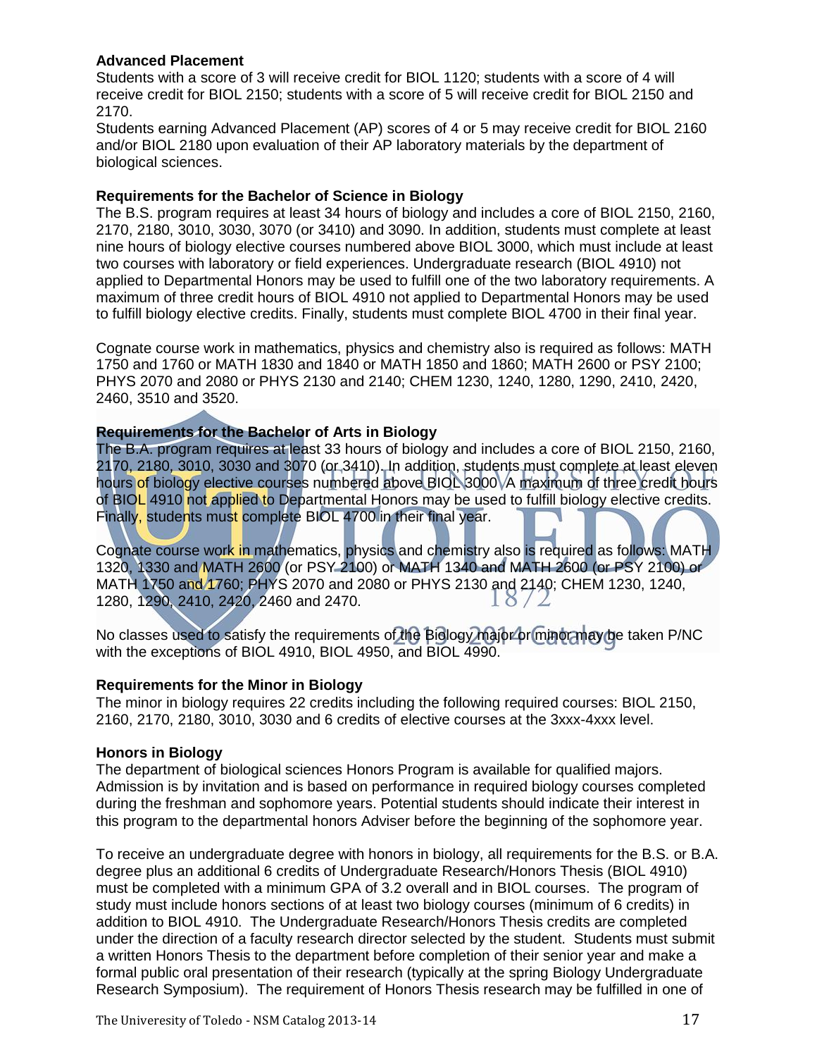**Advanced Placement**

Students with a score of 3 will receive credit for BIOL 1120; students with a score of 4 will receive credit for BIOL 2150; students with a score of 5 will receive credit for BIOL 2150 and 2170.

Students earning Advanced Placement (AP) scores of 4 or 5 may receive credit for BIOL 2160 and/or BIOL 2180 upon evaluation of their AP laboratory materials by the department of biological sciences.

**Requirements for the Bachelor of Science in Biology**

The B.S. program requires at least 34 hours of biology and includes a core of BIOL 2150, 2160, 2170, 2180, 3010, 3030, 3070 (or 3410) and 3090. In addition, students must complete at least nine hours of biology elective courses numbered above BIOL 3000, which must include at least two courses with laboratory or field experiences. Undergraduate research (BIOL 4910) not applied to Departmental Honors may be used to fulfill one of the two laboratory requirements. A maximum of three credit hours of BIOL 4910 not applied to Departmental Honors may be used to fulfill biology elective credits. Finally, students must complete BIOL 4700 in their final year.

Cognate course work in mathematics, physics and chemistry also is required as follows: MATH 1750 and 1760 or MATH 1830 and 1840 or MATH 1850 and 1860; MATH 2600 or PSY 2100; PHYS 2070 and 2080 or PHYS 2130 and 2140; CHEM 1230, 1240, 1280, 1290, 2410, 2420, 2460, 3510 and 3520.

**Requirements for the Bachelor of Arts in Biology**

The B.A. program requires at least 33 hours of biology and includes a core of BIOL 2150, 2160, 2170, 2180, 3010, 3030 and 3070 (or 3410). In addition, students must complete at least eleven hours of biology elective courses numbered above BIOL 3000. A maximum of three credit hours of BIOL 4910 not applied to Departmental Honors may be used to fulfill biology elective credits. Finally, students must complete BIOL 4700 in their final year.

Cognate course work in mathematics, physics and chemistry also is required as follows: MATH 1320, 1330 and MATH 2600 (or PSY 2100) or MATH 1340 and MATH 2600 (or PSY 2100) or MATH 1750 and 1760; PHYS 2070 and 2080 or PHYS 2130 and 2140; CHEM 1230, 1240, 1280, 1290, 2410, 2420, 2460 and 2470.

No classes used to satisfy the requirements of the Biology major or minor may be taken P/NC with the exceptions of BIOL 4910, BIOL 4950, and BIOL 4990.

**Requirements for the Minor in Biology**

The minor in biology requires 22 credits including the following required courses: BIOL 2150, 2160, 2170, 2180, 3010, 3030 and 6 credits of elective courses at the 3xxx-4xxx level.

**Honors in Biology**

The department of biological sciences Honors Program is available for qualified majors. Admission is by invitation and is based on performance in required biology courses completed during the freshman and sophomore years. Potential students should indicate their interest in this program to the departmental honors Adviser before the beginning of the sophomore year.

To receive an undergraduate degree with honors in biology, all requirements for the B.S. or B.A. degree plus an additional 6 credits of Undergraduate Research/Honors Thesis (BIOL 4910) must be completed with a minimum GPA of 3.2 overall and in BIOL courses. The program of study must include honors sections of at least two biology courses (minimum of 6 credits) in addition to BIOL 4910. The Undergraduate Research/Honors Thesis credits are completed under the direction of a faculty research director selected by the student. Students must submit a written Honors Thesis to the department before completion of their senior year and make a formal public oral presentation of their research (typically at the spring Biology Undergraduate Research Symposium). The requirement of Honors Thesis research may be fulfilled in one of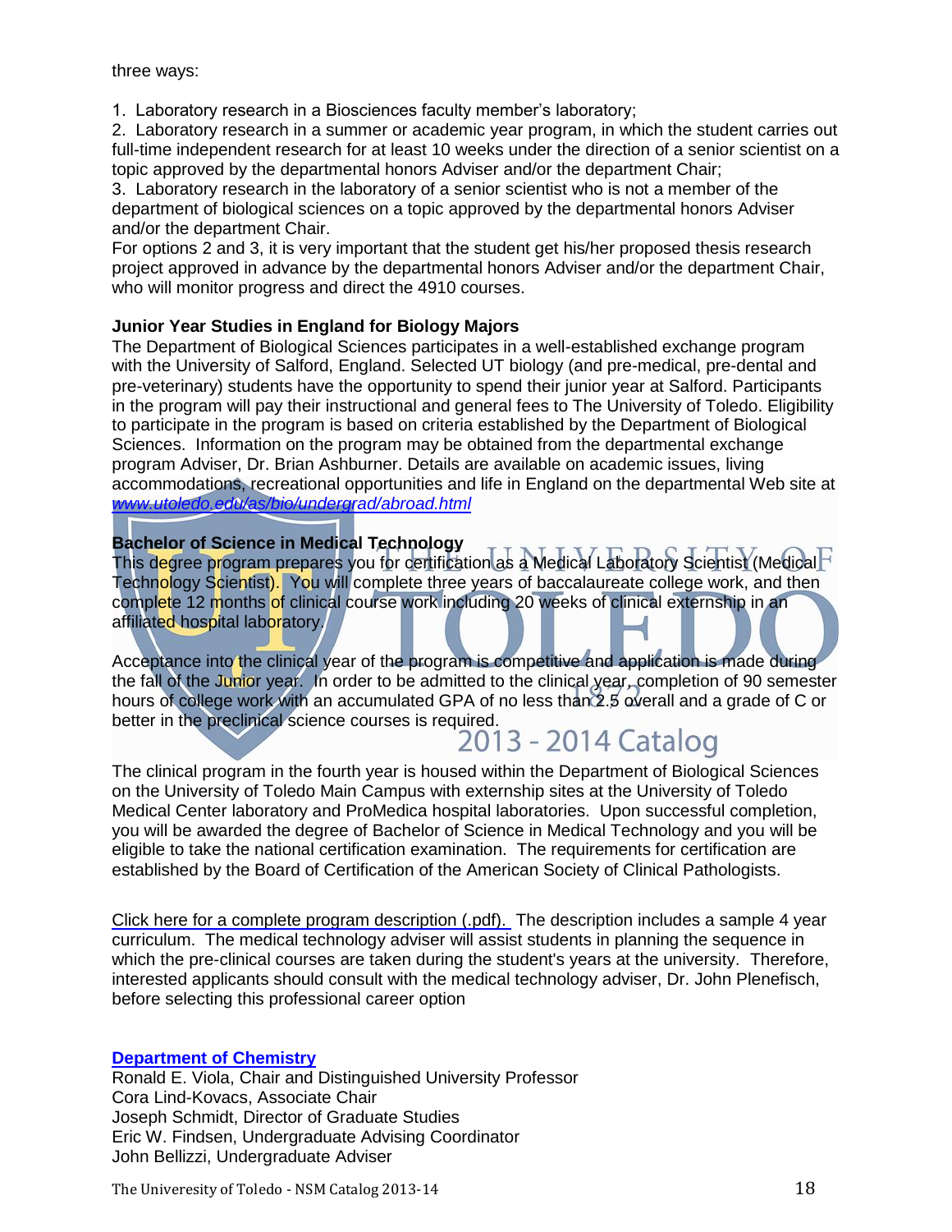three ways:

1. Laboratory research in a Biosciences faculty member's laboratory;
2. Laboratory research in a summer or academic year program, in which the student carries out full-time independent research for at least 10 weeks under the direction of a senior scientist on a topic approved by the departmental honors Adviser and/or the department Chair;
3. Laboratory research in the laboratory of a senior scientist who is not a member of the department of biological sciences on a topic approved by the departmental honors Adviser and/or the department Chair.

For options 2 and 3, it is very important that the student get his/her proposed thesis research project approved in advance by the departmental honors Adviser and/or the department Chair, who will monitor progress and direct the 4910 courses.

**Junior Year Studies in England for Biology Majors**

The Department of Biological Sciences participates in a well-established exchange program with the University of Salford, England. Selected UT biology (and pre-medical, pre-dental and pre-veterinary) students have the opportunity to spend their junior year at Salford. Participants in the program will pay their instructional and general fees to The University of Toledo. Eligibility to participate in the program is based on criteria established by the Department of Biological Sciences. Information on the program may be obtained from the departmental exchange program Adviser, Dr. Brian Ashburner. Details are available on academic issues, living accommodations, recreational opportunities and life in England on the departmental Web site at *www.utoledo.edu/as/bio/undergrad/abroad.html*

**Bachelor of Science in Medical Technology**

This degree program prepares you for certification as a Medical Laboratory Scientist (Medical Technology Scientist). You will complete three years of baccalaureate college work, and then complete 12 months of clinical course work including 20 weeks of clinical externship in an affiliated hospital laboratory.

Acceptance into the clinical year of the program is competitive and application is made during the fall of the Junior year. In order to be admitted to the clinical year, completion of 90 semester hours of college work with an accumulated GPA of no less than 2.5 overall and a grade of C or better in the preclinical science courses is required.

The clinical program in the fourth year is housed within the Department of Biological Sciences on the University of Toledo Main Campus with externship sites at the University of Toledo Medical Center laboratory and ProMedica hospital laboratories. Upon successful completion, you will be awarded the degree of Bachelor of Science in Medical Technology and you will be eligible to take the national certification examination. The requirements for certification are established by the Board of Certification of the American Society of Clinical Pathologists.

Click here for a complete program description (.pdf). The description includes a sample 4 year curriculum. The medical technology adviser will assist students in planning the sequence in which the pre-clinical courses are taken during the student's years at the university. Therefore, interested applicants should consult with the medical technology adviser, Dr. John Plenefisch, before selecting this professional career option

**Department of Chemistry**

Ronald E. Viola, Chair and Distinguished University Professor
Cora Lind-Kovacs, Associate Chair
Joseph Schmidt, Director of Graduate Studies
Eric W. Findsen, Undergraduate Advising Coordinator
John Bellizzi, Undergraduate Adviser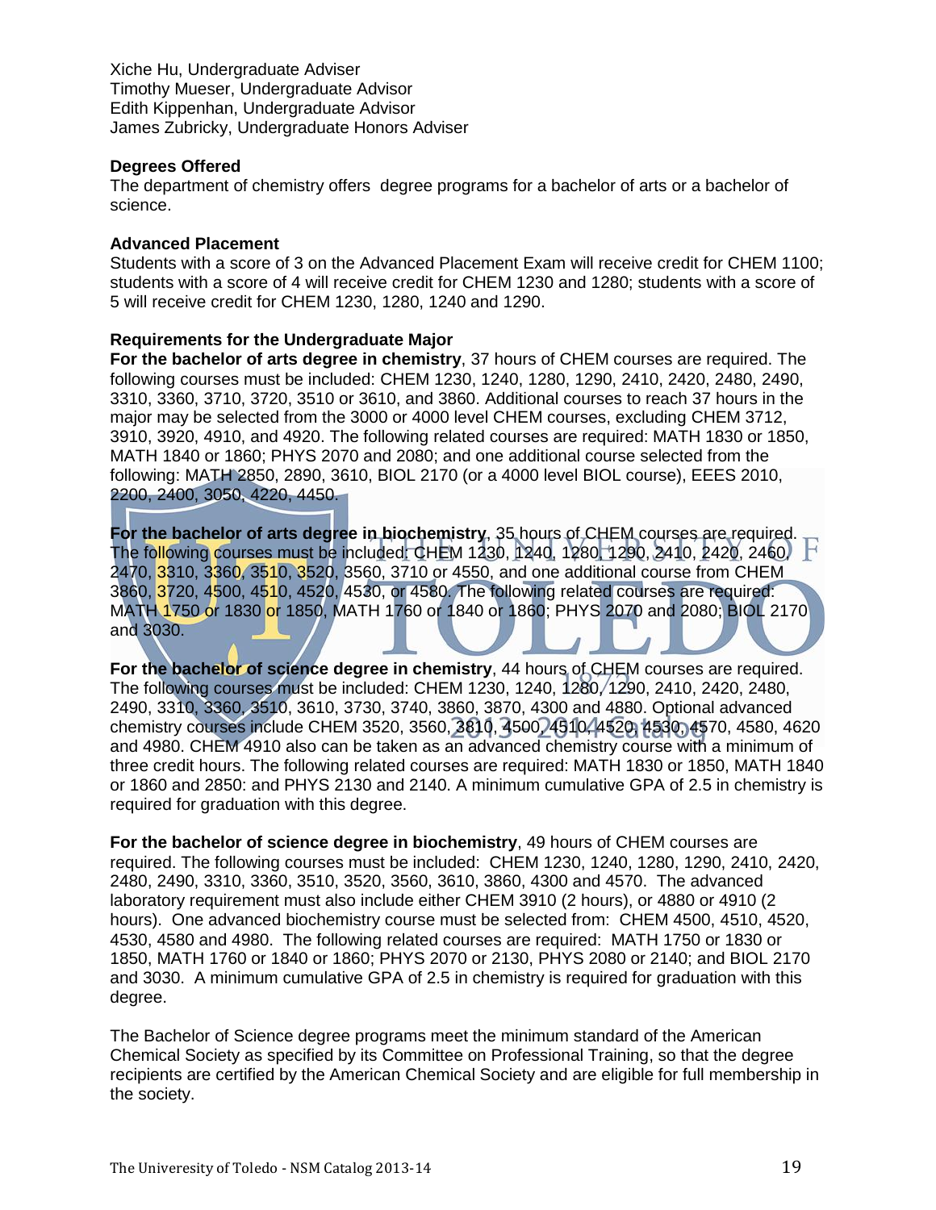Xiche Hu, Undergraduate Adviser
Timothy Mueser, Undergraduate Advisor
Edith Kippenhan, Undergraduate Advisor
James Zubricky, Undergraduate Honors Adviser

**Degrees Offered**

The department of chemistry offers degree programs for a bachelor of arts or a bachelor of science.

**Advanced Placement**

Students with a score of 3 on the Advanced Placement Exam will receive credit for CHEM 1100; students with a score of 4 will receive credit for CHEM 1230 and 1280; students with a score of 5 will receive credit for CHEM 1230, 1280, 1240 and 1290.

**Requirements for the Undergraduate Major**

**For the bachelor of arts degree in chemistry**, 37 hours of CHEM courses are required. The following courses must be included: CHEM 1230, 1240, 1280, 1290, 2410, 2420, 2480, 2490, 3310, 3360, 3710, 3720, 3510 or 3610, and 3860. Additional courses to reach 37 hours in the major may be selected from the 3000 or 4000 level CHEM courses, excluding CHEM 3712, 3910, 3920, 4910, and 4920. The following related courses are required: MATH 1830 or 1850, MATH 1840 or 1860; PHYS 2070 and 2080; and one additional course selected from the following: MATH 2850, 2890, 3610, BIOL 2170 (or a 4000 level BIOL course), EEES 2010, 2200, 2400, 3050, 4220, 4450.

**For the bachelor of arts degree in biochemistry**, 35 hours of CHEM courses are required. The following courses must be included: CHEM 1230, 1240, 1280, 1290, 2410, 2420, 2460, 2470, 3310, 3360, 3510, 3520, 3560, 3710 or 4550, and one additional course from CHEM 3860, 3720, 4500, 4510, 4520, 4530, or 4580. The following related courses are required: MATH 1750 or 1830 or 1850, MATH 1760 or 1840 or 1860; PHYS 2070 and 2080; BIOL 2170 and 3030.

**For the bachelor of science degree in chemistry**, 44 hours of CHEM courses are required. The following courses must be included: CHEM 1230, 1240, 1280, 1290, 2410, 2420, 2480, 2490, 3310, 3360, 3510, 3610, 3730, 3740, 3860, 3870, 4300 and 4880. Optional advanced chemistry courses include CHEM 3520, 3560, 3810, 4500, 4510, 4520, 4530, 4570, 4580, 4620 and 4980. CHEM 4910 also can be taken as an advanced chemistry course with a minimum of three credit hours. The following related courses are required: MATH 1830 or 1850, MATH 1840 or 1860 and 2850: and PHYS 2130 and 2140. A minimum cumulative GPA of 2.5 in chemistry is required for graduation with this degree.

**For the bachelor of science degree in biochemistry**, 49 hours of CHEM courses are required. The following courses must be included: CHEM 1230, 1240, 1280, 1290, 2410, 2420, 2480, 2490, 3310, 3360, 3510, 3520, 3560, 3610, 3860, 4300 and 4570. The advanced laboratory requirement must also include either CHEM 3910 (2 hours), or 4880 or 4910 (2 hours). One advanced biochemistry course must be selected from: CHEM 4500, 4510, 4520, 4530, 4580 and 4980. The following related courses are required: MATH 1750 or 1830 or 1850, MATH 1760 or 1840 or 1860; PHYS 2070 or 2130, PHYS 2080 or 2140; and BIOL 2170 and 3030. A minimum cumulative GPA of 2.5 in chemistry is required for graduation with this degree.

The Bachelor of Science degree programs meet the minimum standard of the American Chemical Society as specified by its Committee on Professional Training, so that the degree recipients are certified by the American Chemical Society and are eligible for full membership in the society.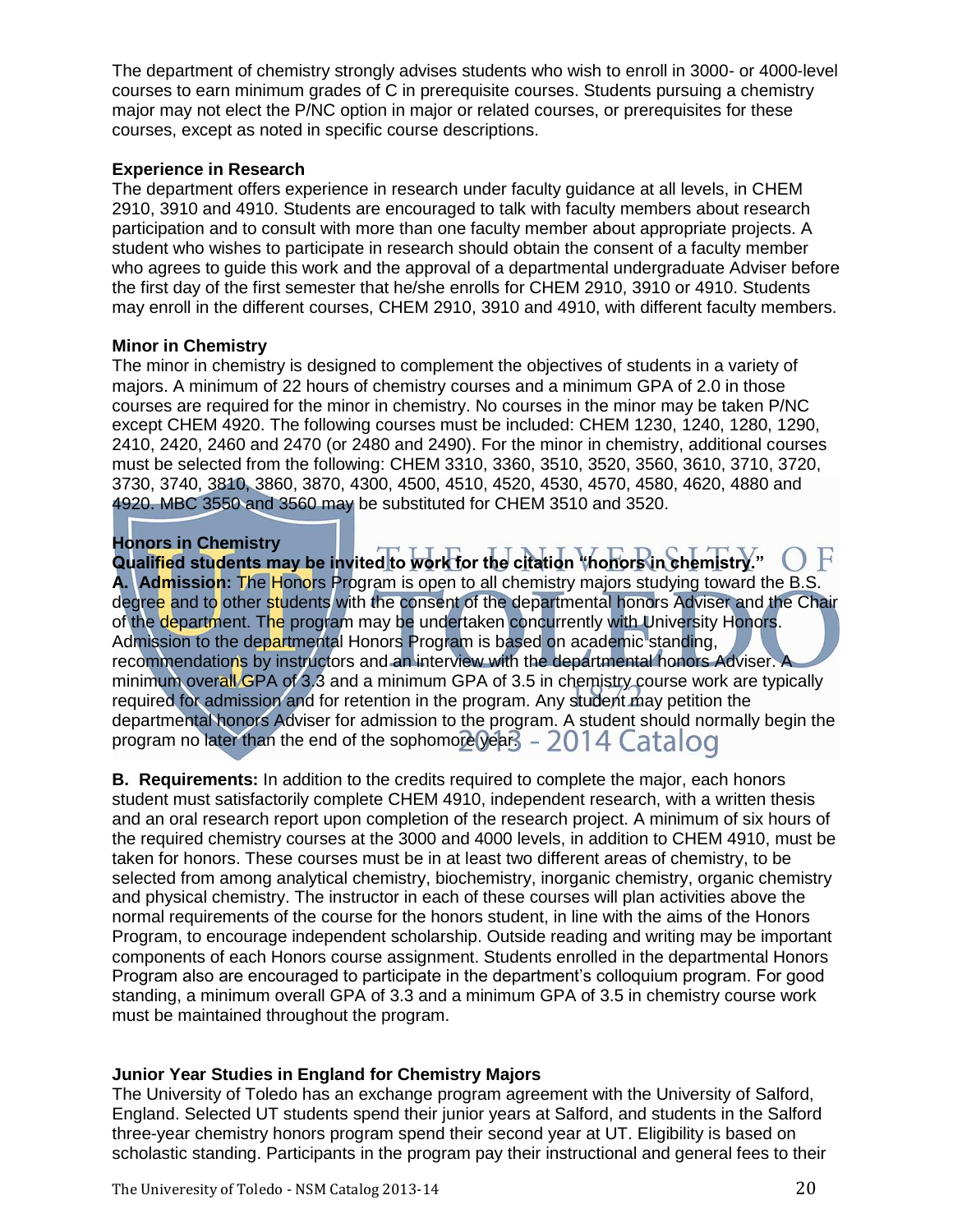The department of chemistry strongly advises students who wish to enroll in 3000- or 4000-level courses to earn minimum grades of C in prerequisite courses. Students pursuing a chemistry major may not elect the P/NC option in major or related courses, or prerequisites for these courses, except as noted in specific course descriptions.

**Experience in Research**

The department offers experience in research under faculty guidance at all levels, in CHEM 2910, 3910 and 4910. Students are encouraged to talk with faculty members about research participation and to consult with more than one faculty member about appropriate projects. A student who wishes to participate in research should obtain the consent of a faculty member who agrees to guide this work and the approval of a departmental undergraduate Adviser before the first day of the first semester that he/she enrolls for CHEM 2910, 3910 or 4910. Students may enroll in the different courses, CHEM 2910, 3910 and 4910, with different faculty members.

**Minor in Chemistry**

The minor in chemistry is designed to complement the objectives of students in a variety of majors. A minimum of 22 hours of chemistry courses and a minimum GPA of 2.0 in those courses are required for the minor in chemistry. No courses in the minor may be taken P/NC except CHEM 4920. The following courses must be included: CHEM 1230, 1240, 1280, 1290, 2410, 2420, 2460 and 2470 (or 2480 and 2490). For the minor in chemistry, additional courses must be selected from the following: CHEM 3310, 3360, 3510, 3520, 3560, 3610, 3710, 3720, 3730, 3740, 3810, 3860, 3870, 4300, 4500, 4510, 4520, 4530, 4570, 4580, 4620, 4880 and 4920. MBC 3550 and 3560 may be substituted for CHEM 3510 and 3520.

**Honors in Chemistry**

**Qualified students may be invited to work for the citation "honors in chemistry."**

**A. Admission:** The Honors Program is open to all chemistry majors studying toward the B.S. degree and to other students with the consent of the departmental honors Adviser and the Chair of the department. The program may be undertaken concurrently with University Honors. Admission to the departmental Honors Program is based on academic standing, recommendations by instructors and an interview with the departmental honors Adviser. A minimum overall GPA of 3.3 and a minimum GPA of 3.5 in chemistry course work are typically required for admission and for retention in the program. Any student may petition the departmental honors Adviser for admission to the program. A student should normally begin the program no later than the end of the sophomore year.

**B. Requirements:** In addition to the credits required to complete the major, each honors student must satisfactorily complete CHEM 4910, independent research, with a written thesis and an oral research report upon completion of the research project. A minimum of six hours of the required chemistry courses at the 3000 and 4000 levels, in addition to CHEM 4910, must be taken for honors. These courses must be in at least two different areas of chemistry, to be selected from among analytical chemistry, biochemistry, inorganic chemistry, organic chemistry and physical chemistry. The instructor in each of these courses will plan activities above the normal requirements of the course for the honors student, in line with the aims of the Honors Program, to encourage independent scholarship. Outside reading and writing may be important components of each Honors course assignment. Students enrolled in the departmental Honors Program also are encouraged to participate in the department's colloquium program. For good standing, a minimum overall GPA of 3.3 and a minimum GPA of 3.5 in chemistry course work must be maintained throughout the program.

**Junior Year Studies in England for Chemistry Majors**

The University of Toledo has an exchange program agreement with the University of Salford, England. Selected UT students spend their junior years at Salford, and students in the Salford three-year chemistry honors program spend their second year at UT. Eligibility is based on scholastic standing. Participants in the program pay their instructional and general fees to their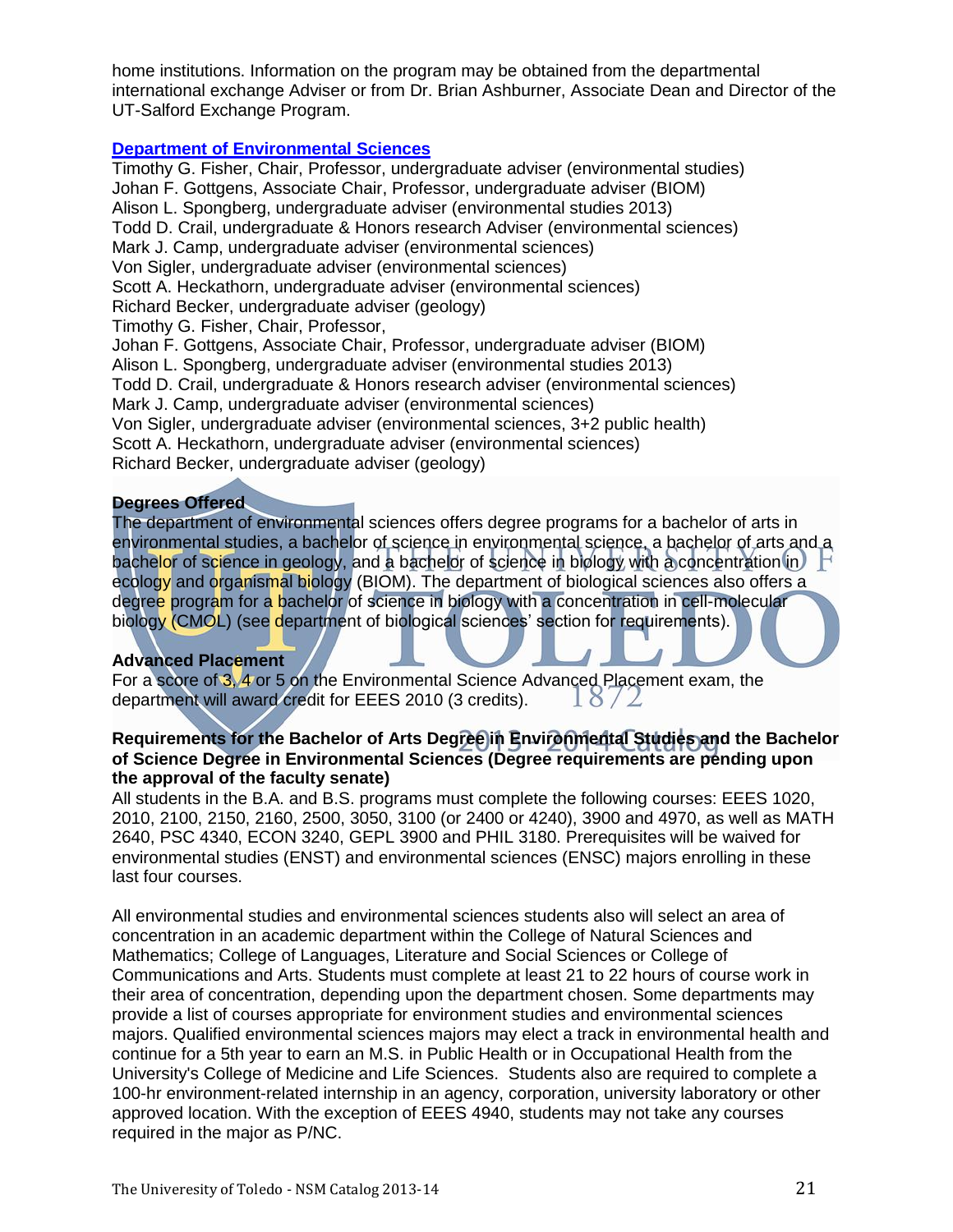home institutions. Information on the program may be obtained from the departmental international exchange Adviser or from Dr. Brian Ashburner, Associate Dean and Director of the UT-Salford Exchange Program.

## Department of Environmental Sciences

Timothy G. Fisher, Chair, Professor, undergraduate adviser (environmental studies)
Johan F. Gottgens, Associate Chair, Professor, undergraduate adviser (BIOM)
Alison L. Spongberg, undergraduate adviser (environmental studies 2013)
Todd D. Crail, undergraduate & Honors research Adviser (environmental sciences)
Mark J. Camp, undergraduate adviser (environmental sciences)
Von Sigler, undergraduate adviser (environmental sciences)
Scott A. Heckathorn, undergraduate adviser (environmental sciences)
Richard Becker, undergraduate adviser (geology)
Timothy G. Fisher, Chair, Professor,
Johan F. Gottgens, Associate Chair, Professor, undergraduate adviser (BIOM)
Alison L. Spongberg, undergraduate adviser (environmental studies 2013)
Todd D. Crail, undergraduate & Honors research adviser (environmental sciences)
Mark J. Camp, undergraduate adviser (environmental sciences)
Von Sigler, undergraduate adviser (environmental sciences, 3+2 public health)
Scott A. Heckathorn, undergraduate adviser (environmental sciences)
Richard Becker, undergraduate adviser (geology)

### Degrees Offered

The department of environmental sciences offers degree programs for a bachelor of arts in environmental studies, a bachelor of science in environmental science, a bachelor of arts and a bachelor of science in geology, and a bachelor of science in biology with a concentration in ecology and organismal biology (BIOM). The department of biological sciences also offers a degree program for a bachelor of science in biology with a concentration in cell-molecular biology (CMOL) (see department of biological sciences' section for requirements).

### Advanced Placement

For a score of 3, 4 or 5 on the Environmental Science Advanced Placement exam, the department will award credit for EEES 2010 (3 credits).

### Requirements for the Bachelor of Arts Degree in Environmental Studies and the Bachelor of Science Degree in Environmental Sciences (Degree requirements are pending upon the approval of the faculty senate)

All students in the B.A. and B.S. programs must complete the following courses: EEES 1020, 2010, 2100, 2150, 2160, 2500, 3050, 3100 (or 2400 or 4240), 3900 and 4970, as well as MATH 2640, PSC 4340, ECON 3240, GEPL 3900 and PHIL 3180. Prerequisites will be waived for environmental studies (ENST) and environmental sciences (ENSC) majors enrolling in these last four courses.

All environmental studies and environmental sciences students also will select an area of concentration in an academic department within the College of Natural Sciences and Mathematics; College of Languages, Literature and Social Sciences or College of Communications and Arts. Students must complete at least 21 to 22 hours of course work in their area of concentration, depending upon the department chosen. Some departments may provide a list of courses appropriate for environment studies and environmental sciences majors. Qualified environmental sciences majors may elect a track in environmental health and continue for a 5th year to earn an M.S. in Public Health or in Occupational Health from the University's College of Medicine and Life Sciences. Students also are required to complete a 100-hr environment-related internship in an agency, corporation, university laboratory or other approved location. With the exception of EEES 4940, students may not take any courses required in the major as P/NC.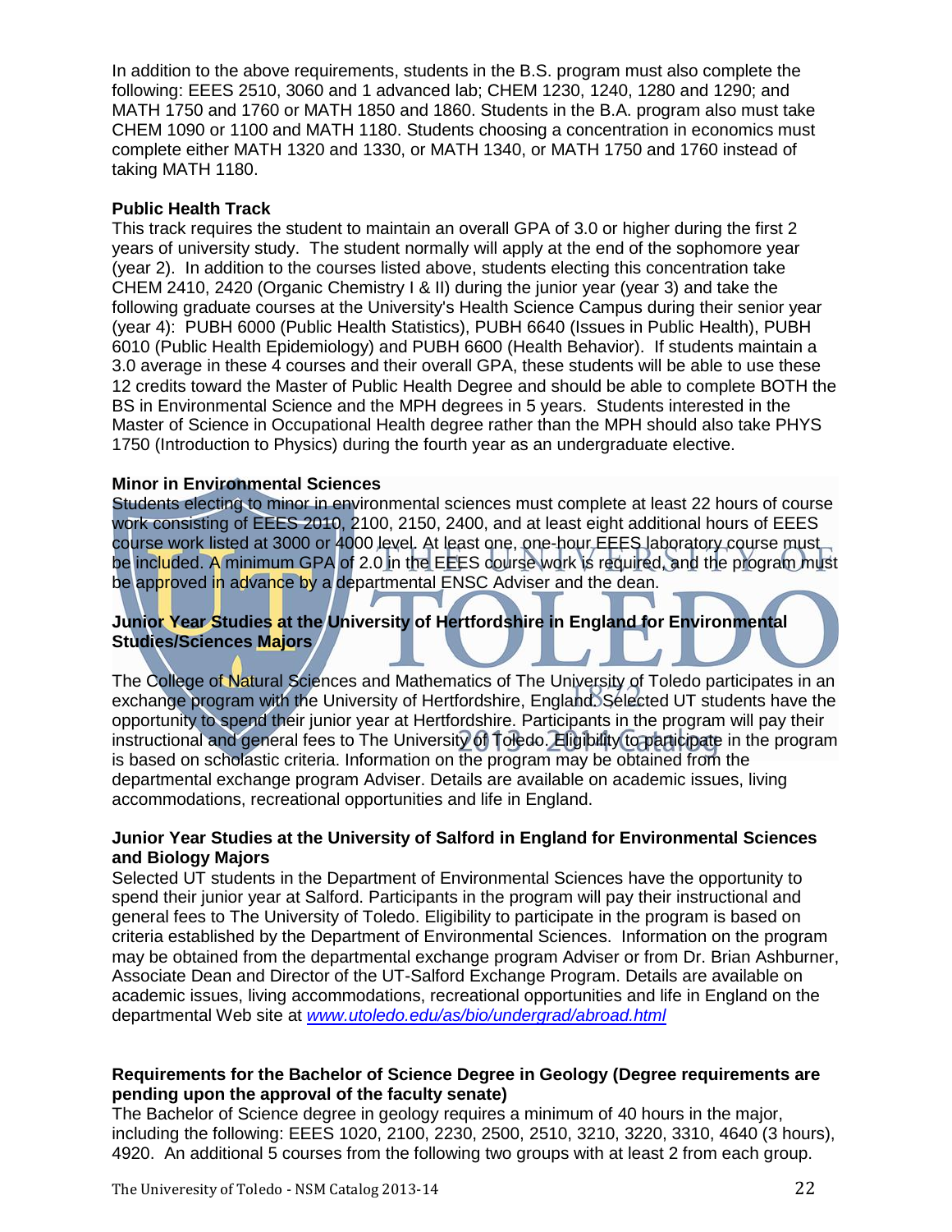In addition to the above requirements, students in the B.S. program must also complete the following: EEES 2510, 3060 and 1 advanced lab; CHEM 1230, 1240, 1280 and 1290; and MATH 1750 and 1760 or MATH 1850 and 1860. Students in the B.A. program also must take CHEM 1090 or 1100 and MATH 1180. Students choosing a concentration in economics must complete either MATH 1320 and 1330, or MATH 1340, or MATH 1750 and 1760 instead of taking MATH 1180.

**Public Health Track**

This track requires the student to maintain an overall GPA of 3.0 or higher during the first 2 years of university study. The student normally will apply at the end of the sophomore year (year 2). In addition to the courses listed above, students electing this concentration take CHEM 2410, 2420 (Organic Chemistry I & II) during the junior year (year 3) and take the following graduate courses at the University's Health Science Campus during their senior year (year 4): PUBH 6000 (Public Health Statistics), PUBH 6640 (Issues in Public Health), PUBH 6010 (Public Health Epidemiology) and PUBH 6600 (Health Behavior). If students maintain a 3.0 average in these 4 courses and their overall GPA, these students will be able to use these 12 credits toward the Master of Public Health Degree and should be able to complete BOTH the BS in Environmental Science and the MPH degrees in 5 years. Students interested in the Master of Science in Occupational Health degree rather than the MPH should also take PHYS 1750 (Introduction to Physics) during the fourth year as an undergraduate elective.

**Minor in Environmental Sciences**

Students electing to minor in environmental sciences must complete at least 22 hours of course work consisting of EEES 2010, 2100, 2150, 2400, and at least eight additional hours of EEES course work listed at 3000 or 4000 level. At least one, one-hour EEES laboratory course must be included. A minimum GPA of 2.0 in the EEES course work is required, and the program must be approved in advance by a departmental ENSC Adviser and the dean.

**Junior Year Studies at the University of Hertfordshire in England for Environmental Studies/Sciences Majors**

The College of Natural Sciences and Mathematics of The University of Toledo participates in an exchange program with the University of Hertfordshire, England. Selected UT students have the opportunity to spend their junior year at Hertfordshire. Participants in the program will pay their instructional and general fees to The University of Toledo. Eligibility to participate in the program is based on scholastic criteria. Information on the program may be obtained from the departmental exchange program Adviser. Details are available on academic issues, living accommodations, recreational opportunities and life in England.

**Junior Year Studies at the University of Salford in England for Environmental Sciences and Biology Majors**

Selected UT students in the Department of Environmental Sciences have the opportunity to spend their junior year at Salford. Participants in the program will pay their instructional and general fees to The University of Toledo. Eligibility to participate in the program is based on criteria established by the Department of Environmental Sciences. Information on the program may be obtained from the departmental exchange program Adviser or from Dr. Brian Ashburner, Associate Dean and Director of the UT-Salford Exchange Program. Details are available on academic issues, living accommodations, recreational opportunities and life in England on the departmental Web site at *www.utoledo.edu/as/bio/undergrad/abroad.html*

**Requirements for the Bachelor of Science Degree in Geology (Degree requirements are pending upon the approval of the faculty senate)**

The Bachelor of Science degree in geology requires a minimum of 40 hours in the major, including the following: EEES 1020, 2100, 2230, 2500, 2510, 3210, 3220, 3310, 4640 (3 hours), 4920. An additional 5 courses from the following two groups with at least 2 from each group.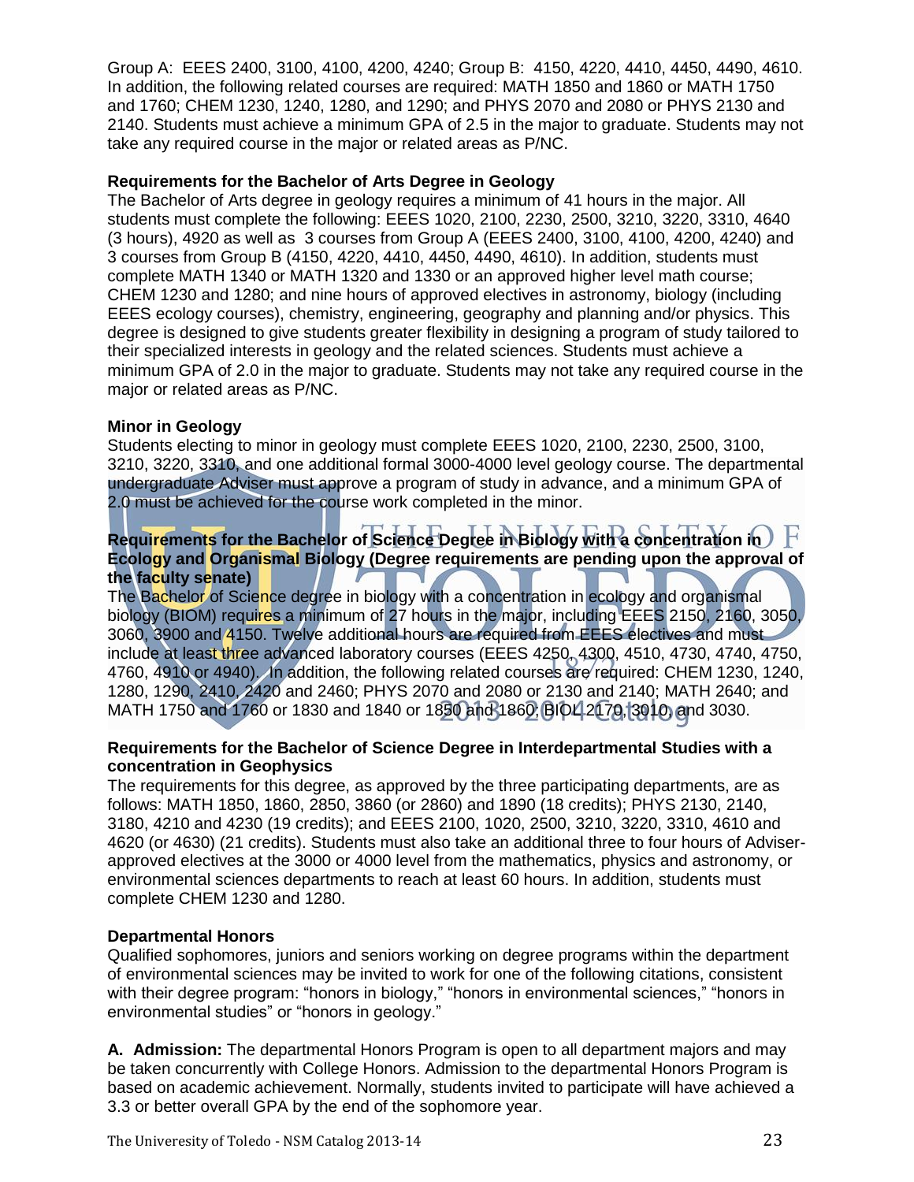Group A: EEES 2400, 3100, 4100, 4200, 4240; Group B: 4150, 4220, 4410, 4450, 4490, 4610. In addition, the following related courses are required: MATH 1850 and 1860 or MATH 1750 and 1760; CHEM 1230, 1240, 1280, and 1290; and PHYS 2070 and 2080 or PHYS 2130 and 2140. Students must achieve a minimum GPA of 2.5 in the major to graduate. Students may not take any required course in the major or related areas as P/NC.

**Requirements for the Bachelor of Arts Degree in Geology**

The Bachelor of Arts degree in geology requires a minimum of 41 hours in the major. All students must complete the following: EEES 1020, 2100, 2230, 2500, 3210, 3220, 3310, 4640 (3 hours), 4920 as well as 3 courses from Group A (EEES 2400, 3100, 4100, 4200, 4240) and 3 courses from Group B (4150, 4220, 4410, 4450, 4490, 4610). In addition, students must complete MATH 1340 or MATH 1320 and 1330 or an approved higher level math course; CHEM 1230 and 1280; and nine hours of approved electives in astronomy, biology (including EEES ecology courses), chemistry, engineering, geography and planning and/or physics. This degree is designed to give students greater flexibility in designing a program of study tailored to their specialized interests in geology and the related sciences. Students must achieve a minimum GPA of 2.0 in the major to graduate. Students may not take any required course in the major or related areas as P/NC.

**Minor in Geology**

Students electing to minor in geology must complete EEES 1020, 2100, 2230, 2500, 3100, 3210, 3220, 3310, and one additional formal 3000-4000 level geology course. The departmental undergraduate Adviser must approve a program of study in advance, and a minimum GPA of 2.0 must be achieved for the course work completed in the minor.

**Requirements for the Bachelor of Science Degree in Biology with a concentration in Ecology and Organismal Biology (Degree requirements are pending upon the approval of the faculty senate)**

The Bachelor of Science degree in biology with a concentration in ecology and organismal biology (BIOM) requires a minimum of 27 hours in the major, including EEES 2150, 2160, 3050, 3060, 3900 and 4150. Twelve additional hours are required from EEES electives and must include at least three advanced laboratory courses (EEES 4250, 4300, 4510, 4730, 4740, 4750, 4760, 4910 or 4940). In addition, the following related courses are required: CHEM 1230, 1240, 1280, 1290, 2410, 2420 and 2460; PHYS 2070 and 2080 or 2130 and 2140; MATH 2640; and MATH 1750 and 1760 or 1830 and 1840 or 1850 and 1860; BIOL 2170, 3010, and 3030.

**Requirements for the Bachelor of Science Degree in Interdepartmental Studies with a concentration in Geophysics**

The requirements for this degree, as approved by the three participating departments, are as follows: MATH 1850, 1860, 2850, 3860 (or 2860) and 1890 (18 credits); PHYS 2130, 2140, 3180, 4210 and 4230 (19 credits); and EEES 2100, 1020, 2500, 3210, 3220, 3310, 4610 and 4620 (or 4630) (21 credits). Students must also take an additional three to four hours of Adviser-approved electives at the 3000 or 4000 level from the mathematics, physics and astronomy, or environmental sciences departments to reach at least 60 hours. In addition, students must complete CHEM 1230 and 1280.

**Departmental Honors**

Qualified sophomores, juniors and seniors working on degree programs within the department of environmental sciences may be invited to work for one of the following citations, consistent with their degree program: "honors in biology," "honors in environmental sciences," "honors in environmental studies" or "honors in geology."

**A. Admission:** The departmental Honors Program is open to all department majors and may be taken concurrently with College Honors. Admission to the departmental Honors Program is based on academic achievement. Normally, students invited to participate will have achieved a 3.3 or better overall GPA by the end of the sophomore year.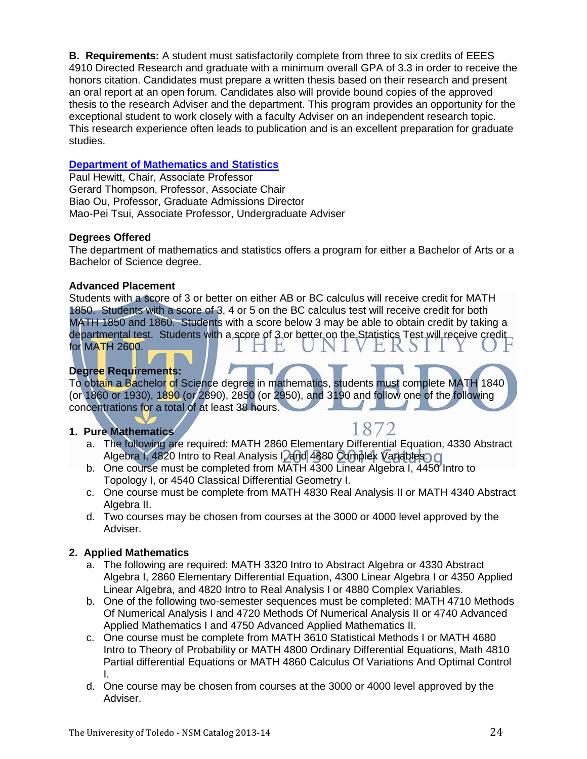**B. Requirements:** A student must satisfactorily complete from three to six credits of EEES 4910 Directed Research and graduate with a minimum overall GPA of 3.3 in order to receive the honors citation. Candidates must prepare a written thesis based on their research and present an oral report at an open forum. Candidates also will provide bound copies of the approved thesis to the research Adviser and the department. This program provides an opportunity for the exceptional student to work closely with a faculty Adviser on an independent research topic. This research experience often leads to publication and is an excellent preparation for graduate studies.

## Department of Mathematics and Statistics

Paul Hewitt, Chair, Associate Professor
Gerard Thompson, Professor, Associate Chair
Biao Ou, Professor, Graduate Admissions Director
Mao-Pei Tsui, Associate Professor, Undergraduate Adviser

### Degrees Offered

The department of mathematics and statistics offers a program for either a Bachelor of Arts or a Bachelor of Science degree.

### Advanced Placement

Students with a score of 3 or better on either AB or BC calculus will receive credit for MATH 1850. Students with a score of 3, 4 or 5 on the BC calculus test will receive credit for both MATH 1850 and 1860. Students with a score below 3 may be able to obtain credit by taking a departmental test. Students with a score of 3 or better on the Statistics Test will receive credit for MATH 2600.

### Degree Requirements:

To obtain a Bachelor of Science degree in mathematics, students must complete MATH 1840 (or 1860 or 1930), 1890 (or 2890), 2850 (or 2950), and 3190 and follow one of the following concentrations for a total of at least 38 hours.

**1. Pure Mathematics**

a. The following are required: MATH 2860 Elementary Differential Equation, 4330 Abstract Algebra I, 4820 Intro to Real Analysis I, and 4880 Complex Variables.
b. One course must be completed from MATH 4300 Linear Algebra I, 4450 Intro to Topology I, or 4540 Classical Differential Geometry I.
c. One course must be complete from MATH 4830 Real Analysis II or MATH 4340 Abstract Algebra II.
d. Two courses may be chosen from courses at the 3000 or 4000 level approved by the Adviser.

**2. Applied Mathematics**

a. The following are required: MATH 3320 Intro to Abstract Algebra or 4330 Abstract Algebra I, 2860 Elementary Differential Equation, 4300 Linear Algebra I or 4350 Applied Linear Algebra, and 4820 Intro to Real Analysis I or 4880 Complex Variables.
b. One of the following two-semester sequences must be completed: MATH 4710 Methods Of Numerical Analysis I and 4720 Methods Of Numerical Analysis II or 4740 Advanced Applied Mathematics I and 4750 Advanced Applied Mathematics II.
c. One course must be complete from MATH 3610 Statistical Methods I or MATH 4680 Intro to Theory of Probability or MATH 4800 Ordinary Differential Equations, Math 4810 Partial differential Equations or MATH 4860 Calculus Of Variations And Optimal Control I.
d. One course may be chosen from courses at the 3000 or 4000 level approved by the Adviser.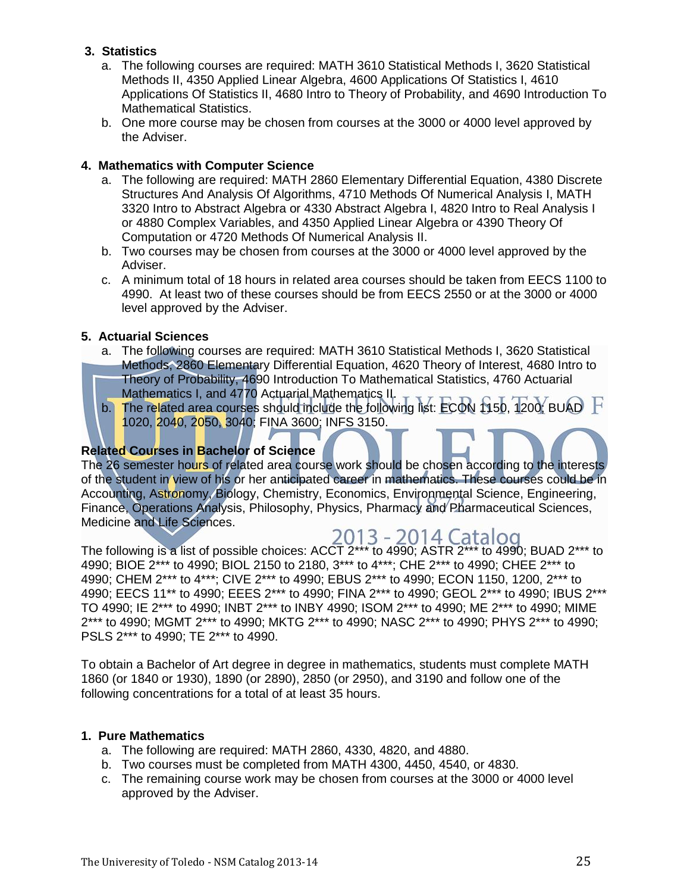**3. Statistics**

a. The following courses are required: MATH 3610 Statistical Methods I, 3620 Statistical Methods II, 4350 Applied Linear Algebra, 4600 Applications Of Statistics I, 4610 Applications Of Statistics II, 4680 Intro to Theory of Probability, and 4690 Introduction To Mathematical Statistics.

b. One more course may be chosen from courses at the 3000 or 4000 level approved by the Adviser.

**4. Mathematics with Computer Science**

a. The following are required: MATH 2860 Elementary Differential Equation, 4380 Discrete Structures And Analysis Of Algorithms, 4710 Methods Of Numerical Analysis I, MATH 3320 Intro to Abstract Algebra or 4330 Abstract Algebra I, 4820 Intro to Real Analysis I or 4880 Complex Variables, and 4350 Applied Linear Algebra or 4390 Theory Of Computation or 4720 Methods Of Numerical Analysis II.

b. Two courses may be chosen from courses at the 3000 or 4000 level approved by the Adviser.

c. A minimum total of 18 hours in related area courses should be taken from EECS 1100 to 4990. At least two of these courses should be from EECS 2550 or at the 3000 or 4000 level approved by the Adviser.

**5. Actuarial Sciences**

a. The following courses are required: MATH 3610 Statistical Methods I, 3620 Statistical Methods, 2860 Elementary Differential Equation, 4620 Theory of Interest, 4680 Intro to Theory of Probability, 4690 Introduction To Mathematical Statistics, 4760 Actuarial Mathematics I, and 4770 Actuarial Mathematics II.

b. The related area courses should include the following list: ECON 1150, 1200; BUAD 1020, 2040, 2050, 3040; FINA 3600; INFS 3150.

**Related Courses in Bachelor of Science**

The 26 semester hours of related area course work should be chosen according to the interests of the student in view of his or her anticipated career in mathematics. These courses could be in Accounting, Astronomy, Biology, Chemistry, Economics, Environmental Science, Engineering, Finance, Operations Analysis, Philosophy, Physics, Pharmacy and Pharmaceutical Sciences, Medicine and Life Sciences.

The following is a list of possible choices: ACCT 2*** to 4990; ASTR 2*** to 4990; BUAD 2*** to 4990; BIOE 2*** to 4990; BIOL 2150 to 2180, 3*** to 4***; CHE 2*** to 4990; CHEE 2*** to 4990; CHEM 2*** to 4***; CIVE 2*** to 4990; EBUS 2*** to 4990; ECON 1150, 1200, 2*** to 4990; EECS 11** to 4990; EEES 2*** to 4990; FINA 2*** to 4990; GEOL 2*** to 4990; IBUS 2*** TO 4990; IE 2*** to 4990; INBT 2*** to INBY 4990; ISOM 2*** to 4990; ME 2*** to 4990; MIME 2*** to 4990; MGMT 2*** to 4990; MKTG 2*** to 4990; NASC 2*** to 4990; PHYS 2*** to 4990; PSLS 2*** to 4990; TE 2*** to 4990.

To obtain a Bachelor of Art degree in degree in mathematics, students must complete MATH 1860 (or 1840 or 1930), 1890 (or 2890), 2850 (or 2950), and 3190 and follow one of the following concentrations for a total of at least 35 hours.

**1. Pure Mathematics**

a. The following are required: MATH 2860, 4330, 4820, and 4880.

b. Two courses must be completed from MATH 4300, 4450, 4540, or 4830.

c. The remaining course work may be chosen from courses at the 3000 or 4000 level approved by the Adviser.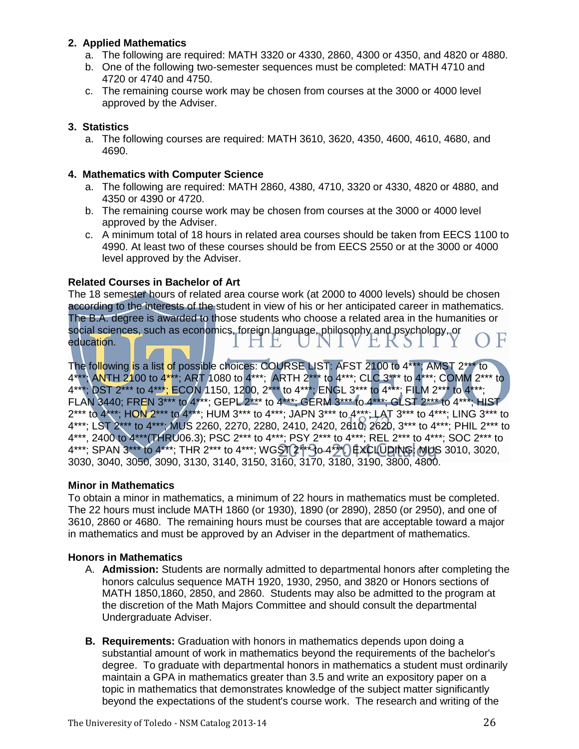**2. Applied Mathematics**

a. The following are required: MATH 3320 or 4330, 2860, 4300 or 4350, and 4820 or 4880.
b. One of the following two-semester sequences must be completed: MATH 4710 and 4720 or 4740 and 4750.
c. The remaining course work may be chosen from courses at the 3000 or 4000 level approved by the Adviser.

**3. Statistics**

a. The following courses are required: MATH 3610, 3620, 4350, 4600, 4610, 4680, and 4690.

**4. Mathematics with Computer Science**

a. The following are required: MATH 2860, 4380, 4710, 3320 or 4330, 4820 or 4880, and 4350 or 4390 or 4720.
b. The remaining course work may be chosen from courses at the 3000 or 4000 level approved by the Adviser.
c. A minimum total of 18 hours in related area courses should be taken from EECS 1100 to 4990. At least two of these courses should be from EECS 2550 or at the 3000 or 4000 level approved by the Adviser.

**Related Courses in Bachelor of Art**

The 18 semester hours of related area course work (at 2000 to 4000 levels) should be chosen according to the interests of the student in view of his or her anticipated career in mathematics. The B.A. degree is awarded to those students who choose a related area in the humanities or social sciences, such as economics, foreign language, philosophy and psychology, or education.

The following is a list of possible choices: COURSE LIST: AFST 2100 to 4***; AMST 2*** to 4***; ANTH 2100 to 4***; ART 1080 to 4***; ARTH 2*** to 4***; CLC 3*** to 4***; COMM 2*** to 4***; DST 2*** to 4***; ECON 1150, 1200, 2*** to 4***; ENGL 3*** to 4***; FILM 2*** to 4***; FLAN 3440; FREN 3*** to 4***; GEPL 2*** to 4***; GERM 3*** to 4***; GLST 2*** to 4***; HIST 2*** to 4***; HON 2*** to 4***; HUM 3*** to 4***; JAPN 3*** to 4***; LAT 3*** to 4***; LING 3*** to 4***; LST 2*** to 4***; MUS 2260, 2270, 2280, 2410, 2420, 2610, 2620, 3*** to 4***; PHIL 2*** to 4***, 2400 to 4***(THRU06.3); PSC 2*** to 4***; PSY 2*** to 4***; REL 2*** to 4***; SOC 2*** to 4***; SPAN 3*** to 4***; THR 2*** to 4***; WGST 2*** to 4***, EXCLUDING: MUS 3010, 3020, 3030, 3040, 3050, 3090, 3130, 3140, 3150, 3160, 3170, 3180, 3190, 3800, 4800.

**Minor in Mathematics**

To obtain a minor in mathematics, a minimum of 22 hours in mathematics must be completed. The 22 hours must include MATH 1860 (or 1930), 1890 (or 2890), 2850 (or 2950), and one of 3610, 2860 or 4680. The remaining hours must be courses that are acceptable toward a major in mathematics and must be approved by an Adviser in the department of mathematics.

**Honors in Mathematics**

A. **Admission:** Students are normally admitted to departmental honors after completing the honors calculus sequence MATH 1920, 1930, 2950, and 3820 or Honors sections of MATH 1850,1860, 2850, and 2860. Students may also be admitted to the program at the discretion of the Math Majors Committee and should consult the departmental Undergraduate Adviser.

B. **Requirements:** Graduation with honors in mathematics depends upon doing a substantial amount of work in mathematics beyond the requirements of the bachelor's degree. To graduate with departmental honors in mathematics a student must ordinarily maintain a GPA in mathematics greater than 3.5 and write an expository paper on a topic in mathematics that demonstrates knowledge of the subject matter significantly beyond the expectations of the student's course work. The research and writing of the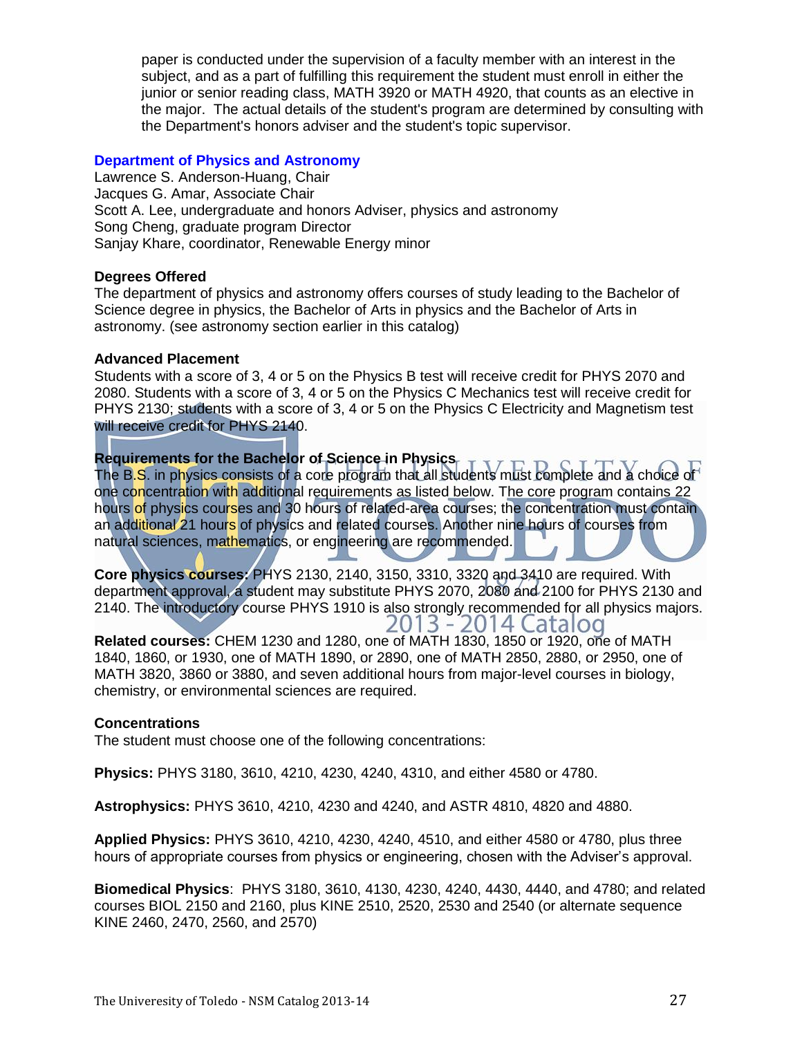paper is conducted under the supervision of a faculty member with an interest in the subject, and as a part of fulfilling this requirement the student must enroll in either the junior or senior reading class, MATH 3920 or MATH 4920, that counts as an elective in the major. The actual details of the student's program are determined by consulting with the Department's honors adviser and the student's topic supervisor.

## Department of Physics and Astronomy

Lawrence S. Anderson-Huang, Chair
Jacques G. Amar, Associate Chair
Scott A. Lee, undergraduate and honors Adviser, physics and astronomy
Song Cheng, graduate program Director
Sanjay Khare, coordinator, Renewable Energy minor

### Degrees Offered

The department of physics and astronomy offers courses of study leading to the Bachelor of Science degree in physics, the Bachelor of Arts in physics and the Bachelor of Arts in astronomy. (see astronomy section earlier in this catalog)

### Advanced Placement

Students with a score of 3, 4 or 5 on the Physics B test will receive credit for PHYS 2070 and 2080. Students with a score of 3, 4 or 5 on the Physics C Mechanics test will receive credit for PHYS 2130; students with a score of 3, 4 or 5 on the Physics C Electricity and Magnetism test will receive credit for PHYS 2140.

### Requirements for the Bachelor of Science in Physics

The B.S. in physics consists of a core program that all students must complete and a choice of one concentration with additional requirements as listed below. The core program contains 22 hours of physics courses and 30 hours of related-area courses; the concentration must contain an additional 21 hours of physics and related courses. Another nine hours of courses from natural sciences, mathematics, or engineering are recommended.

**Core physics courses:** PHYS 2130, 2140, 3150, 3310, 3320 and 3410 are required. With department approval, a student may substitute PHYS 2070, 2080 and 2100 for PHYS 2130 and 2140. The introductory course PHYS 1910 is also strongly recommended for all physics majors.

**Related courses:** CHEM 1230 and 1280, one of MATH 1830, 1850 or 1920, one of MATH 1840, 1860, or 1930, one of MATH 1890, or 2890, one of MATH 2850, 2880, or 2950, one of MATH 3820, 3860 or 3880, and seven additional hours from major-level courses in biology, chemistry, or environmental sciences are required.

### Concentrations

The student must choose one of the following concentrations:

**Physics:** PHYS 3180, 3610, 4210, 4230, 4240, 4310, and either 4580 or 4780.

**Astrophysics:** PHYS 3610, 4210, 4230 and 4240, and ASTR 4810, 4820 and 4880.

**Applied Physics:** PHYS 3610, 4210, 4230, 4240, 4510, and either 4580 or 4780, plus three hours of appropriate courses from physics or engineering, chosen with the Adviser's approval.

**Biomedical Physics**: PHYS 3180, 3610, 4130, 4230, 4240, 4430, 4440, and 4780; and related courses BIOL 2150 and 2160, plus KINE 2510, 2520, 2530 and 2540 (or alternate sequence KINE 2460, 2470, 2560, and 2570)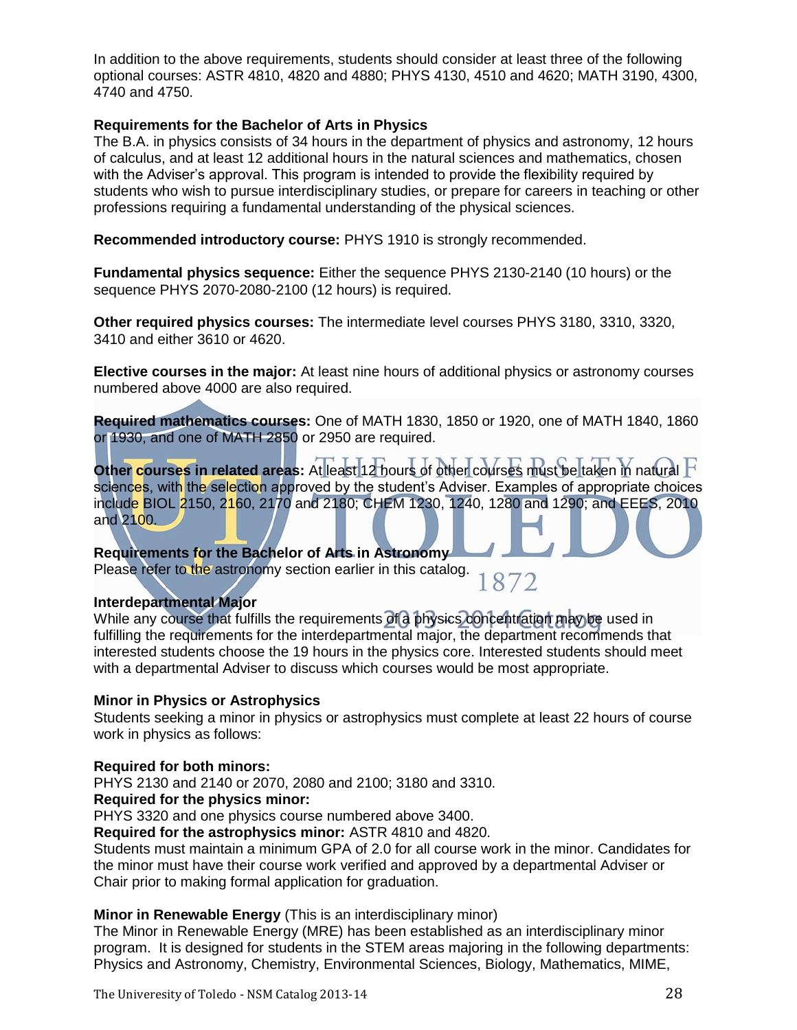In addition to the above requirements, students should consider at least three of the following optional courses: ASTR 4810, 4820 and 4880; PHYS 4130, 4510 and 4620; MATH 3190, 4300, 4740 and 4750.

**Requirements for the Bachelor of Arts in Physics**

The B.A. in physics consists of 34 hours in the department of physics and astronomy, 12 hours of calculus, and at least 12 additional hours in the natural sciences and mathematics, chosen with the Adviser's approval. This program is intended to provide the flexibility required by students who wish to pursue interdisciplinary studies, or prepare for careers in teaching or other professions requiring a fundamental understanding of the physical sciences.

**Recommended introductory course:** PHYS 1910 is strongly recommended.

**Fundamental physics sequence:** Either the sequence PHYS 2130-2140 (10 hours) or the sequence PHYS 2070-2080-2100 (12 hours) is required.

**Other required physics courses:** The intermediate level courses PHYS 3180, 3310, 3320, 3410 and either 3610 or 4620.

**Elective courses in the major:** At least nine hours of additional physics or astronomy courses numbered above 4000 are also required.

**Required mathematics courses:** One of MATH 1830, 1850 or 1920, one of MATH 1840, 1860 or 1930, and one of MATH 2850 or 2950 are required.

**Other courses in related areas:** At least 12 hours of other courses must be taken in natural sciences, with the selection approved by the student's Adviser. Examples of appropriate choices include BIOL 2150, 2160, 2170 and 2180; CHEM 1230, 1240, 1280 and 1290; and EEES, 2010 and 2100.

**Requirements for the Bachelor of Arts in Astronomy**

Please refer to the astronomy section earlier in this catalog.

**Interdepartmental Major**

While any course that fulfills the requirements of a physics concentration may be used in fulfilling the requirements for the interdepartmental major, the department recommends that interested students choose the 19 hours in the physics core. Interested students should meet with a departmental Adviser to discuss which courses would be most appropriate.

**Minor in Physics or Astrophysics**

Students seeking a minor in physics or astrophysics must complete at least 22 hours of course work in physics as follows:

**Required for both minors:**
PHYS 2130 and 2140 or 2070, 2080 and 2100; 3180 and 3310.
**Required for the physics minor:**
PHYS 3320 and one physics course numbered above 3400.
**Required for the astrophysics minor:** ASTR 4810 and 4820.
Students must maintain a minimum GPA of 2.0 for all course work in the minor. Candidates for the minor must have their course work verified and approved by a departmental Adviser or Chair prior to making formal application for graduation.

**Minor in Renewable Energy** (This is an interdisciplinary minor)

The Minor in Renewable Energy (MRE) has been established as an interdisciplinary minor program. It is designed for students in the STEM areas majoring in the following departments: Physics and Astronomy, Chemistry, Environmental Sciences, Biology, Mathematics, MIME,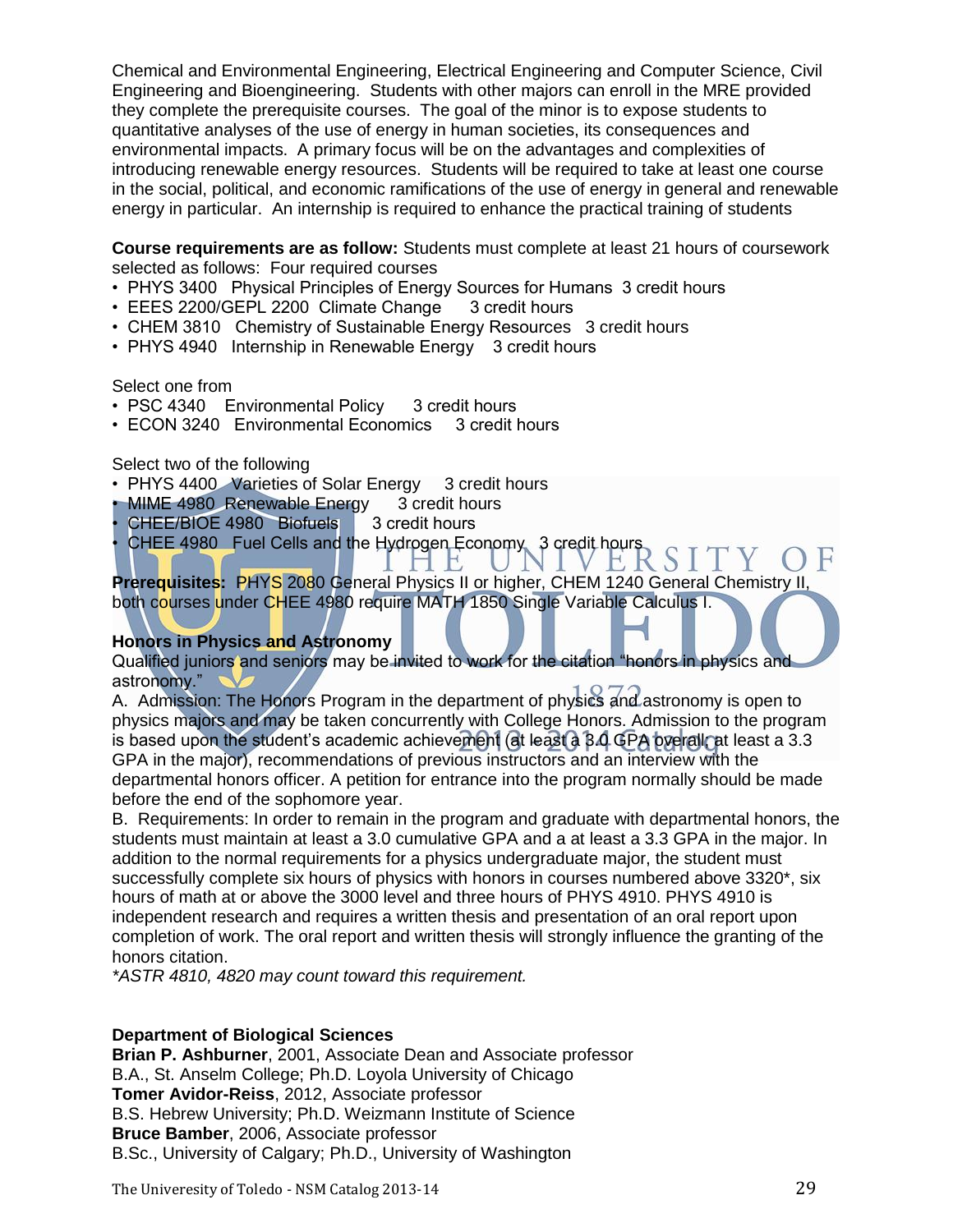Chemical and Environmental Engineering, Electrical Engineering and Computer Science, Civil Engineering and Bioengineering. Students with other majors can enroll in the MRE provided they complete the prerequisite courses. The goal of the minor is to expose students to quantitative analyses of the use of energy in human societies, its consequences and environmental impacts. A primary focus will be on the advantages and complexities of introducing renewable energy resources. Students will be required to take at least one course in the social, political, and economic ramifications of the use of energy in general and renewable energy in particular. An internship is required to enhance the practical training of students

**Course requirements are as follow:** Students must complete at least 21 hours of coursework selected as follows: Four required courses

- PHYS 3400 Physical Principles of Energy Sources for Humans 3 credit hours
- EEES 2200/GEPL 2200 Climate Change 3 credit hours
- CHEM 3810 Chemistry of Sustainable Energy Resources 3 credit hours
- PHYS 4940 Internship in Renewable Energy 3 credit hours

Select one from

- PSC 4340 Environmental Policy 3 credit hours
- ECON 3240 Environmental Economics 3 credit hours

Select two of the following

- PHYS 4400 Varieties of Solar Energy 3 credit hours
- MIME 4980 Renewable Energy 3 credit hours
- CHEE/BIOE 4980 Biofuels 3 credit hours
- CHEE 4980 Fuel Cells and the Hydrogen Economy 3 credit hours

**Prerequisites:** PHYS 2080 General Physics II or higher, CHEM 1240 General Chemistry II, both courses under CHEE 4980 require MATH 1850 Single Variable Calculus I.

**Honors in Physics and Astronomy**

Qualified juniors and seniors may be invited to work for the citation "honors in physics and astronomy."

A. Admission: The Honors Program in the department of physics and astronomy is open to physics majors and may be taken concurrently with College Honors. Admission to the program is based upon the student's academic achievement (at least a 3.0 GPA overall; at least a 3.3 GPA in the major), recommendations of previous instructors and an interview with the departmental honors officer. A petition for entrance into the program normally should be made before the end of the sophomore year.

B. Requirements: In order to remain in the program and graduate with departmental honors, the students must maintain at least a 3.0 cumulative GPA and a at least a 3.3 GPA in the major. In addition to the normal requirements for a physics undergraduate major, the student must successfully complete six hours of physics with honors in courses numbered above 3320*, six hours of math at or above the 3000 level and three hours of PHYS 4910. PHYS 4910 is independent research and requires a written thesis and presentation of an oral report upon completion of work. The oral report and written thesis will strongly influence the granting of the honors citation.

*\*ASTR 4810, 4820 may count toward this requirement.*

**Department of Biological Sciences**

**Brian P. Ashburner**, 2001, Associate Dean and Associate professor
B.A., St. Anselm College; Ph.D. Loyola University of Chicago
**Tomer Avidor-Reiss**, 2012, Associate professor
B.S. Hebrew University; Ph.D. Weizmann Institute of Science
**Bruce Bamber**, 2006, Associate professor
B.Sc., University of Calgary; Ph.D., University of Washington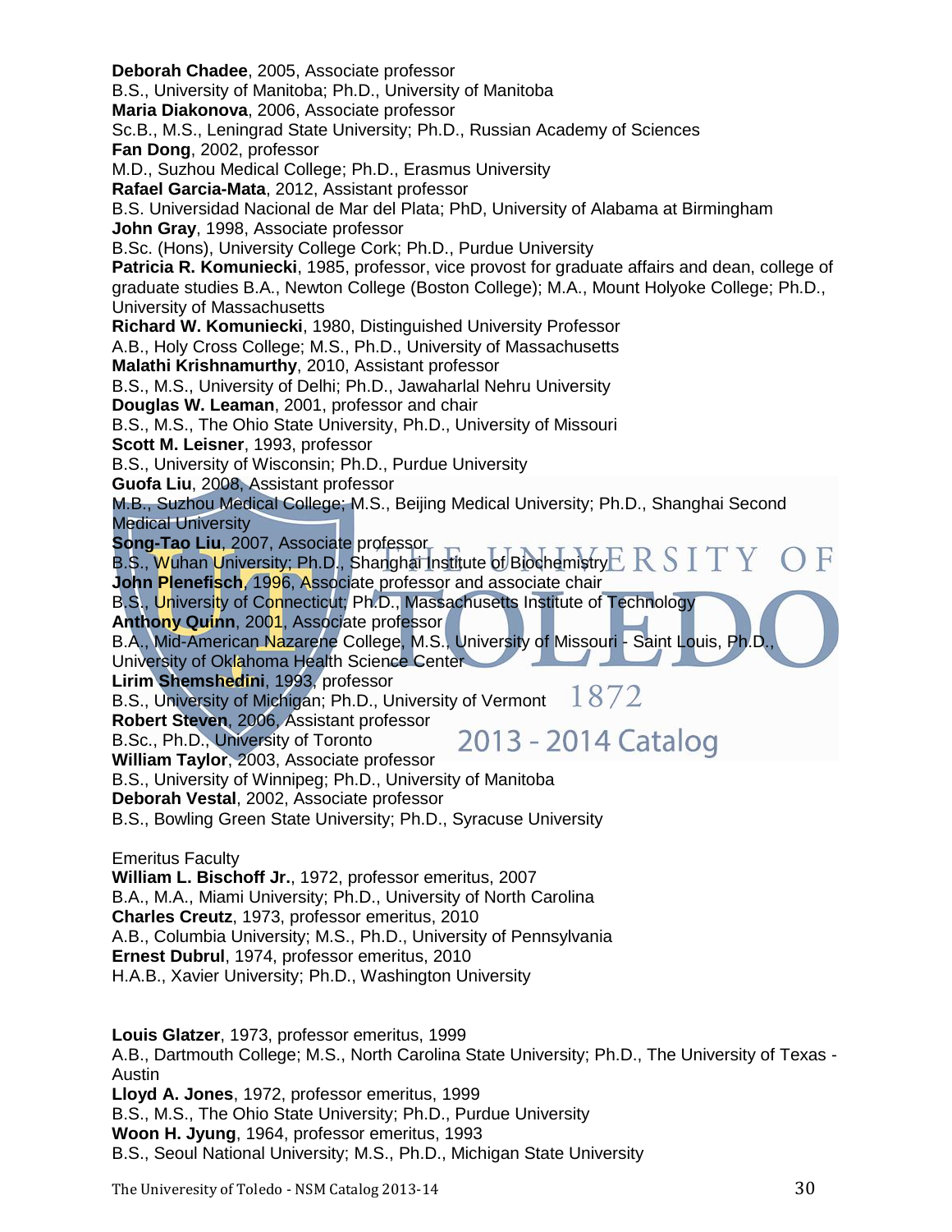**Deborah Chadee**, 2005, Associate professor
B.S., University of Manitoba; Ph.D., University of Manitoba
**Maria Diakonova**, 2006, Associate professor
Sc.B., M.S., Leningrad State University; Ph.D., Russian Academy of Sciences
**Fan Dong**, 2002, professor
M.D., Suzhou Medical College; Ph.D., Erasmus University
**Rafael Garcia-Mata**, 2012, Assistant professor
B.S. Universidad Nacional de Mar del Plata; PhD, University of Alabama at Birmingham
**John Gray**, 1998, Associate professor
B.Sc. (Hons), University College Cork; Ph.D., Purdue University
**Patricia R. Komuniecki**, 1985, professor, vice provost for graduate affairs and dean, college of graduate studies B.A., Newton College (Boston College); M.A., Mount Holyoke College; Ph.D., University of Massachusetts
**Richard W. Komuniecki**, 1980, Distinguished University Professor
A.B., Holy Cross College; M.S., Ph.D., University of Massachusetts
**Malathi Krishnamurthy**, 2010, Assistant professor
B.S., M.S., University of Delhi; Ph.D., Jawaharlal Nehru University
**Douglas W. Leaman**, 2001, professor and chair
B.S., M.S., The Ohio State University, Ph.D., University of Missouri
**Scott M. Leisner**, 1993, professor
B.S., University of Wisconsin; Ph.D., Purdue University
**Guofa Liu**, 2008, Assistant professor
M.B., Suzhou Medical College; M.S., Beijing Medical University; Ph.D., Shanghai Second Medical University
**Song-Tao Liu**, 2007, Associate professor
B.S., Wuhan University; Ph.D., Shanghai Institute of Biochemistry
**John Plenefisch**, 1996, Associate professor and associate chair
B.S., University of Connecticut; Ph.D., Massachusetts Institute of Technology
**Anthony Quinn**, 2001, Associate professor
B.A., Mid-American Nazarene College, M.S., University of Missouri - Saint Louis, Ph.D., University of Oklahoma Health Science Center
**Lirim Shemshedini**, 1993, professor
B.S., University of Michigan; Ph.D., University of Vermont
**Robert Steven**, 2006, Assistant professor
B.Sc., Ph.D., University of Toronto
**William Taylor**, 2003, Associate professor
B.S., University of Winnipeg; Ph.D., University of Manitoba
**Deborah Vestal**, 2002, Associate professor
B.S., Bowling Green State University; Ph.D., Syracuse University

Emeritus Faculty
**William L. Bischoff Jr.**, 1972, professor emeritus, 2007
B.A., M.A., Miami University; Ph.D., University of North Carolina
**Charles Creutz**, 1973, professor emeritus, 2010
A.B., Columbia University; M.S., Ph.D., University of Pennsylvania
**Ernest Dubrul**, 1974, professor emeritus, 2010
H.A.B., Xavier University; Ph.D., Washington University

**Louis Glatzer**, 1973, professor emeritus, 1999
A.B., Dartmouth College; M.S., North Carolina State University; Ph.D., The University of Texas - Austin
**Lloyd A. Jones**, 1972, professor emeritus, 1999
B.S., M.S., The Ohio State University; Ph.D., Purdue University
**Woon H. Jyung**, 1964, professor emeritus, 1993
B.S., Seoul National University; M.S., Ph.D., Michigan State University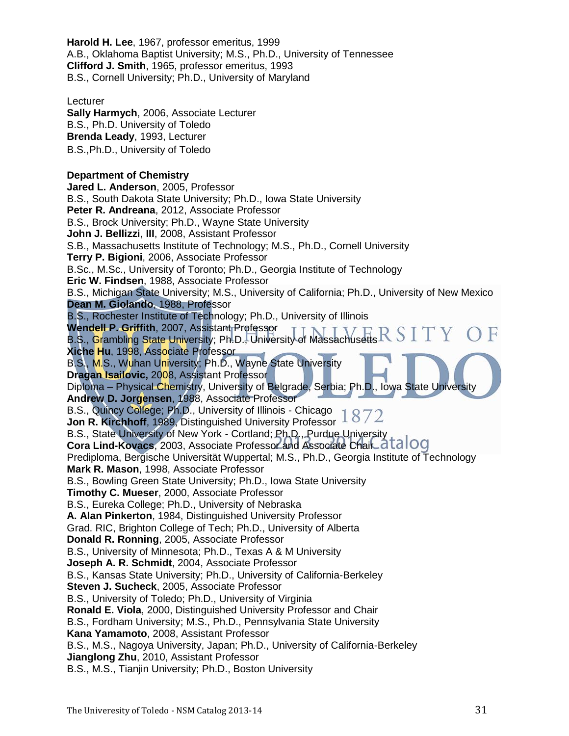**Harold H. Lee**, 1967, professor emeritus, 1999
A.B., Oklahoma Baptist University; M.S., Ph.D., University of Tennessee
**Clifford J. Smith**, 1965, professor emeritus, 1993
B.S., Cornell University; Ph.D., University of Maryland

Lecturer
**Sally Harmych**, 2006, Associate Lecturer
B.S., Ph.D. University of Toledo
**Brenda Leady**, 1993, Lecturer
B.S.,Ph.D., University of Toledo

**Department of Chemistry**
**Jared L. Anderson**, 2005, Professor
B.S., South Dakota State University; Ph.D., Iowa State University
**Peter R. Andreana**, 2012, Associate Professor
B.S., Brock University; Ph.D., Wayne State University
**John J. Bellizzi**, **III**, 2008, Assistant Professor
S.B., Massachusetts Institute of Technology; M.S., Ph.D., Cornell University
**Terry P. Bigioni**, 2006, Associate Professor
B.Sc., M.Sc., University of Toronto; Ph.D., Georgia Institute of Technology
**Eric W. Findsen**, 1988, Associate Professor
B.S., Michigan State University; M.S., University of California; Ph.D., University of New Mexico
**Dean M. Giolando**, 1988, Professor
B.S., Rochester Institute of Technology; Ph.D., University of Illinois
**Wendell P. Griffith**, 2007, Assistant Professor
B.S., Grambling State University; Ph.D., University of Massachusetts
**Xiche Hu**, 1998, Associate Professor
B.S., M.S., Wuhan University; Ph.D., Wayne State University
**Dragan Isailovic,** 2008, Assistant Professor
Diploma – Physical Chemistry, University of Belgrade, Serbia; Ph.D., Iowa State University
**Andrew D. Jorgensen**, 1988, Associate Professor
B.S., Quincy College; Ph.D., University of Illinois - Chicago
**Jon R. Kirchhoff**, 1989, Distinguished University Professor
B.S., State University of New York - Cortland; Ph.D., Purdue University
**Cora Lind-Kovacs**, 2003, Associate Professor and Associate Chair
Prediploma, Bergische Universität Wuppertal; M.S., Ph.D., Georgia Institute of Technology
**Mark R. Mason**, 1998, Associate Professor
B.S., Bowling Green State University; Ph.D., Iowa State University
**Timothy C. Mueser**, 2000, Associate Professor
B.S., Eureka College; Ph.D., University of Nebraska
**A. Alan Pinkerton**, 1984, Distinguished University Professor
Grad. RIC, Brighton College of Tech; Ph.D., University of Alberta
**Donald R. Ronning**, 2005, Associate Professor
B.S., University of Minnesota; Ph.D., Texas A & M University
**Joseph A. R. Schmidt**, 2004, Associate Professor
B.S., Kansas State University; Ph.D., University of California-Berkeley
**Steven J. Sucheck**, 2005, Associate Professor
B.S., University of Toledo; Ph.D., University of Virginia
**Ronald E. Viola**, 2000, Distinguished University Professor and Chair
B.S., Fordham University; M.S., Ph.D., Pennsylvania State University
**Kana Yamamoto**, 2008, Assistant Professor
B.S., M.S., Nagoya University, Japan; Ph.D., University of California-Berkeley
**Jianglong Zhu**, 2010, Assistant Professor
B.S., M.S., Tianjin University; Ph.D., Boston University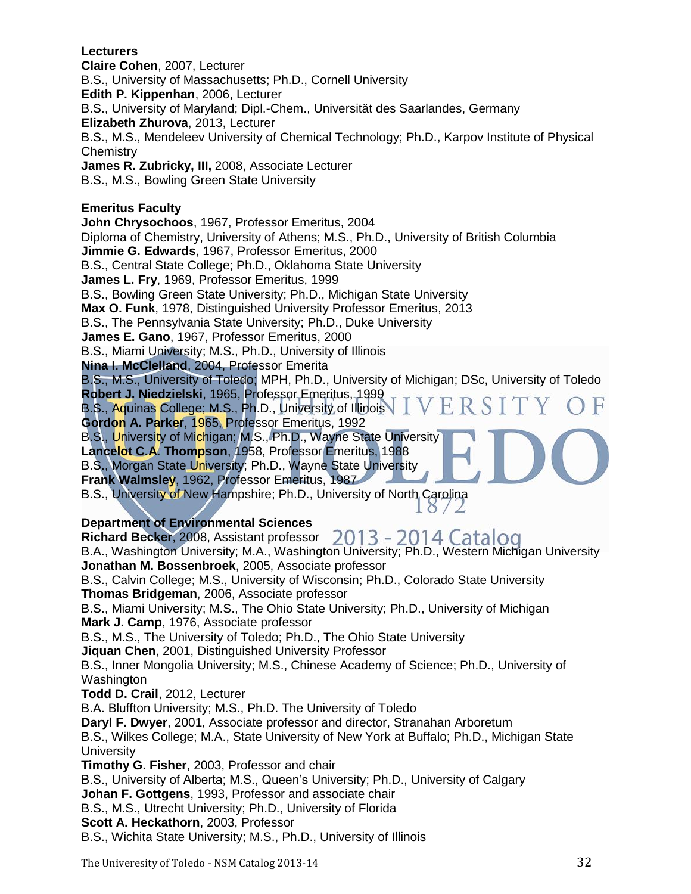**Lecturers**

**Claire Cohen**, 2007, Lecturer
B.S., University of Massachusetts; Ph.D., Cornell University

**Edith P. Kippenhan**, 2006, Lecturer
B.S., University of Maryland; Dipl.-Chem., Universität des Saarlandes, Germany

**Elizabeth Zhurova**, 2013, Lecturer
B.S., M.S., Mendeleev University of Chemical Technology; Ph.D., Karpov Institute of Physical Chemistry

**James R. Zubricky, III,** 2008, Associate Lecturer
B.S., M.S., Bowling Green State University

**Emeritus Faculty**

**John Chrysochoos**, 1967, Professor Emeritus, 2004
Diploma of Chemistry, University of Athens; M.S., Ph.D., University of British Columbia

**Jimmie G. Edwards**, 1967, Professor Emeritus, 2000
B.S., Central State College; Ph.D., Oklahoma State University

**James L. Fry**, 1969, Professor Emeritus, 1999
B.S., Bowling Green State University; Ph.D., Michigan State University

**Max O. Funk**, 1978, Distinguished University Professor Emeritus, 2013
B.S., The Pennsylvania State University; Ph.D., Duke University

**James E. Gano**, 1967, Professor Emeritus, 2000
B.S., Miami University; M.S., Ph.D., University of Illinois

**Nina I. McClelland**, 2004, Professor Emerita
B.S., M.S., University of Toledo; MPH, Ph.D., University of Michigan; DSc, University of Toledo

**Robert J. Niedzielski**, 1965, Professor Emeritus, 1999
B.S., Aquinas College; M.S., Ph.D., University of Illinois

**Gordon A. Parker**, 1965, Professor Emeritus, 1992
B.S., University of Michigan; M.S., Ph.D., Wayne State University

**Lancelot C.A. Thompson**, 1958, Professor Emeritus, 1988
B.S., Morgan State University; Ph.D., Wayne State University

**Frank Walmsley**, 1962, Professor Emeritus, 1987
B.S., University of New Hampshire; Ph.D., University of North Carolina

**Department of Environmental Sciences**

**Richard Becker**, 2008, Assistant professor
B.A., Washington University; M.A., Washington University; Ph.D., Western Michigan University

**Jonathan M. Bossenbroek**, 2005, Associate professor
B.S., Calvin College; M.S., University of Wisconsin; Ph.D., Colorado State University

**Thomas Bridgeman**, 2006, Associate professor
B.S., Miami University; M.S., The Ohio State University; Ph.D., University of Michigan

**Mark J. Camp**, 1976, Associate professor
B.S., M.S., The University of Toledo; Ph.D., The Ohio State University

**Jiquan Chen**, 2001, Distinguished University Professor
B.S., Inner Mongolia University; M.S., Chinese Academy of Science; Ph.D., University of Washington

**Todd D. Crail**, 2012, Lecturer
B.A. Bluffton University; M.S., Ph.D. The University of Toledo

**Daryl F. Dwyer**, 2001, Associate professor and director, Stranahan Arboretum
B.S., Wilkes College; M.A., State University of New York at Buffalo; Ph.D., Michigan State University

**Timothy G. Fisher**, 2003, Professor and chair
B.S., University of Alberta; M.S., Queen's University; Ph.D., University of Calgary

**Johan F. Gottgens**, 1993, Professor and associate chair
B.S., M.S., Utrecht University; Ph.D., University of Florida

**Scott A. Heckathorn**, 2003, Professor
B.S., Wichita State University; M.S., Ph.D., University of Illinois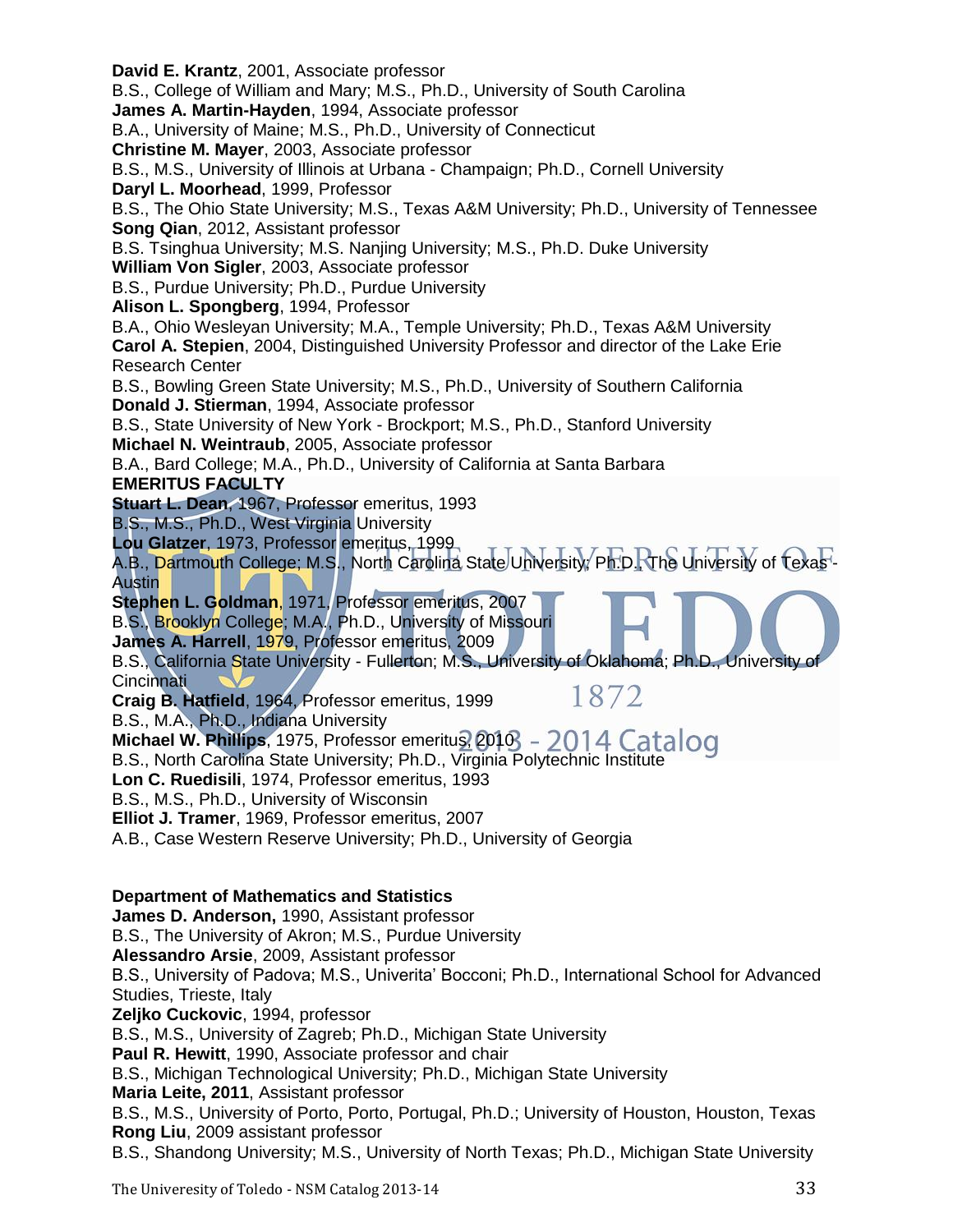**David E. Krantz**, 2001, Associate professor
B.S., College of William and Mary; M.S., Ph.D., University of South Carolina
**James A. Martin-Hayden**, 1994, Associate professor
B.A., University of Maine; M.S., Ph.D., University of Connecticut
**Christine M. Mayer**, 2003, Associate professor
B.S., M.S., University of Illinois at Urbana - Champaign; Ph.D., Cornell University
**Daryl L. Moorhead**, 1999, Professor
B.S., The Ohio State University; M.S., Texas A&M University; Ph.D., University of Tennessee
**Song Qian**, 2012, Assistant professor
B.S. Tsinghua University; M.S. Nanjing University; M.S., Ph.D. Duke University
**William Von Sigler**, 2003, Associate professor
B.S., Purdue University; Ph.D., Purdue University
**Alison L. Spongberg**, 1994, Professor
B.A., Ohio Wesleyan University; M.A., Temple University; Ph.D., Texas A&M University
**Carol A. Stepien**, 2004, Distinguished University Professor and director of the Lake Erie Research Center
B.S., Bowling Green State University; M.S., Ph.D., University of Southern California
**Donald J. Stierman**, 1994, Associate professor
B.S., State University of New York - Brockport; M.S., Ph.D., Stanford University
**Michael N. Weintraub**, 2005, Associate professor
B.A., Bard College; M.A., Ph.D., University of California at Santa Barbara

**EMERITUS FACULTY**

**Stuart L. Dean**, 1967, Professor emeritus, 1993
B.S., M.S., Ph.D., West Virginia University
**Lou Glatzer**, 1973, Professor emeritus, 1999
A.B., Dartmouth College; M.S., North Carolina State University; Ph.D., The University of Texas - Austin
**Stephen L. Goldman**, 1971, Professor emeritus, 2007
B.S., Brooklyn College; M.A., Ph.D., University of Missouri
**James A. Harrell**, 1979, Professor emeritus, 2009
B.S., California State University - Fullerton; M.S., University of Oklahoma; Ph.D., University of Cincinnati
**Craig B. Hatfield**, 1964, Professor emeritus, 1999
B.S., M.A., Ph.D., Indiana University
**Michael W. Phillips**, 1975, Professor emeritus, 2010
B.S., North Carolina State University; Ph.D., Virginia Polytechnic Institute
**Lon C. Ruedisili**, 1974, Professor emeritus, 1993
B.S., M.S., Ph.D., University of Wisconsin
**Elliot J. Tramer**, 1969, Professor emeritus, 2007
A.B., Case Western Reserve University; Ph.D., University of Georgia

**Department of Mathematics and Statistics**

**James D. Anderson,** 1990, Assistant professor
B.S., The University of Akron; M.S., Purdue University
**Alessandro Arsie**, 2009, Assistant professor
B.S., University of Padova; M.S., Univerita' Bocconi; Ph.D., International School for Advanced Studies, Trieste, Italy
**Zeljko Cuckovic**, 1994, professor
B.S., M.S., University of Zagreb; Ph.D., Michigan State University
**Paul R. Hewitt**, 1990, Associate professor and chair
B.S., Michigan Technological University; Ph.D., Michigan State University
**Maria Leite, 2011**, Assistant professor
B.S., M.S., University of Porto, Porto, Portugal, Ph.D.; University of Houston, Houston, Texas
**Rong Liu**, 2009 assistant professor
B.S., Shandong University; M.S., University of North Texas; Ph.D., Michigan State University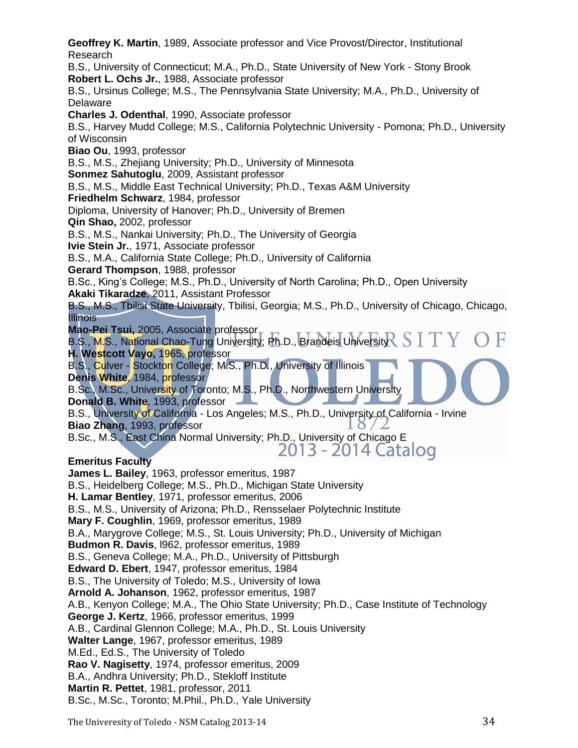**Geoffrey K. Martin**, 1989, Associate professor and Vice Provost/Director, Institutional Research
B.S., University of Connecticut; M.A., Ph.D., State University of New York - Stony Brook
**Robert L. Ochs Jr.**, 1988, Associate professor
B.S., Ursinus College; M.S., The Pennsylvania State University; M.A., Ph.D., University of Delaware
**Charles J. Odenthal**, 1990, Associate professor
B.S., Harvey Mudd College; M.S., California Polytechnic University - Pomona; Ph.D., University of Wisconsin
**Biao Ou**, 1993, professor
B.S., M.S., Zhejiang University; Ph.D., University of Minnesota
**Sonmez Sahutoglu**, 2009, Assistant professor
B.S., M.S., Middle East Technical University; Ph.D., Texas A&M University
**Friedhelm Schwarz**, 1984, professor
Diploma, University of Hanover; Ph.D., University of Bremen
**Qin Shao,** 2002, professor
B.S., M.S., Nankai University; Ph.D., The University of Georgia
**Ivie Stein Jr.**, 1971, Associate professor
B.S., M.A., California State College; Ph.D., University of California
**Gerard Thompson**, 1988, professor
B.Sc., King's College; M.S., Ph.D., University of North Carolina; Ph.D., Open University
**Akaki Tikaradze**, 2011, Assistant Professor
B.S., M.S., Tbilisi State University, Tbilisi, Georgia; M.S., Ph.D., University of Chicago, Chicago, Illinois
**Mao-Pei Tsui,** 2005, Associate professor
B.S., M.S., National Chao-Tung University; Ph.D., Brandeis University
**H. Westcott Vayo,** 1965, professor
B.S., Culver - Stockton College; M.S., Ph.D., University of Illinois
**Denis White**, 1984, professor
B.Sc., M.Sc., University of Toronto; M.S., Ph.D., Northwestern University
**Donald B. White**, 1993, professor
B.S., University of California - Los Angeles; M.S., Ph.D., University of California - Irvine
**Biao Zhang**, 1993, professor
B.Sc., M.S., East China Normal University; Ph.D., University of Chicago E

**Emeritus Faculty**

**James L. Bailey**, 1963, professor emeritus, 1987
B.S., Heidelberg College; M.S., Ph.D., Michigan State University
**H. Lamar Bentley**, 1971, professor emeritus, 2006
B.S., M.S., University of Arizona; Ph.D., Rensselaer Polytechnic Institute
**Mary F. Coughlin**, 1969, professor emeritus, 1989
B.A., Marygrove College; M.S., St. Louis University; Ph.D., University of Michigan
**Budmon R. Davis**, l962, professor emeritus, 1989
B.S., Geneva College; M.A., Ph.D., University of Pittsburgh
**Edward D. Ebert**, 1947, professor emeritus, 1984
B.S., The University of Toledo; M.S., University of Iowa
**Arnold A. Johanson**, 1962, professor emeritus, 1987
A.B., Kenyon College; M.A., The Ohio State University; Ph.D., Case Institute of Technology
**George J. Kertz**, 1966, professor emeritus, 1999
A.B., Cardinal Glennon College; M.A., Ph.D., St. Louis University
**Walter Lange**, 1967, professor emeritus, 1989
M.Ed., Ed.S., The University of Toledo
**Rao V. Nagisetty**, 1974, professor emeritus, 2009
B.A., Andhra University; Ph.D., Stekloff Institute
**Martin R. Pettet**, 1981, professor, 2011
B.Sc., M.Sc., Toronto; M.Phil., Ph.D., Yale University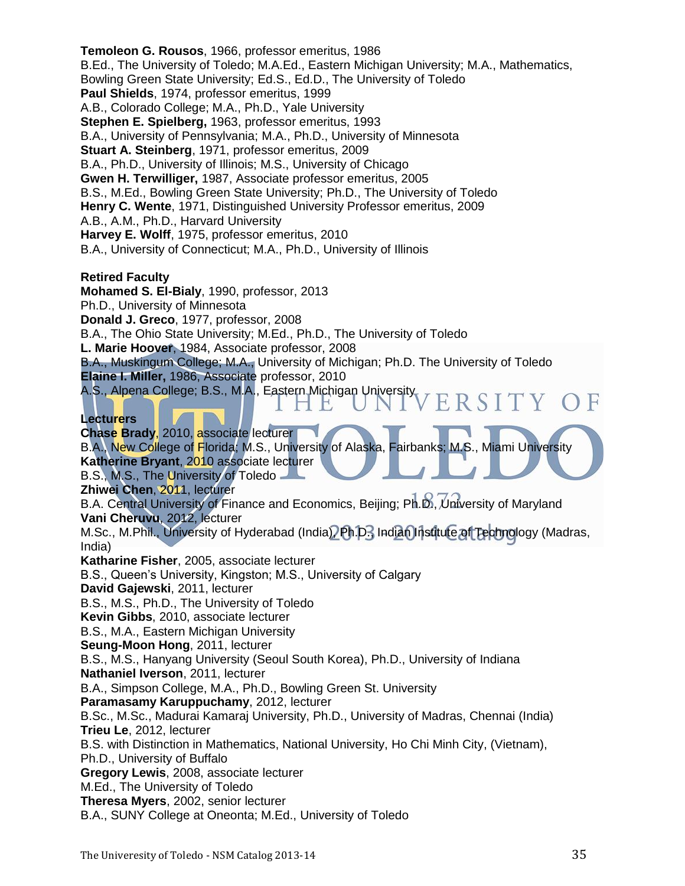**Temoleon G. Rousos**, 1966, professor emeritus, 1986
B.Ed., The University of Toledo; M.A.Ed., Eastern Michigan University; M.A., Mathematics, Bowling Green State University; Ed.S., Ed.D., The University of Toledo

**Paul Shields**, 1974, professor emeritus, 1999
A.B., Colorado College; M.A., Ph.D., Yale University

**Stephen E. Spielberg,** 1963, professor emeritus, 1993
B.A., University of Pennsylvania; M.A., Ph.D., University of Minnesota

**Stuart A. Steinberg**, 1971, professor emeritus, 2009
B.A., Ph.D., University of Illinois; M.S., University of Chicago

**Gwen H. Terwilliger,** 1987, Associate professor emeritus, 2005
B.S., M.Ed., Bowling Green State University; Ph.D., The University of Toledo

**Henry C. Wente**, 1971, Distinguished University Professor emeritus, 2009
A.B., A.M., Ph.D., Harvard University

**Harvey E. Wolff**, 1975, professor emeritus, 2010
B.A., University of Connecticut; M.A., Ph.D., University of Illinois

**Retired Faculty**

**Mohamed S. El-Bialy**, 1990, professor, 2013
Ph.D., University of Minnesota

**Donald J. Greco**, 1977, professor, 2008
B.A., The Ohio State University; M.Ed., Ph.D., The University of Toledo

**L. Marie Hoover**, 1984, Associate professor, 2008
B.A., Muskingum College; M.A., University of Michigan; Ph.D. The University of Toledo

**Elaine I. Miller,** 1986, Associate professor, 2010
A.S., Alpena College; B.S., M.A., Eastern Michigan University

**Lecturers**

**Chase Brady**, 2010, associate lecturer
B.A., New College of Florida; M.S., University of Alaska, Fairbanks; M.S., Miami University

**Katherine Bryant**, 2010 associate lecturer
B.S., M.S., The University of Toledo

**Zhiwei Chen**, 2011, lecturer
B.A. Central University of Finance and Economics, Beijing; Ph.D., University of Maryland

**Vani Cheruvu**, 2012, lecturer
M.Sc., M.Phil., University of Hyderabad (India), Ph.D., Indian Institute of Technology (Madras, India)

**Katharine Fisher**, 2005, associate lecturer
B.S., Queen's University, Kingston; M.S., University of Calgary

**David Gajewski**, 2011, lecturer
B.S., M.S., Ph.D., The University of Toledo

**Kevin Gibbs**, 2010, associate lecturer
B.S., M.A., Eastern Michigan University

**Seung-Moon Hong**, 2011, lecturer
B.S., M.S., Hanyang University (Seoul South Korea), Ph.D., University of Indiana

**Nathaniel Iverson**, 2011, lecturer
B.A., Simpson College, M.A., Ph.D., Bowling Green St. University

**Paramasamy Karuppuchamy**, 2012, lecturer
B.Sc., M.Sc., Madurai Kamaraj University, Ph.D., University of Madras, Chennai (India)

**Trieu Le**, 2012, lecturer
B.S. with Distinction in Mathematics, National University, Ho Chi Minh City, (Vietnam), Ph.D., University of Buffalo

**Gregory Lewis**, 2008, associate lecturer
M.Ed., The University of Toledo

**Theresa Myers**, 2002, senior lecturer
B.A., SUNY College at Oneonta; M.Ed., University of Toledo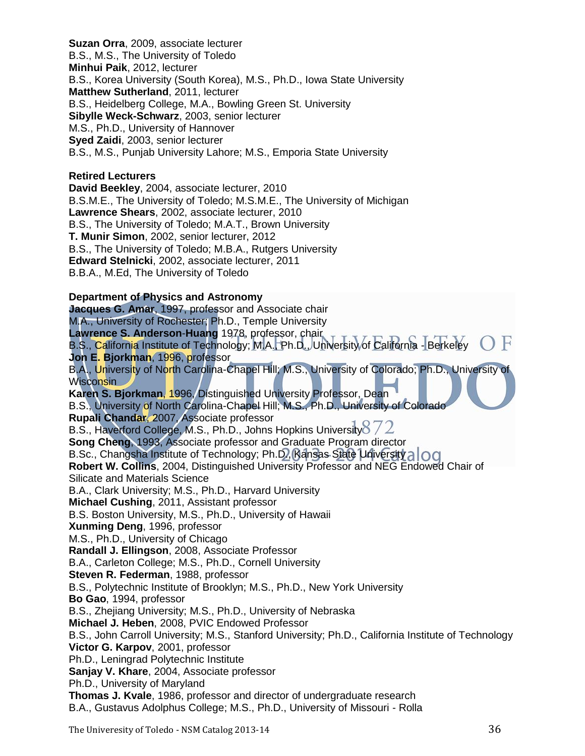**Suzan Orra**, 2009, associate lecturer
B.S., M.S., The University of Toledo
**Minhui Paik**, 2012, lecturer
B.S., Korea University (South Korea), M.S., Ph.D., Iowa State University
**Matthew Sutherland**, 2011, lecturer
B.S., Heidelberg College, M.A., Bowling Green St. University
**Sibylle Weck-Schwarz**, 2003, senior lecturer
M.S., Ph.D., University of Hannover
**Syed Zaidi**, 2003, senior lecturer
B.S., M.S., Punjab University Lahore; M.S., Emporia State University

**Retired Lecturers**
**David Beekley**, 2004, associate lecturer, 2010
B.S.M.E., The University of Toledo; M.S.M.E., The University of Michigan
**Lawrence Shears**, 2002, associate lecturer, 2010
B.S., The University of Toledo; M.A.T., Brown University
**T. Munir Simon**, 2002, senior lecturer, 2012
B.S., The University of Toledo; M.B.A., Rutgers University
**Edward Stelnicki**, 2002, associate lecturer, 2011
B.B.A., M.Ed, The University of Toledo

**Department of Physics and Astronomy**
**Jacques G. Amar**, 1997, professor and Associate chair
M.A., University of Rochester; Ph.D., Temple University
**Lawrence S. Anderson-Huang** 1978, professor, chair
B.S., California Institute of Technology; M.A. Ph.D., University of California - Berkeley
**Jon E. Bjorkman**, 1996, professor
B.A., University of North Carolina-Chapel Hill; M.S., University of Colorado; Ph.D., University of Wisconsin
**Karen S. Bjorkman**, 1996, Distinguished University Professor, Dean
B.S., University of North Carolina-Chapel Hill; M.S., Ph.D., University of Colorado
**Rupali Chandar**, 2007, Associate professor
B.S., Haverford College, M.S., Ph.D., Johns Hopkins University
**Song Cheng**, 1993, Associate professor and Graduate Program director
B.Sc., Changsha Institute of Technology; Ph.D., Kansas State University
**Robert W. Collins**, 2004, Distinguished University Professor and NEG Endowed Chair of Silicate and Materials Science
B.A., Clark University; M.S., Ph.D., Harvard University
**Michael Cushing**, 2011, Assistant professor
B.S. Boston University, M.S., Ph.D., University of Hawaii
**Xunming Deng**, 1996, professor
M.S., Ph.D., University of Chicago
**Randall J. Ellingson**, 2008, Associate Professor
B.A., Carleton College; M.S., Ph.D., Cornell University
**Steven R. Federman**, 1988, professor
B.S., Polytechnic Institute of Brooklyn; M.S., Ph.D., New York University
**Bo Gao**, 1994, professor
B.S., Zhejiang University; M.S., Ph.D., University of Nebraska
**Michael J. Heben**, 2008, PVIC Endowed Professor
B.S., John Carroll University; M.S., Stanford University; Ph.D., California Institute of Technology
**Victor G. Karpov**, 2001, professor
Ph.D., Leningrad Polytechnic Institute
**Sanjay V. Khare**, 2004, Associate professor
Ph.D., University of Maryland
**Thomas J. Kvale**, 1986, professor and director of undergraduate research
B.A., Gustavus Adolphus College; M.S., Ph.D., University of Missouri - Rolla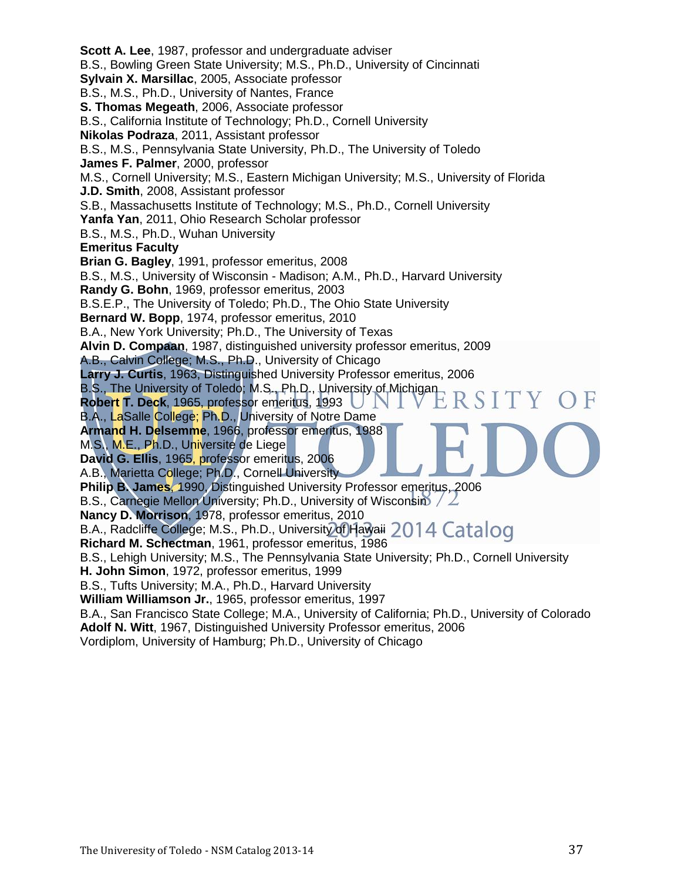**Scott A. Lee**, 1987, professor and undergraduate adviser
B.S., Bowling Green State University; M.S., Ph.D., University of Cincinnati
**Sylvain X. Marsillac**, 2005, Associate professor
B.S., M.S., Ph.D., University of Nantes, France
**S. Thomas Megeath**, 2006, Associate professor
B.S., California Institute of Technology; Ph.D., Cornell University
**Nikolas Podraza**, 2011, Assistant professor
B.S., M.S., Pennsylvania State University, Ph.D., The University of Toledo
**James F. Palmer**, 2000, professor
M.S., Cornell University; M.S., Eastern Michigan University; M.S., University of Florida
**J.D. Smith**, 2008, Assistant professor
S.B., Massachusetts Institute of Technology; M.S., Ph.D., Cornell University
**Yanfa Yan**, 2011, Ohio Research Scholar professor
B.S., M.S., Ph.D., Wuhan University

**Emeritus Faculty**

**Brian G. Bagley**, 1991, professor emeritus, 2008
B.S., M.S., University of Wisconsin - Madison; A.M., Ph.D., Harvard University
**Randy G. Bohn**, 1969, professor emeritus, 2003
B.S.E.P., The University of Toledo; Ph.D., The Ohio State University
**Bernard W. Bopp**, 1974, professor emeritus, 2010
B.A., New York University; Ph.D., The University of Texas
**Alvin D. Compaan**, 1987, distinguished university professor emeritus, 2009
A.B., Calvin College; M.S., Ph.D., University of Chicago
**Larry J. Curtis**, 1963, Distinguished University Professor emeritus, 2006
B.S., The University of Toledo; M.S., Ph.D., University of Michigan
**Robert T. Deck**, 1965, professor emeritus, 1993
B.A., LaSalle College; Ph.D., University of Notre Dame
**Armand H. Delsemme**, 1966, professor emeritus, 1988
M.S., M.E., Ph.D., Universite de Liege
**David G. Ellis**, 1965, professor emeritus, 2006
A.B., Marietta College; Ph.D., Cornell University
**Philip B. James**, 1990, Distinguished University Professor emeritus, 2006
B.S., Carnegie Mellon University; Ph.D., University of Wisconsin
**Nancy D. Morrison**, 1978, professor emeritus, 2010
B.A., Radcliffe College; M.S., Ph.D., University of Hawaii
**Richard M. Schectman**, 1961, professor emeritus, 1986
B.S., Lehigh University; M.S., The Pennsylvania State University; Ph.D., Cornell University
**H. John Simon**, 1972, professor emeritus, 1999
B.S., Tufts University; M.A., Ph.D., Harvard University
**William Williamson Jr.**, 1965, professor emeritus, 1997
B.A., San Francisco State College; M.A., University of California; Ph.D., University of Colorado
**Adolf N. Witt**, 1967, Distinguished University Professor emeritus, 2006
Vordiplom, University of Hamburg; Ph.D., University of Chicago